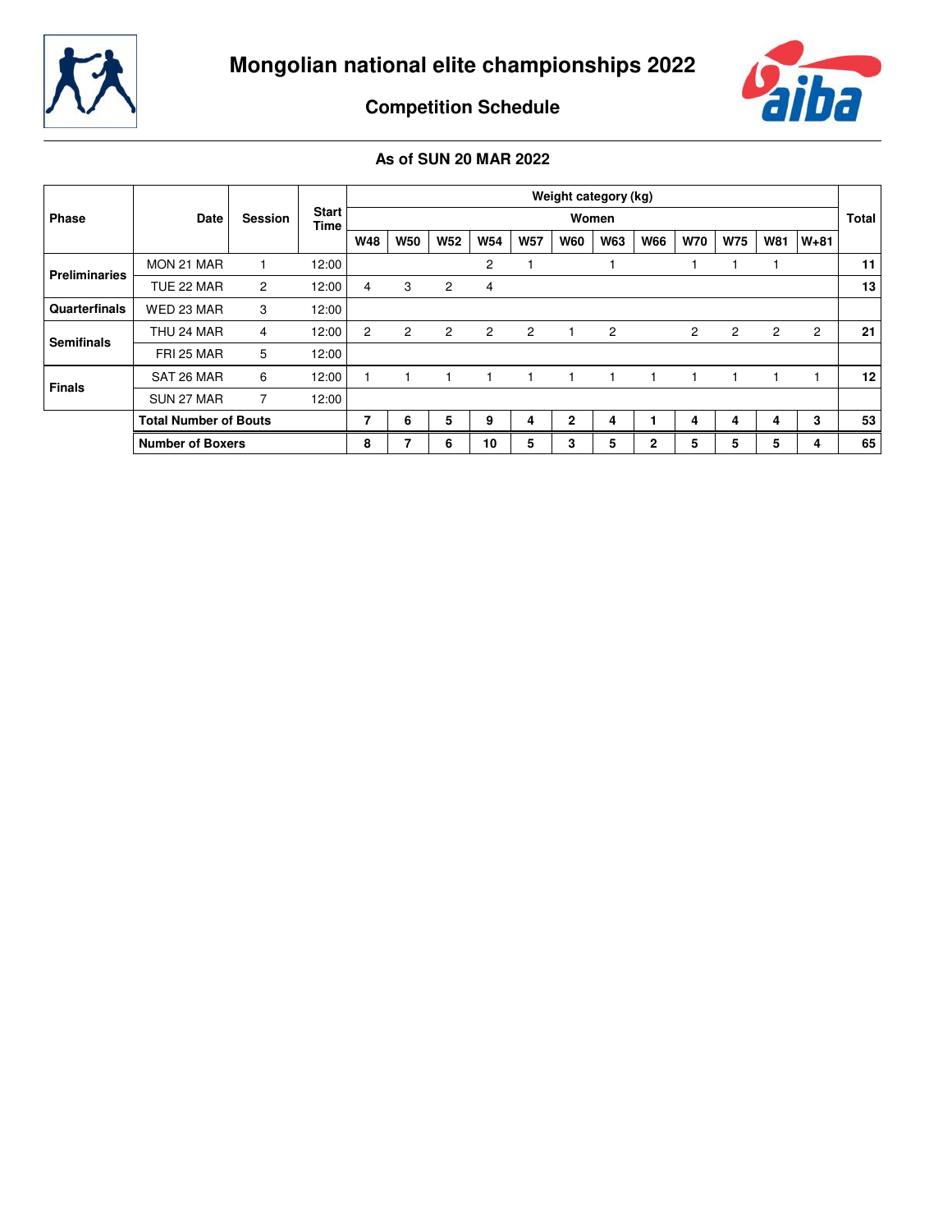# Mongolian national elite championships 2022

## Competition Schedule

### As of SUN 20 MAR 2022

| Phase | Date | Session | Start Time | Weight category (kg) | | | | | | | | | | | | Total |
|---|---|---|---|---|---|---|---|---|---|---|---|---|---|---|---|---|
| | | | | Women | | | | | | | | | | | | |
| | | | | W48 | W50 | W52 | W54 | W57 | W60 | W63 | W66 | W70 | W75 | W81 | W+81 | |
| Preliminaries | MON 21 MAR | 1 | 12:00 | | | | 2 | 1 | | 1 | | 1 | 1 | 1 | | **11** |
| | TUE 22 MAR | 2 | 12:00 | 4 | 3 | 2 | 4 | | | | | | | | | **13** |
| Quarterfinals | WED 23 MAR | 3 | 12:00 | | | | | | | | | | | | | |
| Semifinals | THU 24 MAR | 4 | 12:00 | 2 | 2 | 2 | 2 | 2 | 1 | 2 | | 2 | 2 | 2 | 2 | **21** |
| | FRI 25 MAR | 5 | 12:00 | | | | | | | | | | | | | |
| Finals | SAT 26 MAR | 6 | 12:00 | 1 | 1 | 1 | 1 | 1 | 1 | 1 | 1 | 1 | 1 | 1 | 1 | **12** |
| | SUN 27 MAR | 7 | 12:00 | | | | | | | | | | | | | |
| | **Total Number of Bouts** | | | **7** | **6** | **5** | **9** | **4** | **2** | **4** | **1** | **4** | **4** | **4** | **3** | **53** |
| | **Number of Boxers** | | | **8** | **7** | **6** | **10** | **5** | **3** | **5** | **2** | **5** | **5** | **5** | **4** | **65** |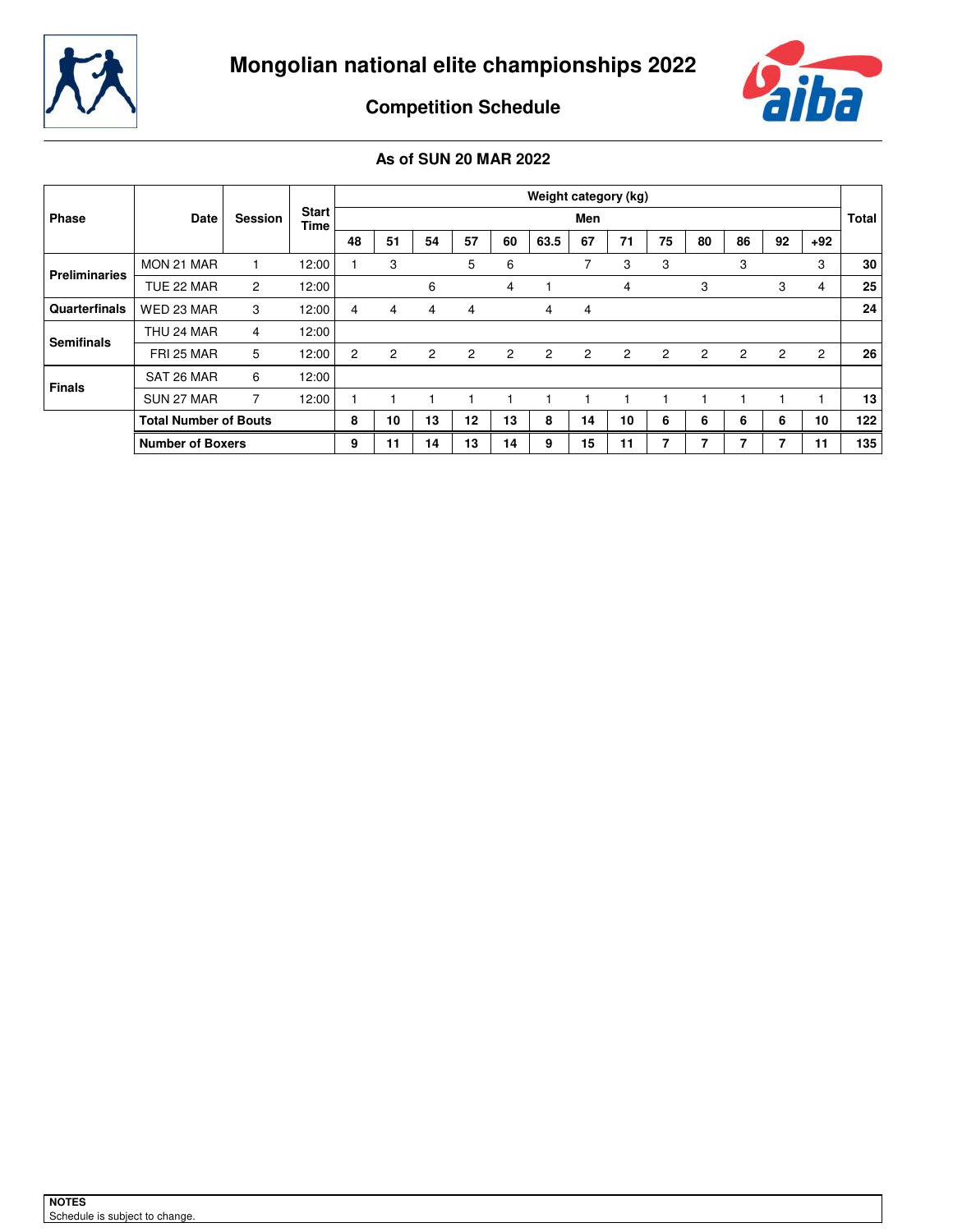# Mongolian national elite championships 2022

## Competition Schedule

### As of SUN 20 MAR 2022

| Phase | Date | Session | Start Time | Weight category (kg) | | | | | | | | | | | | | Total |
|---|---|---|---|---|---|---|---|---|---|---|---|---|---|---|---|---|---|
| | | | | Men | | | | | | | | | | | | | |
| | | | | 48 | 51 | 54 | 57 | 60 | 63.5 | 67 | 71 | 75 | 80 | 86 | 92 | +92 | |
| **Preliminaries** | MON 21 MAR | 1 | 12:00 | 1 | 3 | | 5 | 6 | | 7 | 3 | 3 | | 3 | | 3 | **30** |
| | TUE 22 MAR | 2 | 12:00 | | | 6 | | 4 | 1 | | 4 | | 3 | | 3 | 4 | **25** |
| **Quarterfinals** | WED 23 MAR | 3 | 12:00 | 4 | 4 | 4 | 4 | | 4 | 4 | | | | | | | **24** |
| **Semifinals** | THU 24 MAR | 4 | 12:00 | | | | | | | | | | | | | | |
| | FRI 25 MAR | 5 | 12:00 | 2 | 2 | 2 | 2 | 2 | 2 | 2 | 2 | 2 | 2 | 2 | 2 | 2 | **26** |
| **Finals** | SAT 26 MAR | 6 | 12:00 | | | | | | | | | | | | | | |
| | SUN 27 MAR | 7 | 12:00 | 1 | 1 | 1 | 1 | 1 | 1 | 1 | 1 | 1 | 1 | 1 | 1 | 1 | **13** |
| | **Total Number of Bouts** | | | **8** | **10** | **13** | **12** | **13** | **8** | **14** | **10** | **6** | **6** | **6** | **6** | **10** | **122** |
| | **Number of Boxers** | | | **9** | **11** | **14** | **13** | **14** | **9** | **15** | **11** | **7** | **7** | **7** | **7** | **11** | **135** |

**NOTES**
Schedule is subject to change.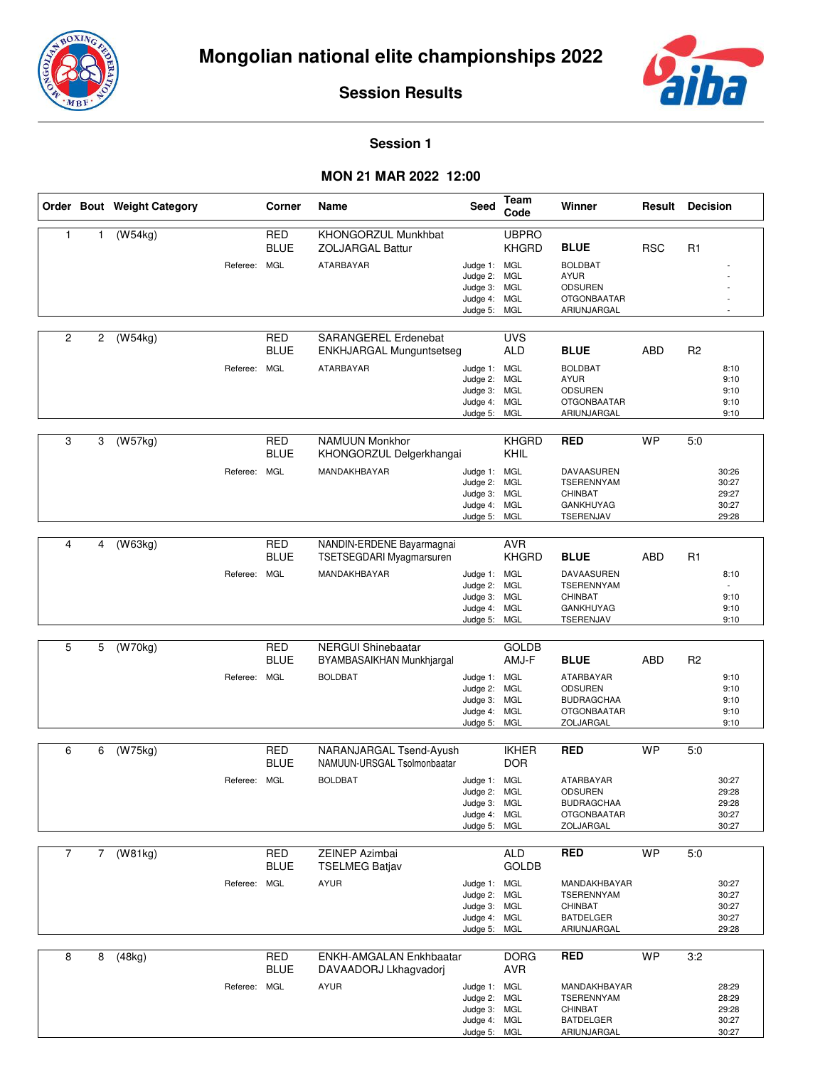# Mongolian national elite championships 2022

## Session Results

### Session 1

### MON 21 MAR 2022 12:00

| Order | Bout | Weight Category | Corner | Name | Seed | Team Code | Winner | Result | Decision |
|---|---|---|---|---|---|---|---|---|---|
| 1 | 1 | (W54kg) | RED | KHONGORZUL Munkhbat | | UBPRO | | | |
| | | | BLUE | ZOLJARGAL Battur | | KHGRD | **BLUE** | RSC | R1 |
| | | Referee: | MGL | ATARBAYAR | Judge 1: | MGL | BOLDBAT | | - |
| | | | | | Judge 2: | MGL | AYUR | | - |
| | | | | | Judge 3: | MGL | ODSUREN | | - |
| | | | | | Judge 4: | MGL | OTGONBAATAR | | - |
| | | | | | Judge 5: | MGL | ARIUNJARGAL | | - |
| 2 | 2 | (W54kg) | RED | SARANGEREL Erdenebat | | UVS | | | |
| | | | BLUE | ENKHJARGAL Munguntsetseg | | ALD | **BLUE** | ABD | R2 |
| | | Referee: | MGL | ATARBAYAR | Judge 1: | MGL | BOLDBAT | | 8:10 |
| | | | | | Judge 2: | MGL | AYUR | | 9:10 |
| | | | | | Judge 3: | MGL | ODSUREN | | 9:10 |
| | | | | | Judge 4: | MGL | OTGONBAATAR | | 9:10 |
| | | | | | Judge 5: | MGL | ARIUNJARGAL | | 9:10 |
| 3 | 3 | (W57kg) | RED | NAMUUN Monkhor | | KHGRD | **RED** | WP | 5:0 |
| | | | BLUE | KHONGORZUL Delgerkhangai | | KHIL | | | |
| | | Referee: | MGL | MANDAKHBAYAR | Judge 1: | MGL | DAVAASUREN | | 30:26 |
| | | | | | Judge 2: | MGL | TSERENNYAM | | 30:27 |
| | | | | | Judge 3: | MGL | CHINBAT | | 29:27 |
| | | | | | Judge 4: | MGL | GANKHUYAG | | 30:27 |
| | | | | | Judge 5: | MGL | TSERENJAV | | 29:28 |
| 4 | 4 | (W63kg) | RED | NANDIN-ERDENE Bayarmagnai | | AVR | | | |
| | | | BLUE | TSETSEGDARI Myagmarsuren | | KHGRD | **BLUE** | ABD | R1 |
| | | Referee: | MGL | MANDAKHBAYAR | Judge 1: | MGL | DAVAASUREN | | 8:10 |
| | | | | | Judge 2: | MGL | TSERENNYAM | | - |
| | | | | | Judge 3: | MGL | CHINBAT | | 9:10 |
| | | | | | Judge 4: | MGL | GANKHUYAG | | 9:10 |
| | | | | | Judge 5: | MGL | TSERENJAV | | 9:10 |
| 5 | 5 | (W70kg) | RED | NERGUI Shinebaatar | | GOLDB | | | |
| | | | BLUE | BYAMBASAIKHAN Munkhjargal | | AMJ-F | **BLUE** | ABD | R2 |
| | | Referee: | MGL | BOLDBAT | Judge 1: | MGL | ATARBAYAR | | 9:10 |
| | | | | | Judge 2: | MGL | ODSUREN | | 9:10 |
| | | | | | Judge 3: | MGL | BUDRAGCHAA | | 9:10 |
| | | | | | Judge 4: | MGL | OTGONBAATAR | | 9:10 |
| | | | | | Judge 5: | MGL | ZOLJARGAL | | 9:10 |
| 6 | 6 | (W75kg) | RED | NARANJARGAL Tsend-Ayush | | IKHER | **RED** | WP | 5:0 |
| | | | BLUE | NAMUUN-URSGAL Tsolmonbaatar | | DOR | | | |
| | | Referee: | MGL | BOLDBAT | Judge 1: | MGL | ATARBAYAR | | 30:27 |
| | | | | | Judge 2: | MGL | ODSUREN | | 29:28 |
| | | | | | Judge 3: | MGL | BUDRAGCHAA | | 29:28 |
| | | | | | Judge 4: | MGL | OTGONBAATAR | | 30:27 |
| | | | | | Judge 5: | MGL | ZOLJARGAL | | 30:27 |
| 7 | 7 | (W81kg) | RED | ZEINEP Azimbai | | ALD | **RED** | WP | 5:0 |
| | | | BLUE | TSELMEG Batjav | | GOLDB | | | |
| | | Referee: | MGL | AYUR | Judge 1: | MGL | MANDAKHBAYAR | | 30:27 |
| | | | | | Judge 2: | MGL | TSERENNYAM | | 30:27 |
| | | | | | Judge 3: | MGL | CHINBAT | | 30:27 |
| | | | | | Judge 4: | MGL | BATDELGER | | 30:27 |
| | | | | | Judge 5: | MGL | ARIUNJARGAL | | 29:28 |
| 8 | 8 | (48kg) | RED | ENKH-AMGALAN Enkhbaatar | | DORG | **RED** | WP | 3:2 |
| | | | BLUE | DAVAADORJ Lkhagvadorj | | AVR | | | |
| | | Referee: | MGL | AYUR | Judge 1: | MGL | MANDAKHBAYAR | | 28:29 |
| | | | | | Judge 2: | MGL | TSERENNYAM | | 28:29 |
| | | | | | Judge 3: | MGL | CHINBAT | | 29:28 |
| | | | | | Judge 4: | MGL | BATDELGER | | 30:27 |
| | | | | | Judge 5: | MGL | ARIUNJARGAL | | 30:27 |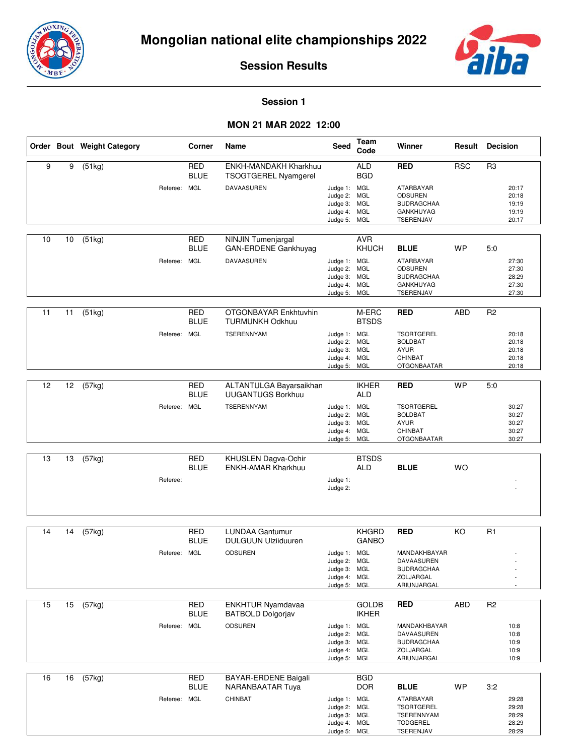# Mongolian national elite championships 2022

## Session Results

### Session 1

### MON 21 MAR 2022 12:00

| Order | Bout | Weight Category | Corner | Name | Seed | Team Code | Winner | Result | Decision |
|---|---|---|---|---|---|---|---|---|---|
| 9 | 9 | (51kg) | RED | ENKH-MANDAKH Kharkhuu | | ALD | RED | RSC | R3 |
| | | | BLUE | TSOGTGEREL Nyamgerel | | BGD | | | |
| | | Referee: | MGL | DAVAASUREN | Judge 1: | MGL | ATARBAYAR | | 20:17 |
| | | | | | Judge 2: | MGL | ODSUREN | | 20:18 |
| | | | | | Judge 3: | MGL | BUDRAGCHAA | | 19:19 |
| | | | | | Judge 4: | MGL | GANKHUYAG | | 19:19 |
| | | | | | Judge 5: | MGL | TSERENJAV | | 20:17 |
| 10 | 10 | (51kg) | RED | NINJIN Tumenjargal | | AVR | | | |
| | | | BLUE | GAN-ERDENE Gankhuyag | | KHUCH | BLUE | WP | 5:0 |
| | | Referee: | MGL | DAVAASUREN | Judge 1: | MGL | ATARBAYAR | | 27:30 |
| | | | | | Judge 2: | MGL | ODSUREN | | 27:30 |
| | | | | | Judge 3: | MGL | BUDRAGCHAA | | 28:29 |
| | | | | | Judge 4: | MGL | GANKHUYAG | | 27:30 |
| | | | | | Judge 5: | MGL | TSERENJAV | | 27:30 |
| 11 | 11 | (51kg) | RED | OTGONBAYAR Enkhtuvhin | | M-ERC | RED | ABD | R2 |
| | | | BLUE | TURMUNKH Odkhuu | | BTSDS | | | |
| | | Referee: | MGL | TSERENNYAM | Judge 1: | MGL | TSORTGEREL | | 20:18 |
| | | | | | Judge 2: | MGL | BOLDBAT | | 20:18 |
| | | | | | Judge 3: | MGL | AYUR | | 20:18 |
| | | | | | Judge 4: | MGL | CHINBAT | | 20:18 |
| | | | | | Judge 5: | MGL | OTGONBAATAR | | 20:18 |
| 12 | 12 | (57kg) | RED | ALTANTULGA Bayarsaikhan | | IKHER | RED | WP | 5:0 |
| | | | BLUE | UUGANTUGS Borkhuu | | ALD | | | |
| | | Referee: | MGL | TSERENNYAM | Judge 1: | MGL | TSORTGEREL | | 30:27 |
| | | | | | Judge 2: | MGL | BOLDBAT | | 30:27 |
| | | | | | Judge 3: | MGL | AYUR | | 30:27 |
| | | | | | Judge 4: | MGL | CHINBAT | | 30:27 |
| | | | | | Judge 5: | MGL | OTGONBAATAR | | 30:27 |
| 13 | 13 | (57kg) | RED | KHUSLEN Dagva-Ochir | | BTSDS | | | |
| | | | BLUE | ENKH-AMAR Kharkhuu | | ALD | BLUE | WO | |
| | | Referee: | | | Judge 1: | | | | - |
| | | | | | Judge 2: | | | | - |
| 14 | 14 | (57kg) | RED | LUNDAA Gantumur | | KHGRD | RED | KO | R1 |
| | | | BLUE | DULGUUN Ulziiduuren | | GANBO | | | |
| | | Referee: | MGL | ODSUREN | Judge 1: | MGL | MANDAKHBAYAR | | - |
| | | | | | Judge 2: | MGL | DAVAASUREN | | - |
| | | | | | Judge 3: | MGL | BUDRAGCHAA | | - |
| | | | | | Judge 4: | MGL | ZOLJARGAL | | - |
| | | | | | Judge 5: | MGL | ARIUNJARGAL | | - |
| 15 | 15 | (57kg) | RED | ENKHTUR Nyamdavaa | | GOLDB | RED | ABD | R2 |
| | | | BLUE | BATBOLD Dolgorjav | | IKHER | | | |
| | | Referee: | MGL | ODSUREN | Judge 1: | MGL | MANDAKHBAYAR | | 10:8 |
| | | | | | Judge 2: | MGL | DAVAASUREN | | 10:8 |
| | | | | | Judge 3: | MGL | BUDRAGCHAA | | 10:9 |
| | | | | | Judge 4: | MGL | ZOLJARGAL | | 10:9 |
| | | | | | Judge 5: | MGL | ARIUNJARGAL | | 10:9 |
| 16 | 16 | (57kg) | RED | BAYAR-ERDENE Baigali | | BGD | | | |
| | | | BLUE | NARANBAATAR Tuya | | DOR | BLUE | WP | 3:2 |
| | | Referee: | MGL | CHINBAT | Judge 1: | MGL | ATARBAYAR | | 29:28 |
| | | | | | Judge 2: | MGL | TSORTGEREL | | 29:28 |
| | | | | | Judge 3: | MGL | TSERENNYAM | | 28:29 |
| | | | | | Judge 4: | MGL | TODGEREL | | 28:29 |
| | | | | | Judge 5: | MGL | TSERENJAV | | 28:29 |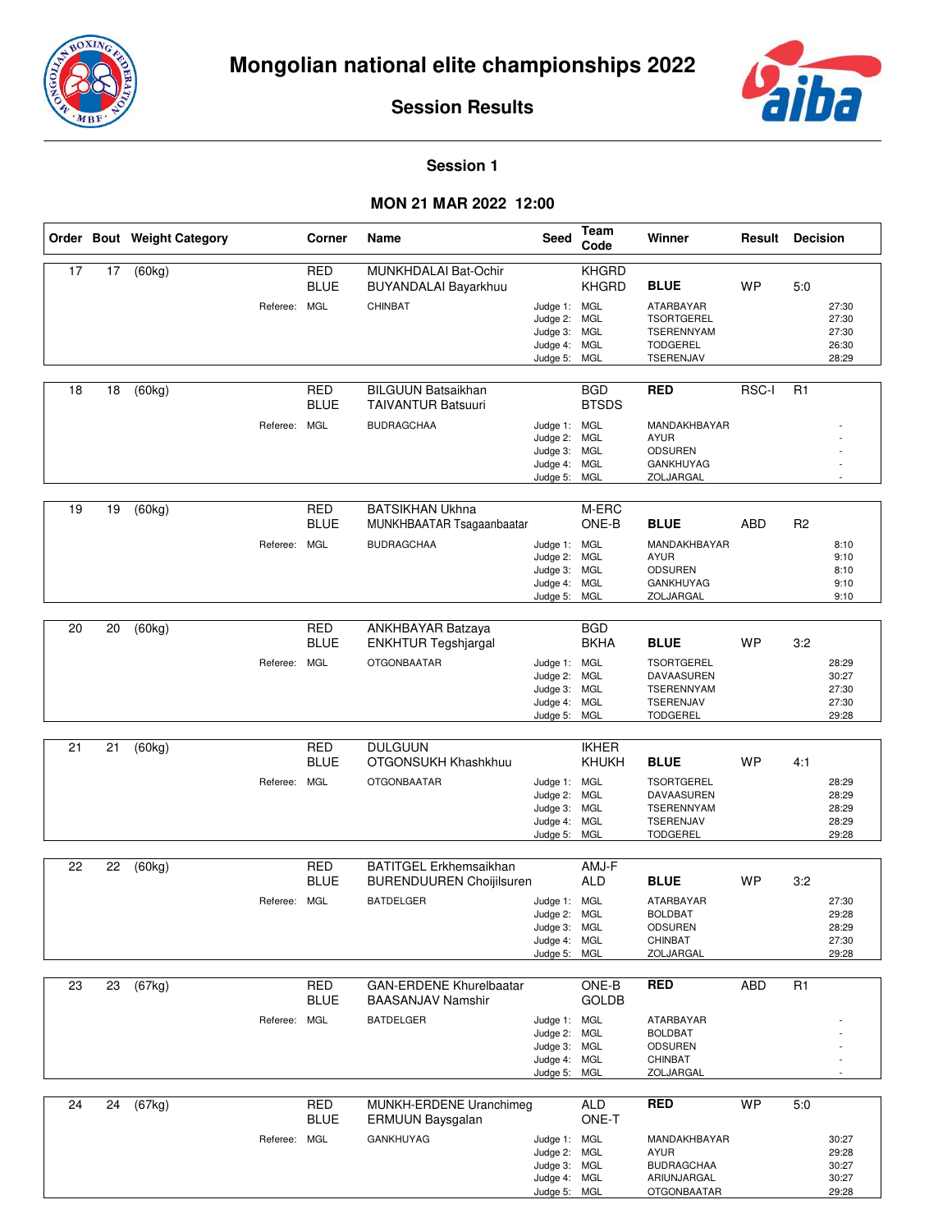# Mongolian national elite championships 2022

## Session Results

### Session 1

### MON 21 MAR 2022 12:00

| Order | Bout | Weight Category | Corner | Name | Seed | Team Code | Winner | Result | Decision |
|---|---|---|---|---|---|---|---|---|---|
| 17 | 17 | (60kg) | RED | MUNKHDALAI Bat-Ochir | | KHGRD | | | |
| | | | BLUE | BUYANDALAI Bayarkhuu | | KHGRD | **BLUE** | WP | 5:0 |
| | | Referee: | MGL | CHINBAT | Judge 1: | MGL | ATARBAYAR | | 27:30 |
| | | | | | Judge 2: | MGL | TSORTGEREL | | 27:30 |
| | | | | | Judge 3: | MGL | TSERENNYAM | | 27:30 |
| | | | | | Judge 4: | MGL | TODGEREL | | 26:30 |
| | | | | | Judge 5: | MGL | TSERENJAV | | 28:29 |
| 18 | 18 | (60kg) | RED | BILGUUN Batsaikhan | | BGD | **RED** | RSC-I | R1 |
| | | | BLUE | TAIVANTUR Batsuuri | | BTSDS | | | |
| | | Referee: | MGL | BUDRAGCHAA | Judge 1: | MGL | MANDAKHBAYAR | | - |
| | | | | | Judge 2: | MGL | AYUR | | - |
| | | | | | Judge 3: | MGL | ODSUREN | | - |
| | | | | | Judge 4: | MGL | GANKHUYAG | | - |
| | | | | | Judge 5: | MGL | ZOLJARGAL | | - |
| 19 | 19 | (60kg) | RED | BATSIKHAN Ukhna | | M-ERC | | | |
| | | | BLUE | MUNKHBAATAR Tsagaanbaatar | | ONE-B | **BLUE** | ABD | R2 |
| | | Referee: | MGL | BUDRAGCHAA | Judge 1: | MGL | MANDAKHBAYAR | | 8:10 |
| | | | | | Judge 2: | MGL | AYUR | | 9:10 |
| | | | | | Judge 3: | MGL | ODSUREN | | 8:10 |
| | | | | | Judge 4: | MGL | GANKHUYAG | | 9:10 |
| | | | | | Judge 5: | MGL | ZOLJARGAL | | 9:10 |
| 20 | 20 | (60kg) | RED | ANKHBAYAR Batzaya | | BGD | | | |
| | | | BLUE | ENKHTUR Tegshjargal | | BKHA | **BLUE** | WP | 3:2 |
| | | Referee: | MGL | OTGONBAATAR | Judge 1: | MGL | TSORTGEREL | | 28:29 |
| | | | | | Judge 2: | MGL | DAVAASUREN | | 30:27 |
| | | | | | Judge 3: | MGL | TSERENNYAM | | 27:30 |
| | | | | | Judge 4: | MGL | TSERENJAV | | 27:30 |
| | | | | | Judge 5: | MGL | TODGEREL | | 29:28 |
| 21 | 21 | (60kg) | RED | DULGUUN | | IKHER | | | |
| | | | BLUE | OTGONSUKH Khashkhuu | | KHUKH | **BLUE** | WP | 4:1 |
| | | Referee: | MGL | OTGONBAATAR | Judge 1: | MGL | TSORTGEREL | | 28:29 |
| | | | | | Judge 2: | MGL | DAVAASUREN | | 28:29 |
| | | | | | Judge 3: | MGL | TSERENNYAM | | 28:29 |
| | | | | | Judge 4: | MGL | TSERENJAV | | 28:29 |
| | | | | | Judge 5: | MGL | TODGEREL | | 29:28 |
| 22 | 22 | (60kg) | RED | BATITGEL Erkhemsaikhan | | AMJ-F | | | |
| | | | BLUE | BURENDUUREN Choijilsuren | | ALD | **BLUE** | WP | 3:2 |
| | | Referee: | MGL | BATDELGER | Judge 1: | MGL | ATARBAYAR | | 27:30 |
| | | | | | Judge 2: | MGL | BOLDBAT | | 29:28 |
| | | | | | Judge 3: | MGL | ODSUREN | | 28:29 |
| | | | | | Judge 4: | MGL | CHINBAT | | 27:30 |
| | | | | | Judge 5: | MGL | ZOLJARGAL | | 29:28 |
| 23 | 23 | (67kg) | RED | GAN-ERDENE Khurelbaatar | | ONE-B | **RED** | ABD | R1 |
| | | | BLUE | BAASANJAV Namshir | | GOLDB | | | |
| | | Referee: | MGL | BATDELGER | Judge 1: | MGL | ATARBAYAR | | - |
| | | | | | Judge 2: | MGL | BOLDBAT | | - |
| | | | | | Judge 3: | MGL | ODSUREN | | - |
| | | | | | Judge 4: | MGL | CHINBAT | | - |
| | | | | | Judge 5: | MGL | ZOLJARGAL | | - |
| 24 | 24 | (67kg) | RED | MUNKH-ERDENE Uranchimeg | | ALD | **RED** | WP | 5:0 |
| | | | BLUE | ERMUUN Baysgalan | | ONE-T | | | |
| | | Referee: | MGL | GANKHUYAG | Judge 1: | MGL | MANDAKHBAYAR | | 30:27 |
| | | | | | Judge 2: | MGL | AYUR | | 29:28 |
| | | | | | Judge 3: | MGL | BUDRAGCHAA | | 30:27 |
| | | | | | Judge 4: | MGL | ARIUNJARGAL | | 30:27 |
| | | | | | Judge 5: | MGL | OTGONBAATAR | | 29:28 |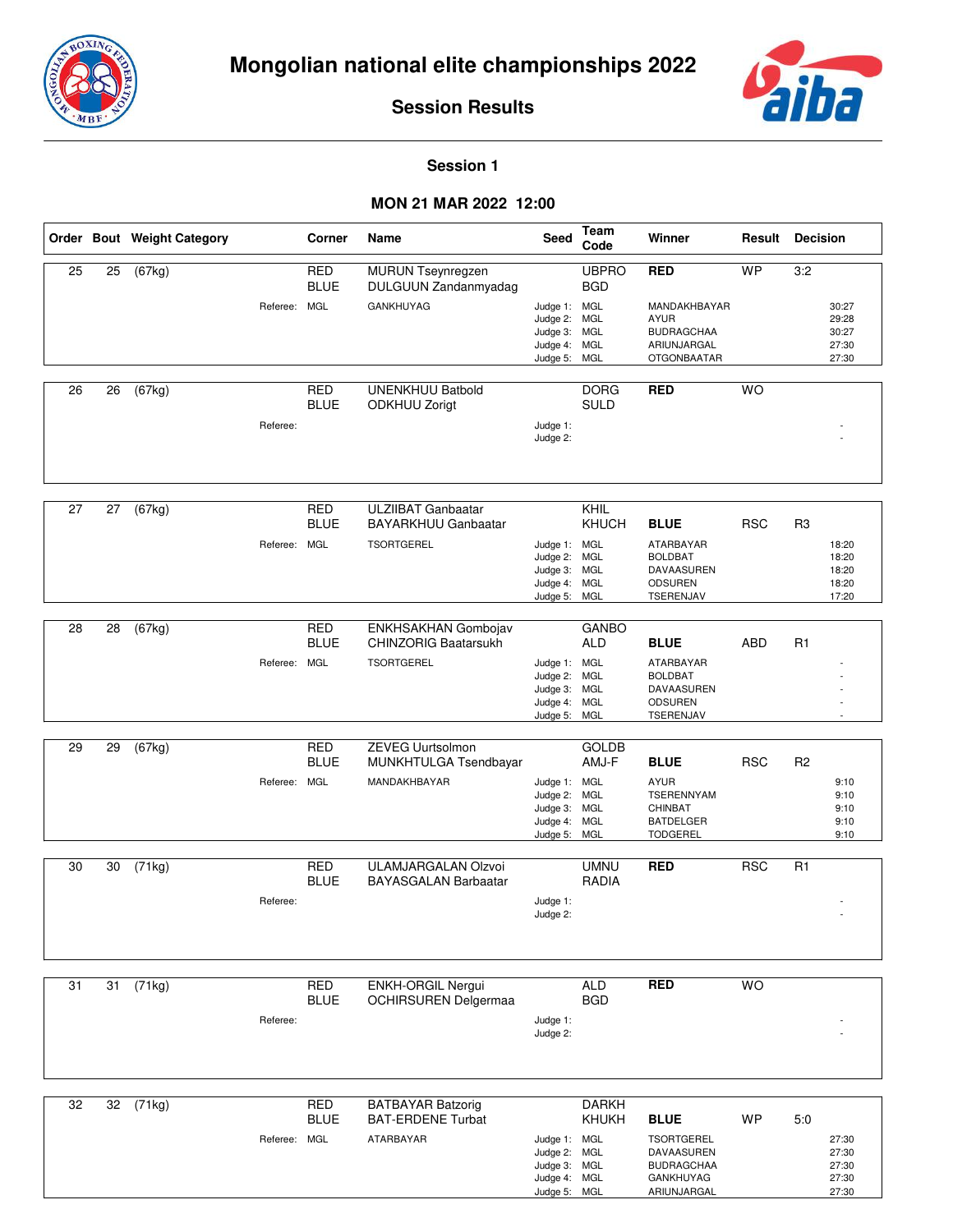# Mongolian national elite championships 2022

## Session Results

### Session 1

### MON 21 MAR 2022 12:00

| Order | Bout | Weight Category | Corner | Name | Seed | Team Code | Winner | Result | Decision |
|---|---|---|---|---|---|---|---|---|---|
| 25 | 25 | (67kg) | RED<br>BLUE | MURUN Tseynregzen<br>DULGUUN Zandanmyadag | | UBPRO<br>BGD | RED | WP | 3:2 |
| | | Referee: | MGL | GANKHUYAG | Judge 1:<br>Judge 2:<br>Judge 3:<br>Judge 4:<br>Judge 5: | MGL<br>MGL<br>MGL<br>MGL<br>MGL | MANDAKHBAYAR<br>AYUR<br>BUDRAGCHAA<br>ARIUNJARGAL<br>OTGONBAATAR | | 30:27<br>29:28<br>30:27<br>27:30<br>27:30 |
| 26 | 26 | (67kg) | RED<br>BLUE | UNENKHUU Batbold<br>ODKHUU Zorigt | | DORG<br>SULD | RED | WO | |
| | | Referee: | | | Judge 1:<br>Judge 2: | | | | -<br>- |
| 27 | 27 | (67kg) | RED<br>BLUE | ULZIIBAT Ganbaatar<br>BAYARKHUU Ganbaatar | | KHIL<br>KHUCH | BLUE | RSC | R3 |
| | | Referee: | MGL | TSORTGEREL | Judge 1:<br>Judge 2:<br>Judge 3:<br>Judge 4:<br>Judge 5: | MGL<br>MGL<br>MGL<br>MGL<br>MGL | ATARBAYAR<br>BOLDBAT<br>DAVAASUREN<br>ODSUREN<br>TSERENJAV | | 18:20<br>18:20<br>18:20<br>18:20<br>17:20 |
| 28 | 28 | (67kg) | RED<br>BLUE | ENKHSAKHAN Gombojav<br>CHINZORIG Baatarsukh | | GANBO<br>ALD | BLUE | ABD | R1 |
| | | Referee: | MGL | TSORTGEREL | Judge 1:<br>Judge 2:<br>Judge 3:<br>Judge 4:<br>Judge 5: | MGL<br>MGL<br>MGL<br>MGL<br>MGL | ATARBAYAR<br>BOLDBAT<br>DAVAASUREN<br>ODSUREN<br>TSERENJAV | | -<br>-<br>-<br>-<br>- |
| 29 | 29 | (67kg) | RED<br>BLUE | ZEVEG Uurtsolmon<br>MUNKHTULGA Tsendbayar | | GOLDB<br>AMJ-F | BLUE | RSC | R2 |
| | | Referee: | MGL | MANDAKHBAYAR | Judge 1:<br>Judge 2:<br>Judge 3:<br>Judge 4:<br>Judge 5: | MGL<br>MGL<br>MGL<br>MGL<br>MGL | AYUR<br>TSERENNYAM<br>CHINBAT<br>BATDELGER<br>TODGEREL | | 9:10<br>9:10<br>9:10<br>9:10<br>9:10 |
| 30 | 30 | (71kg) | RED<br>BLUE | ULAMJARGALAN Olzvoi<br>BAYASGALAN Barbaatar | | UMNU<br>RADIA | RED | RSC | R1 |
| | | Referee: | | | Judge 1:<br>Judge 2: | | | | -<br>- |
| 31 | 31 | (71kg) | RED<br>BLUE | ENKH-ORGIL Nergui<br>OCHIRSUREN Delgermaa | | ALD<br>BGD | RED | WO | |
| | | Referee: | | | Judge 1:<br>Judge 2: | | | | -<br>- |
| 32 | 32 | (71kg) | RED<br>BLUE | BATBAYAR Batzorig<br>BAT-ERDENE Turbat | | DARKH<br>KHUKH | BLUE | WP | 5:0 |
| | | Referee: | MGL | ATARBAYAR | Judge 1:<br>Judge 2:<br>Judge 3:<br>Judge 4:<br>Judge 5: | MGL<br>MGL<br>MGL<br>MGL<br>MGL | TSORTGEREL<br>DAVAASUREN<br>BUDRAGCHAA<br>GANKHUYAG<br>ARIUNJARGAL | | 27:30<br>27:30<br>27:30<br>27:30<br>27:30 |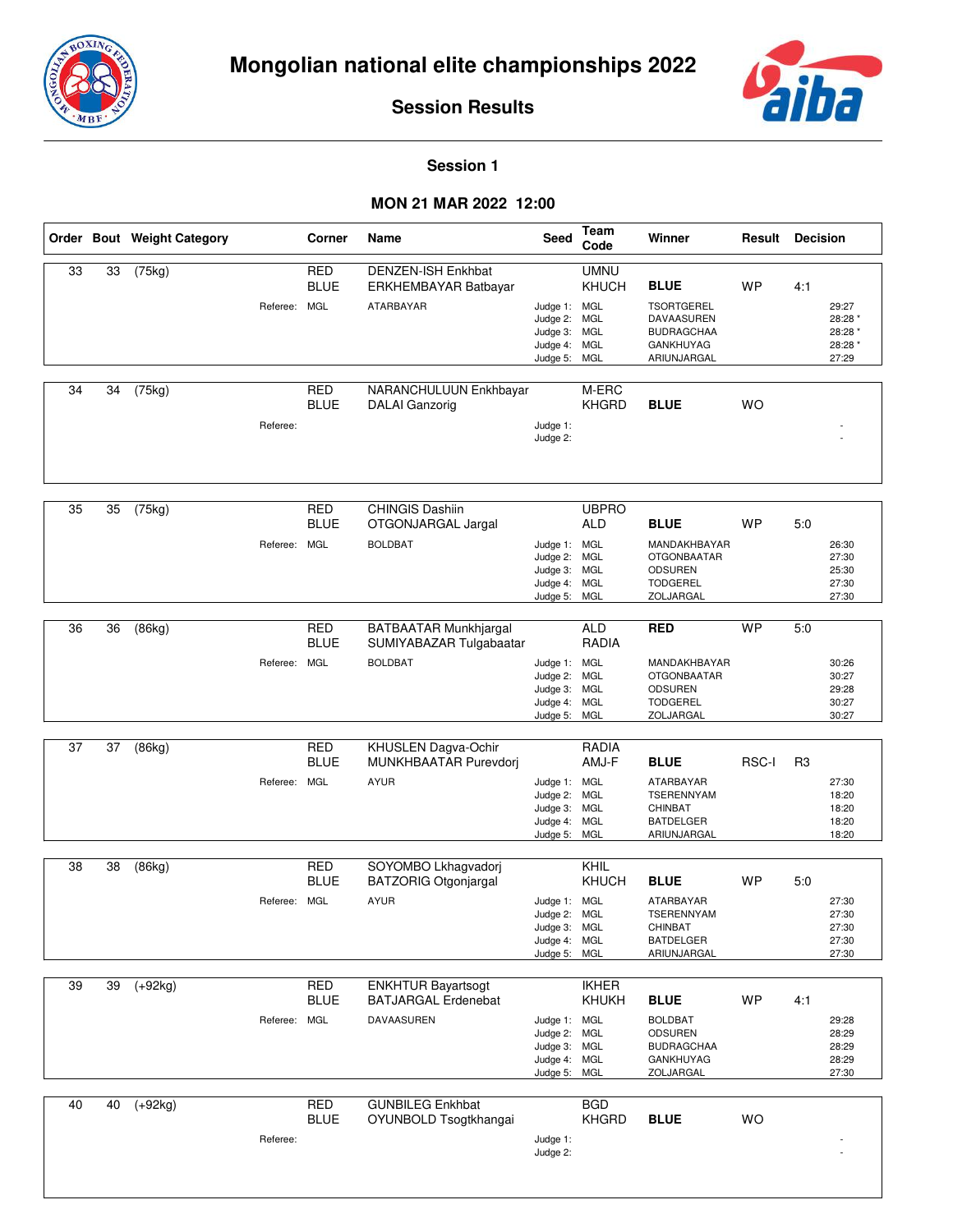# Mongolian national elite championships 2022

## Session Results

### Session 1

### MON 21 MAR 2022 12:00

| Order | Bout | Weight Category | Corner | Name | Seed | Team Code | Winner | Result | Decision |
|---|---|---|---|---|---|---|---|---|---|
| 33 | 33 | (75kg) | RED | DENZEN-ISH Enkhbat | | UMNU | | | |
| | | | BLUE | ERKHEMBAYAR Batbayar | | KHUCH | **BLUE** | WP | 4:1 |
| | | Referee: | MGL | ATARBAYAR | Judge 1: | MGL | TSORTGEREL | | 29:27 |
| | | | | | Judge 2: | MGL | DAVAASUREN | | 28:28 * |
| | | | | | Judge 3: | MGL | BUDRAGCHAA | | 28:28 * |
| | | | | | Judge 4: | MGL | GANKHUYAG | | 28:28 * |
| | | | | | Judge 5: | MGL | ARIUNJARGAL | | 27:29 |
| 34 | 34 | (75kg) | RED | NARANCHULUUN Enkhbayar | | M-ERC | | | |
| | | | BLUE | DALAI Ganzorig | | KHGRD | **BLUE** | WO | |
| | | Referee: | | | Judge 1: | | | | - |
| | | | | | Judge 2: | | | | - |
| 35 | 35 | (75kg) | RED | CHINGIS Dashiin | | UBPRO | | | |
| | | | BLUE | OTGONJARGAL Jargal | | ALD | **BLUE** | WP | 5:0 |
| | | Referee: | MGL | BOLDBAT | Judge 1: | MGL | MANDAKHBAYAR | | 26:30 |
| | | | | | Judge 2: | MGL | OTGONBAATAR | | 27:30 |
| | | | | | Judge 3: | MGL | ODSUREN | | 25:30 |
| | | | | | Judge 4: | MGL | TODGEREL | | 27:30 |
| | | | | | Judge 5: | MGL | ZOLJARGAL | | 27:30 |
| 36 | 36 | (86kg) | RED | BATBAATAR Munkhjargal | | ALD | **RED** | WP | 5:0 |
| | | | BLUE | SUMIYABAZAR Tulgabaatar | | RADIA | | | |
| | | Referee: | MGL | BOLDBAT | Judge 1: | MGL | MANDAKHBAYAR | | 30:26 |
| | | | | | Judge 2: | MGL | OTGONBAATAR | | 30:27 |
| | | | | | Judge 3: | MGL | ODSUREN | | 29:28 |
| | | | | | Judge 4: | MGL | TODGEREL | | 30:27 |
| | | | | | Judge 5: | MGL | ZOLJARGAL | | 30:27 |
| 37 | 37 | (86kg) | RED | KHUSLEN Dagva-Ochir | | RADIA | | | |
| | | | BLUE | MUNKHBAATAR Purevdorj | | AMJ-F | **BLUE** | RSC-I | R3 |
| | | Referee: | MGL | AYUR | Judge 1: | MGL | ATARBAYAR | | 27:30 |
| | | | | | Judge 2: | MGL | TSERENNYAM | | 18:20 |
| | | | | | Judge 3: | MGL | CHINBAT | | 18:20 |
| | | | | | Judge 4: | MGL | BATDELGER | | 18:20 |
| | | | | | Judge 5: | MGL | ARIUNJARGAL | | 18:20 |
| 38 | 38 | (86kg) | RED | SOYOMBO Lkhagvadorj | | KHIL | | | |
| | | | BLUE | BATZORIG Otgonjargal | | KHUCH | **BLUE** | WP | 5:0 |
| | | Referee: | MGL | AYUR | Judge 1: | MGL | ATARBAYAR | | 27:30 |
| | | | | | Judge 2: | MGL | TSERENNYAM | | 27:30 |
| | | | | | Judge 3: | MGL | CHINBAT | | 27:30 |
| | | | | | Judge 4: | MGL | BATDELGER | | 27:30 |
| | | | | | Judge 5: | MGL | ARIUNJARGAL | | 27:30 |
| 39 | 39 | (+92kg) | RED | ENKHTUR Bayartsogt | | IKHER | | | |
| | | | BLUE | BATJARGAL Erdenebat | | KHUKH | **BLUE** | WP | 4:1 |
| | | Referee: | MGL | DAVAASUREN | Judge 1: | MGL | BOLDBAT | | 29:28 |
| | | | | | Judge 2: | MGL | ODSUREN | | 28:29 |
| | | | | | Judge 3: | MGL | BUDRAGCHAA | | 28:29 |
| | | | | | Judge 4: | MGL | GANKHUYAG | | 28:29 |
| | | | | | Judge 5: | MGL | ZOLJARGAL | | 27:30 |
| 40 | 40 | (+92kg) | RED | GUNBILEG Enkhbat | | BGD | | | |
| | | | BLUE | OYUNBOLD Tsogtkhangai | | KHGRD | **BLUE** | WO | |
| | | Referee: | | | Judge 1: | | | | - |
| | | | | | Judge 2: | | | | - |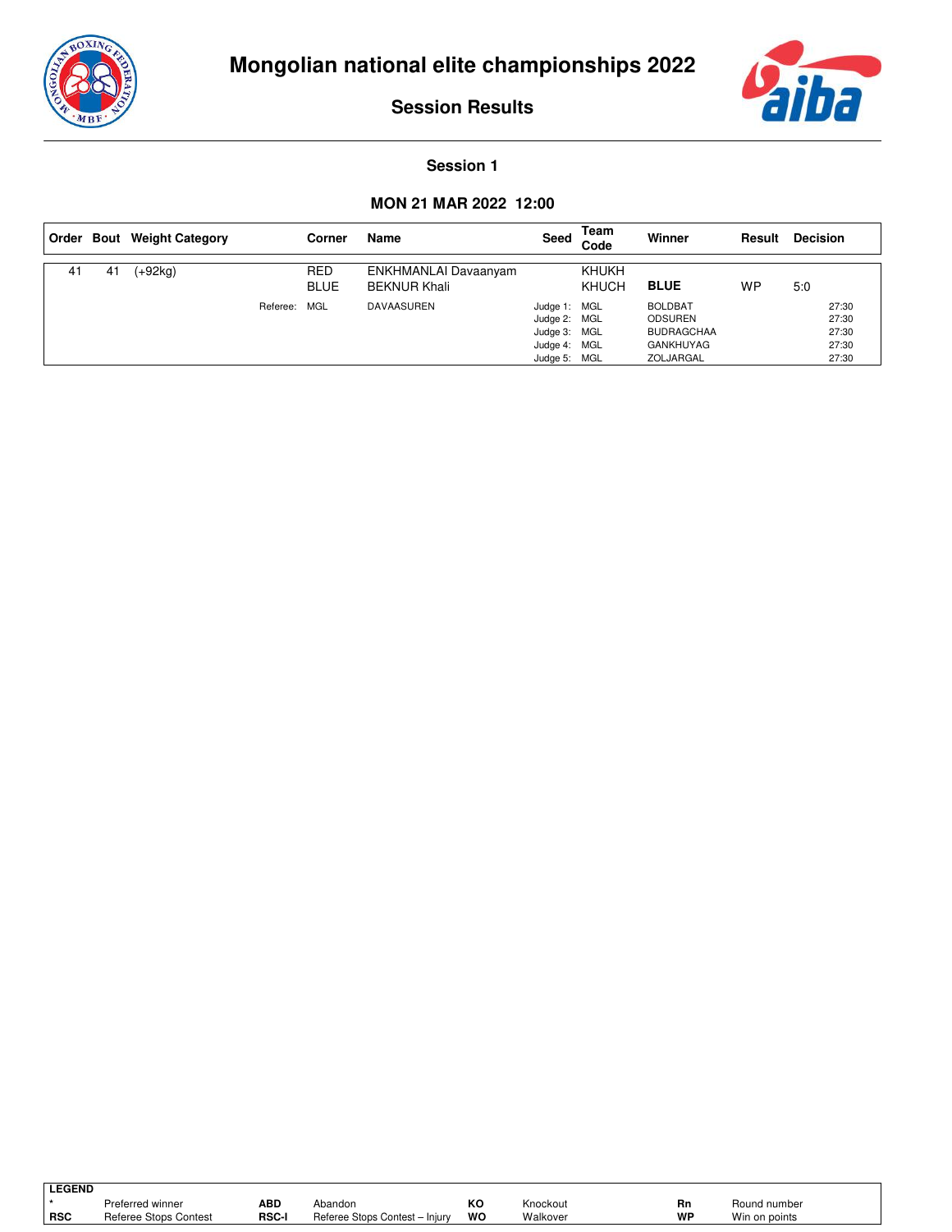# Mongolian national elite championships 2022

## Session Results

### Session 1

### MON 21 MAR 2022 12:00

| Order | Bout | Weight Category | Corner | Name | Seed | Team Code | Winner | Result | Decision |
|---|---|---|---|---|---|---|---|---|---|
| 41 | 41 | (+92kg) | RED | ENKHMANLAI Davaanyam | | KHUKH | | | |
| | | | BLUE | BEKNUR Khali | | KHUCH | **BLUE** | WP | 5:0 |
| | | Referee: | MGL | DAVAASUREN | Judge 1: | MGL | BOLDBAT | | 27:30 |
| | | | | | Judge 2: | MGL | ODSUREN | | 27:30 |
| | | | | | Judge 3: | MGL | BUDRAGCHAA | | 27:30 |
| | | | | | Judge 4: | MGL | GANKHUYAG | | 27:30 |
| | | | | | Judge 5: | MGL | ZOLJARGAL | | 27:30 |

**LEGEND**

| | | | | | | | |
|---|---|---|---|---|---|---|---|
| * | Preferred winner | **ABD** | Abandon | **KO** | Knockout | **Rn** | Round number |
| **RSC** | Referee Stops Contest | **RSC-I** | Referee Stops Contest – Injury | **WO** | Walkover | **WP** | Win on points |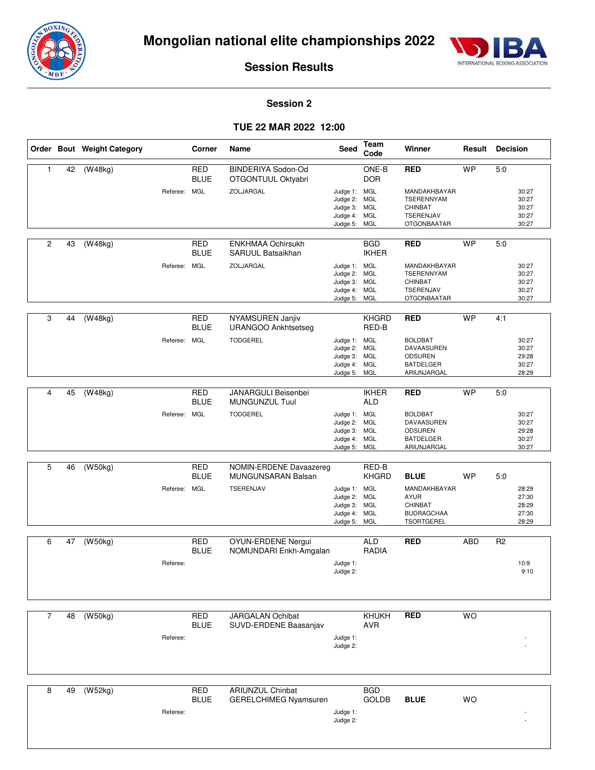# Mongolian national elite championships 2022

## Session Results

### Session 2

### TUE 22 MAR 2022 12:00

| Order | Bout | Weight Category | Corner | Name | Seed | Team Code | Winner | Result | Decision |
|---|---|---|---|---|---|---|---|---|---|
| 1 | 42 | (W48kg) | RED | BINDERIYA Sodon-Od | | ONE-B | RED | WP | 5:0 |
| | | | BLUE | OTGONTUUL Oktyabri | | DOR | | | |
| | | Referee: | MGL | ZOLJARGAL | Judge 1: | MGL | MANDAKHBAYAR | | 30:27 |
| | | | | | Judge 2: | MGL | TSERENNYAM | | 30:27 |
| | | | | | Judge 3: | MGL | CHINBAT | | 30:27 |
| | | | | | Judge 4: | MGL | TSERENJAV | | 30:27 |
| | | | | | Judge 5: | MGL | OTGONBAATAR | | 30:27 |
| 2 | 43 | (W48kg) | RED | ENKHMAA Ochirsukh | | BGD | RED | WP | 5:0 |
| | | | BLUE | SARUUL Batsaikhan | | IKHER | | | |
| | | Referee: | MGL | ZOLJARGAL | Judge 1: | MGL | MANDAKHBAYAR | | 30:27 |
| | | | | | Judge 2: | MGL | TSERENNYAM | | 30:27 |
| | | | | | Judge 3: | MGL | CHINBAT | | 30:27 |
| | | | | | Judge 4: | MGL | TSERENJAV | | 30:27 |
| | | | | | Judge 5: | MGL | OTGONBAATAR | | 30:27 |
| 3 | 44 | (W48kg) | RED | NYAMSUREN Janjiv | | KHGRD | RED | WP | 4:1 |
| | | | BLUE | URANGOO Ankhtsetseg | | RED-B | | | |
| | | Referee: | MGL | TODGEREL | Judge 1: | MGL | BOLDBAT | | 30:27 |
| | | | | | Judge 2: | MGL | DAVAASUREN | | 30:27 |
| | | | | | Judge 3: | MGL | ODSUREN | | 29:28 |
| | | | | | Judge 4: | MGL | BATDELGER | | 30:27 |
| | | | | | Judge 5: | MGL | ARIUNJARGAL | | 28:29 |
| 4 | 45 | (W48kg) | RED | JANARGULI Beisenbei | | IKHER | RED | WP | 5:0 |
| | | | BLUE | MUNGUNZUL Tuul | | ALD | | | |
| | | Referee: | MGL | TODGEREL | Judge 1: | MGL | BOLDBAT | | 30:27 |
| | | | | | Judge 2: | MGL | DAVAASUREN | | 30:27 |
| | | | | | Judge 3: | MGL | ODSUREN | | 29:28 |
| | | | | | Judge 4: | MGL | BATDELGER | | 30:27 |
| | | | | | Judge 5: | MGL | ARIUNJARGAL | | 30:27 |
| 5 | 46 | (W50kg) | RED | NOMIN-ERDENE Davaazereg | | RED-B | | | |
| | | | BLUE | MUNGUNSARAN Balsan | | KHGRD | BLUE | WP | 5:0 |
| | | Referee: | MGL | TSERENJAV | Judge 1: | MGL | MANDAKHBAYAR | | 28:29 |
| | | | | | Judge 2: | MGL | AYUR | | 27:30 |
| | | | | | Judge 3: | MGL | CHINBAT | | 28:29 |
| | | | | | Judge 4: | MGL | BUDRAGCHAA | | 27:30 |
| | | | | | Judge 5: | MGL | TSORTGEREL | | 28:29 |
| 6 | 47 | (W50kg) | RED | OYUN-ERDENE Nergui | | ALD | RED | ABD | R2 |
| | | | BLUE | NOMUNDARI Enkh-Amgalan | | RADIA | | | |
| | | Referee: | | | Judge 1: | | | | 10:9 |
| | | | | | Judge 2: | | | | 9:10 |
| 7 | 48 | (W50kg) | RED | JARGALAN Ochibat | | KHUKH | RED | WO | |
| | | | BLUE | SUVD-ERDENE Baasanjav | | AVR | | | |
| | | Referee: | | | Judge 1: | | | | - |
| | | | | | Judge 2: | | | | - |
| 8 | 49 | (W52kg) | RED | ARIUNZUL Chinbat | | BGD | | | |
| | | | BLUE | GERELCHIMEG Nyamsuren | | GOLDB | BLUE | WO | |
| | | Referee: | | | Judge 1: | | | | - |
| | | | | | Judge 2: | | | | - |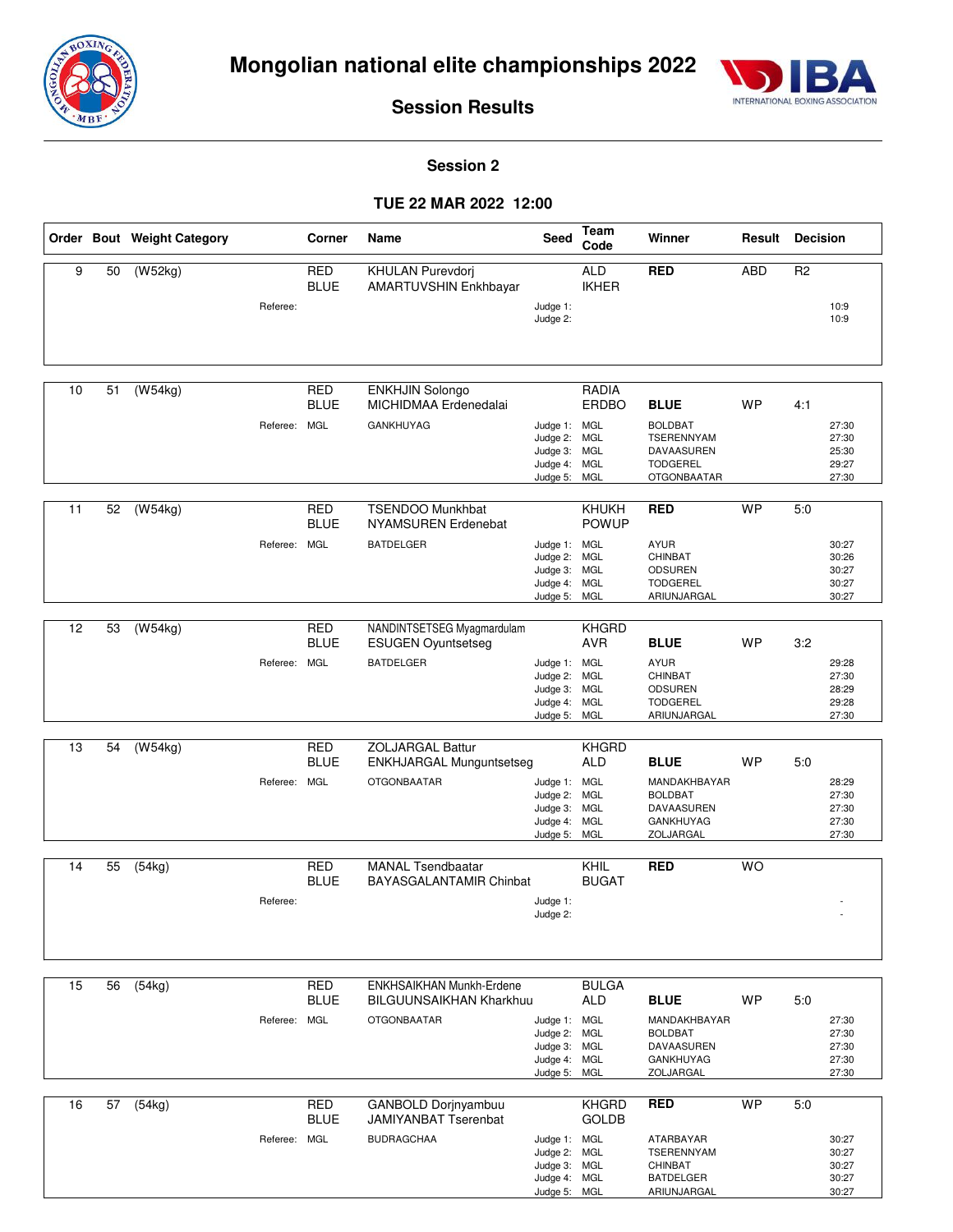# Mongolian national elite championships 2022

## Session Results

### Session 2

### TUE 22 MAR 2022 12:00

| Order | Bout | Weight Category | Corner | Name | Seed | Team Code | Winner | Result | Decision |
|---|---|---|---|---|---|---|---|---|---|
| 9 | 50 | (W52kg) | RED | KHULAN Purevdorj | | ALD | **RED** | ABD | R2 |
| | | | BLUE | AMARTUVSHIN Enkhbayar | | IKHER | | | |
| | | Referee: | | | Judge 1: | | | | 10:9 |
| | | | | | Judge 2: | | | | 10:9 |
| 10 | 51 | (W54kg) | RED | ENKHJIN Solongo | | RADIA | | | |
| | | | BLUE | MICHIDMAA Erdenedalai | | ERDBO | **BLUE** | WP | 4:1 |
| | | Referee: | MGL | GANKHUYAG | Judge 1: | MGL | BOLDBAT | | 27:30 |
| | | | | | Judge 2: | MGL | TSERENNYAM | | 27:30 |
| | | | | | Judge 3: | MGL | DAVAASUREN | | 25:30 |
| | | | | | Judge 4: | MGL | TODGEREL | | 29:27 |
| | | | | | Judge 5: | MGL | OTGONBAATAR | | 27:30 |
| 11 | 52 | (W54kg) | RED | TSENDOO Munkhbat | | KHUKH | **RED** | WP | 5:0 |
| | | | BLUE | NYAMSUREN Erdenebat | | POWUP | | | |
| | | Referee: | MGL | BATDELGER | Judge 1: | MGL | AYUR | | 30:27 |
| | | | | | Judge 2: | MGL | CHINBAT | | 30:26 |
| | | | | | Judge 3: | MGL | ODSUREN | | 30:27 |
| | | | | | Judge 4: | MGL | TODGEREL | | 30:27 |
| | | | | | Judge 5: | MGL | ARIUNJARGAL | | 30:27 |
| 12 | 53 | (W54kg) | RED | NANDINTSETSEG Myagmardulam | | KHGRD | | | |
| | | | BLUE | ESUGEN Oyuntsetseg | | AVR | **BLUE** | WP | 3:2 |
| | | Referee: | MGL | BATDELGER | Judge 1: | MGL | AYUR | | 29:28 |
| | | | | | Judge 2: | MGL | CHINBAT | | 27:30 |
| | | | | | Judge 3: | MGL | ODSUREN | | 28:29 |
| | | | | | Judge 4: | MGL | TODGEREL | | 29:28 |
| | | | | | Judge 5: | MGL | ARIUNJARGAL | | 27:30 |
| 13 | 54 | (W54kg) | RED | ZOLJARGAL Battur | | KHGRD | | | |
| | | | BLUE | ENKHJARGAL Munguntsetseg | | ALD | **BLUE** | WP | 5:0 |
| | | Referee: | MGL | OTGONBAATAR | Judge 1: | MGL | MANDAKHBAYAR | | 28:29 |
| | | | | | Judge 2: | MGL | BOLDBAT | | 27:30 |
| | | | | | Judge 3: | MGL | DAVAASUREN | | 27:30 |
| | | | | | Judge 4: | MGL | GANKHUYAG | | 27:30 |
| | | | | | Judge 5: | MGL | ZOLJARGAL | | 27:30 |
| 14 | 55 | (54kg) | RED | MANAL Tsendbaatar | | KHIL | **RED** | WO | |
| | | | BLUE | BAYASGALANTAMIR Chinbat | | BUGAT | | | |
| | | Referee: | | | Judge 1: | | | | - |
| | | | | | Judge 2: | | | | - |
| 15 | 56 | (54kg) | RED | ENKHSAIKHAN Munkh-Erdene | | BULGA | | | |
| | | | BLUE | BILGUUNSAIKHAN Kharkhuu | | ALD | **BLUE** | WP | 5:0 |
| | | Referee: | MGL | OTGONBAATAR | Judge 1: | MGL | MANDAKHBAYAR | | 27:30 |
| | | | | | Judge 2: | MGL | BOLDBAT | | 27:30 |
| | | | | | Judge 3: | MGL | DAVAASUREN | | 27:30 |
| | | | | | Judge 4: | MGL | GANKHUYAG | | 27:30 |
| | | | | | Judge 5: | MGL | ZOLJARGAL | | 27:30 |
| 16 | 57 | (54kg) | RED | GANBOLD Dorjnyambuu | | KHGRD | **RED** | WP | 5:0 |
| | | | BLUE | JAMIYANBAT Tserenbat | | GOLDB | | | |
| | | Referee: | MGL | BUDRAGCHAA | Judge 1: | MGL | ATARBAYAR | | 30:27 |
| | | | | | Judge 2: | MGL | TSERENNYAM | | 30:27 |
| | | | | | Judge 3: | MGL | CHINBAT | | 30:27 |
| | | | | | Judge 4: | MGL | BATDELGER | | 30:27 |
| | | | | | Judge 5: | MGL | ARIUNJARGAL | | 30:27 |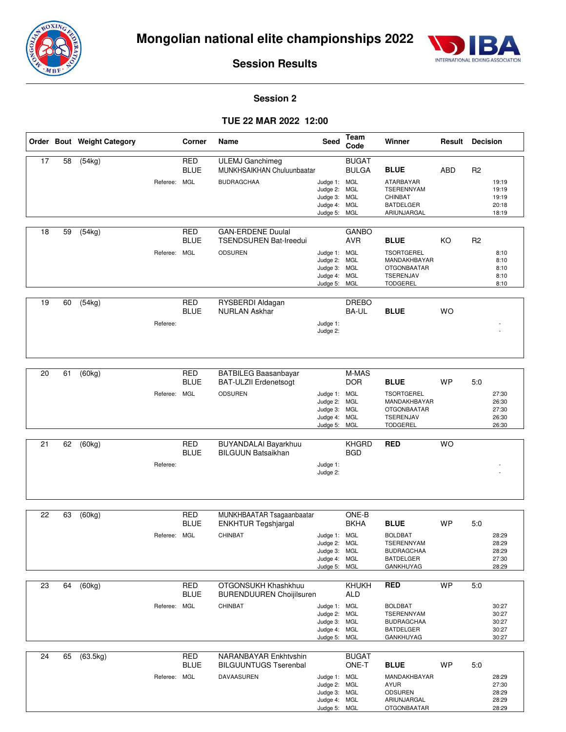# Mongolian national elite championships 2022

## Session Results

### Session 2

### TUE 22 MAR 2022 12:00

| Order | Bout | Weight Category | Corner | Name | Seed | Team Code | Winner | Result | Decision |
|---|---|---|---|---|---|---|---|---|---|
| 17 | 58 | (54kg) | RED | ULEMJ Ganchimeg | | BUGAT | | | |
| | | | BLUE | MUNKHSAIKHAN Chuluunbaatar | | BULGA | **BLUE** | ABD | R2 |
| | | Referee: | MGL | BUDRAGCHAA | Judge 1: | MGL | ATARBAYAR | | 19:19 |
| | | | | | Judge 2: | MGL | TSERENNYAM | | 19:19 |
| | | | | | Judge 3: | MGL | CHINBAT | | 19:19 |
| | | | | | Judge 4: | MGL | BATDELGER | | 20:18 |
| | | | | | Judge 5: | MGL | ARIUNJARGAL | | 18:19 |
| 18 | 59 | (54kg) | RED | GAN-ERDENE Duulal | | GANBO | | | |
| | | | BLUE | TSENDSUREN Bat-Ireedui | | AVR | **BLUE** | KO | R2 |
| | | Referee: | MGL | ODSUREN | Judge 1: | MGL | TSORTGEREL | | 8:10 |
| | | | | | Judge 2: | MGL | MANDAKHBAYAR | | 8:10 |
| | | | | | Judge 3: | MGL | OTGONBAATAR | | 8:10 |
| | | | | | Judge 4: | MGL | TSERENJAV | | 8:10 |
| | | | | | Judge 5: | MGL | TODGEREL | | 8:10 |
| 19 | 60 | (54kg) | RED | RYSBERDI Aldagan | | DREBO | | | |
| | | | BLUE | NURLAN Askhar | | BA-UL | **BLUE** | WO | |
| | | Referee: | | | Judge 1: | | | | - |
| | | | | | Judge 2: | | | | - |
| 20 | 61 | (60kg) | RED | BATBILEG Baasanbayar | | M-MAS | | | |
| | | | BLUE | BAT-ULZII Erdenetsogt | | DOR | **BLUE** | WP | 5:0 |
| | | Referee: | MGL | ODSUREN | Judge 1: | MGL | TSORTGEREL | | 27:30 |
| | | | | | Judge 2: | MGL | MANDAKHBAYAR | | 26:30 |
| | | | | | Judge 3: | MGL | OTGONBAATAR | | 27:30 |
| | | | | | Judge 4: | MGL | TSERENJAV | | 26:30 |
| | | | | | Judge 5: | MGL | TODGEREL | | 26:30 |
| 21 | 62 | (60kg) | RED | BUYANDALAI Bayarkhuu | | KHGRD | **RED** | WO | |
| | | | BLUE | BILGUUN Batsaikhan | | BGD | | | |
| | | Referee: | | | Judge 1: | | | | - |
| | | | | | Judge 2: | | | | - |
| 22 | 63 | (60kg) | RED | MUNKHBAATAR Tsagaanbaatar | | ONE-B | | | |
| | | | BLUE | ENKHTUR Tegshjargal | | BKHA | **BLUE** | WP | 5:0 |
| | | Referee: | MGL | CHINBAT | Judge 1: | MGL | BOLDBAT | | 28:29 |
| | | | | | Judge 2: | MGL | TSERENNYAM | | 28:29 |
| | | | | | Judge 3: | MGL | BUDRAGCHAA | | 28:29 |
| | | | | | Judge 4: | MGL | BATDELGER | | 27:30 |
| | | | | | Judge 5: | MGL | GANKHUYAG | | 28:29 |
| 23 | 64 | (60kg) | RED | OTGONSUKH Khashkhuu | | KHUKH | **RED** | WP | 5:0 |
| | | | BLUE | BURENDUUREN Choijilsuren | | ALD | | | |
| | | Referee: | MGL | CHINBAT | Judge 1: | MGL | BOLDBAT | | 30:27 |
| | | | | | Judge 2: | MGL | TSERENNYAM | | 30:27 |
| | | | | | Judge 3: | MGL | BUDRAGCHAA | | 30:27 |
| | | | | | Judge 4: | MGL | BATDELGER | | 30:27 |
| | | | | | Judge 5: | MGL | GANKHUYAG | | 30:27 |
| 24 | 65 | (63.5kg) | RED | NARANBAYAR Enkhtvshin | | BUGAT | | | |
| | | | BLUE | BILGUUNTUGS Tserenbal | | ONE-T | **BLUE** | WP | 5:0 |
| | | Referee: | MGL | DAVAASUREN | Judge 1: | MGL | MANDAKHBAYAR | | 28:29 |
| | | | | | Judge 2: | MGL | AYUR | | 27:30 |
| | | | | | Judge 3: | MGL | ODSUREN | | 28:29 |
| | | | | | Judge 4: | MGL | ARIUNJARGAL | | 28:29 |
| | | | | | Judge 5: | MGL | OTGONBAATAR | | 28:29 |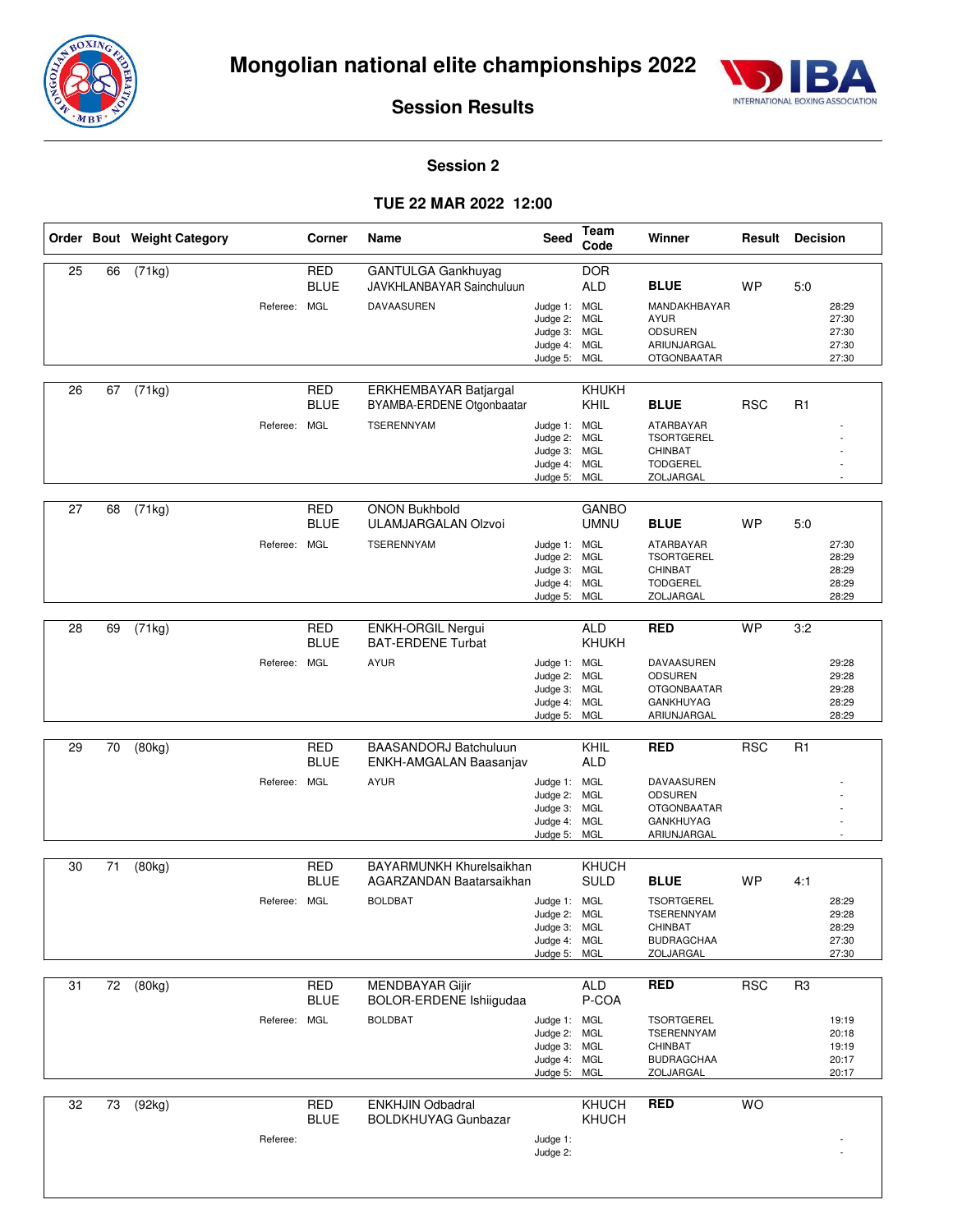# Mongolian national elite championships 2022

## Session Results

### Session 2

### TUE 22 MAR 2022 12:00

| Order | Bout | Weight Category | Corner | Name | Seed | Team Code | Winner | Result | Decision |
|---|---|---|---|---|---|---|---|---|---|
| 25 | 66 | (71kg) | RED | GANTULGA Gankhuyag | | DOR | | | |
| | | | BLUE | JAVKHLANBAYAR Sainchuluun | | ALD | BLUE | WP | 5:0 |
| | | Referee: | MGL | DAVAASUREN | Judge 1: | MGL | MANDAKHBAYAR | | 28:29 |
| | | | | | Judge 2: | MGL | AYUR | | 27:30 |
| | | | | | Judge 3: | MGL | ODSUREN | | 27:30 |
| | | | | | Judge 4: | MGL | ARIUNJARGAL | | 27:30 |
| | | | | | Judge 5: | MGL | OTGONBAATAR | | 27:30 |
| 26 | 67 | (71kg) | RED | ERKHEMBAYAR Batjargal | | KHUKH | | | |
| | | | BLUE | BYAMBA-ERDENE Otgonbaatar | | KHIL | BLUE | RSC | R1 |
| | | Referee: | MGL | TSERENNYAM | Judge 1: | MGL | ATARBAYAR | | - |
| | | | | | Judge 2: | MGL | TSORTGEREL | | - |
| | | | | | Judge 3: | MGL | CHINBAT | | - |
| | | | | | Judge 4: | MGL | TODGEREL | | - |
| | | | | | Judge 5: | MGL | ZOLJARGAL | | - |
| 27 | 68 | (71kg) | RED | ONON Bukhbold | | GANBO | | | |
| | | | BLUE | ULAMJARGALAN Olzvoi | | UMNU | BLUE | WP | 5:0 |
| | | Referee: | MGL | TSERENNYAM | Judge 1: | MGL | ATARBAYAR | | 27:30 |
| | | | | | Judge 2: | MGL | TSORTGEREL | | 28:29 |
| | | | | | Judge 3: | MGL | CHINBAT | | 28:29 |
| | | | | | Judge 4: | MGL | TODGEREL | | 28:29 |
| | | | | | Judge 5: | MGL | ZOLJARGAL | | 28:29 |
| 28 | 69 | (71kg) | RED | ENKH-ORGIL Nergui | | ALD | RED | WP | 3:2 |
| | | | BLUE | BAT-ERDENE Turbat | | KHUKH | | | |
| | | Referee: | MGL | AYUR | Judge 1: | MGL | DAVAASUREN | | 29:28 |
| | | | | | Judge 2: | MGL | ODSUREN | | 29:28 |
| | | | | | Judge 3: | MGL | OTGONBAATAR | | 29:28 |
| | | | | | Judge 4: | MGL | GANKHUYAG | | 28:29 |
| | | | | | Judge 5: | MGL | ARIUNJARGAL | | 28:29 |
| 29 | 70 | (80kg) | RED | BAASANDORJ Batchuluun | | KHIL | RED | RSC | R1 |
| | | | BLUE | ENKH-AMGALAN Baasanjav | | ALD | | | |
| | | Referee: | MGL | AYUR | Judge 1: | MGL | DAVAASUREN | | - |
| | | | | | Judge 2: | MGL | ODSUREN | | - |
| | | | | | Judge 3: | MGL | OTGONBAATAR | | - |
| | | | | | Judge 4: | MGL | GANKHUYAG | | - |
| | | | | | Judge 5: | MGL | ARIUNJARGAL | | - |
| 30 | 71 | (80kg) | RED | BAYARMUNKH Khurelsaikhan | | KHUCH | | | |
| | | | BLUE | AGARZANDAN Baatarsaikhan | | SULD | BLUE | WP | 4:1 |
| | | Referee: | MGL | BOLDBAT | Judge 1: | MGL | TSORTGEREL | | 28:29 |
| | | | | | Judge 2: | MGL | TSERENNYAM | | 29:28 |
| | | | | | Judge 3: | MGL | CHINBAT | | 28:29 |
| | | | | | Judge 4: | MGL | BUDRAGCHAA | | 27:30 |
| | | | | | Judge 5: | MGL | ZOLJARGAL | | 27:30 |
| 31 | 72 | (80kg) | RED | MENDBAYAR Gijir | | ALD | RED | RSC | R3 |
| | | | BLUE | BOLOR-ERDENE Ishiigudaa | | P-COA | | | |
| | | Referee: | MGL | BOLDBAT | Judge 1: | MGL | TSORTGEREL | | 19:19 |
| | | | | | Judge 2: | MGL | TSERENNYAM | | 20:18 |
| | | | | | Judge 3: | MGL | CHINBAT | | 19:19 |
| | | | | | Judge 4: | MGL | BUDRAGCHAA | | 20:17 |
| | | | | | Judge 5: | MGL | ZOLJARGAL | | 20:17 |
| 32 | 73 | (92kg) | RED | ENKHJIN Odbadral | | KHUCH | RED | WO | |
| | | | BLUE | BOLDKHUYAG Gunbazar | | KHUCH | | | |
| | | Referee: | | | Judge 1: | | | | - |
| | | | | | Judge 2: | | | | - |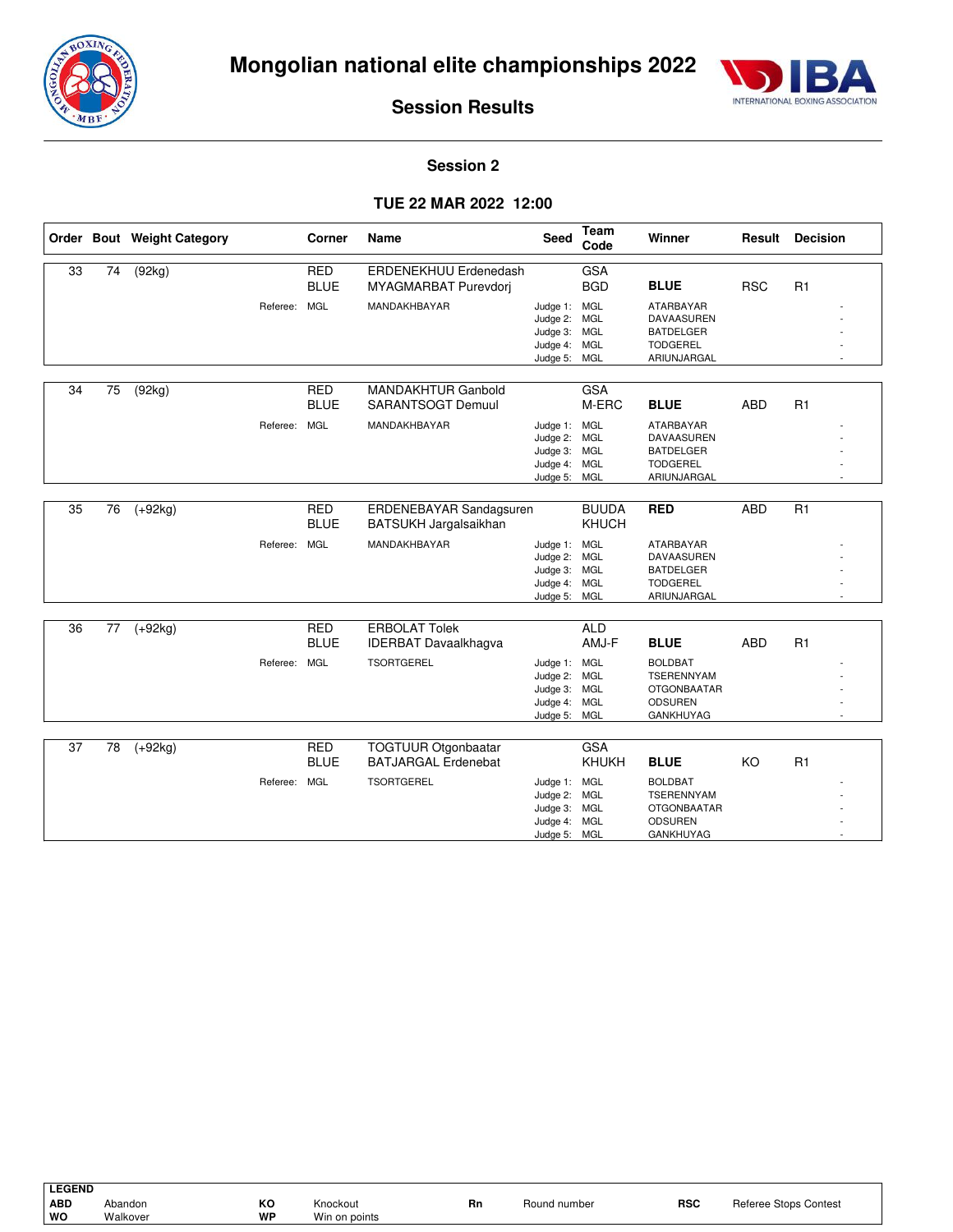# Mongolian national elite championships 2022

## Session Results

### Session 2

### TUE 22 MAR 2022 12:00

| Order | Bout | Weight Category | Corner | Name | Seed | Team Code | Winner | Result | Decision |
|---|---|---|---|---|---|---|---|---|---|
| 33 | 74 | (92kg) | RED | ERDENEKHUU Erdenedash | | GSA | | | |
| | | | BLUE | MYAGMARBAT Purevdorj | | BGD | **BLUE** | RSC | R1 |
| | | Referee: | MGL | MANDAKHBAYAR | Judge 1: | MGL | ATARBAYAR | | - |
| | | | | | Judge 2: | MGL | DAVAASUREN | | - |
| | | | | | Judge 3: | MGL | BATDELGER | | - |
| | | | | | Judge 4: | MGL | TODGEREL | | - |
| | | | | | Judge 5: | MGL | ARIUNJARGAL | | - |
| 34 | 75 | (92kg) | RED | MANDAKHTUR Ganbold | | GSA | | | |
| | | | BLUE | SARANTSOGT Demuul | | M-ERC | **BLUE** | ABD | R1 |
| | | Referee: | MGL | MANDAKHBAYAR | Judge 1: | MGL | ATARBAYAR | | - |
| | | | | | Judge 2: | MGL | DAVAASUREN | | - |
| | | | | | Judge 3: | MGL | BATDELGER | | - |
| | | | | | Judge 4: | MGL | TODGEREL | | - |
| | | | | | Judge 5: | MGL | ARIUNJARGAL | | - |
| 35 | 76 | (+92kg) | RED | ERDENEBAYAR Sandagsuren | | BUUDA | **RED** | ABD | R1 |
| | | | BLUE | BATSUKH Jargalsaikhan | | KHUCH | | | |
| | | Referee: | MGL | MANDAKHBAYAR | Judge 1: | MGL | ATARBAYAR | | - |
| | | | | | Judge 2: | MGL | DAVAASUREN | | - |
| | | | | | Judge 3: | MGL | BATDELGER | | - |
| | | | | | Judge 4: | MGL | TODGEREL | | - |
| | | | | | Judge 5: | MGL | ARIUNJARGAL | | - |
| 36 | 77 | (+92kg) | RED | ERBOLAT Tolek | | ALD | | | |
| | | | BLUE | IDERBAT Davaalkhagva | | AMJ-F | **BLUE** | ABD | R1 |
| | | Referee: | MGL | TSORTGEREL | Judge 1: | MGL | BOLDBAT | | - |
| | | | | | Judge 2: | MGL | TSERENNYAM | | - |
| | | | | | Judge 3: | MGL | OTGONBAATAR | | - |
| | | | | | Judge 4: | MGL | ODSUREN | | - |
| | | | | | Judge 5: | MGL | GANKHUYAG | | - |
| 37 | 78 | (+92kg) | RED | TOGTUUR Otgonbaatar | | GSA | | | |
| | | | BLUE | BATJARGAL Erdenebat | | KHUKH | **BLUE** | KO | R1 |
| | | Referee: | MGL | TSORTGEREL | Judge 1: | MGL | BOLDBAT | | - |
| | | | | | Judge 2: | MGL | TSERENNYAM | | - |
| | | | | | Judge 3: | MGL | OTGONBAATAR | | - |
| | | | | | Judge 4: | MGL | ODSUREN | | - |
| | | | | | Judge 5: | MGL | GANKHUYAG | | - |

**LEGEND**

| | | | | | | | |
|---|---|---|---|---|---|---|---|
| **ABD** | Abandon | **KO** | Knockout | **Rn** | Round number | **RSC** | Referee Stops Contest |
| **WO** | Walkover | **WP** | Win on points | | | | |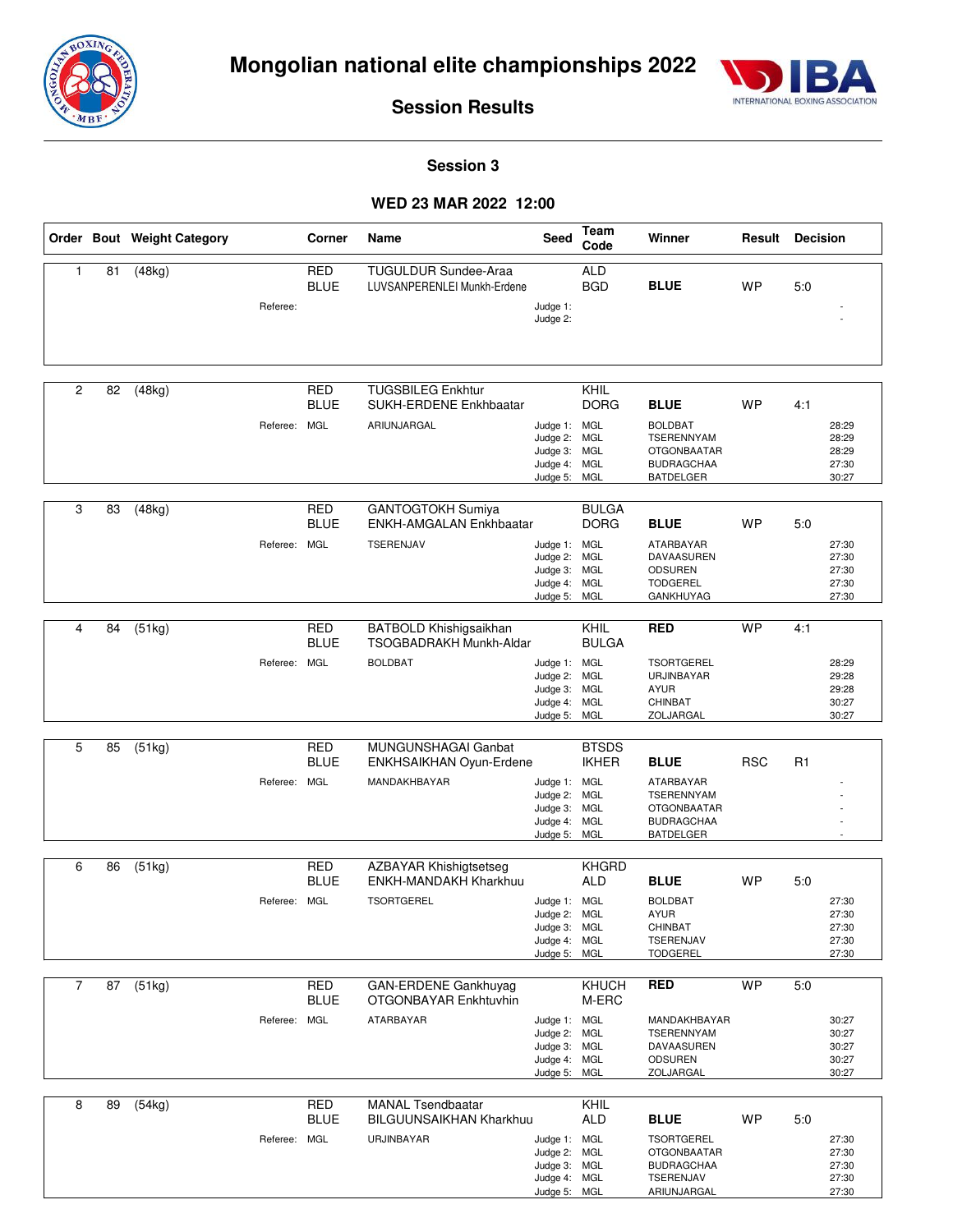# Mongolian national elite championships 2022

## Session Results

### Session 3

### WED 23 MAR 2022 12:00

| Order | Bout | Weight Category | Corner | Name | Seed | Team Code | Winner | Result | Decision |
|---|---|---|---|---|---|---|---|---|---|
| 1 | 81 | (48kg) | RED | TUGULDUR Sundee-Araa | | ALD | | | |
| | | | BLUE | LUVSANPERENLEI Munkh-Erdene | | BGD | BLUE | WP | 5:0 |
| | | | Referee: | | Judge 1: | | | | - |
| | | | | | Judge 2: | | | | - |
| 2 | 82 | (48kg) | RED | TUGSBILEG Enkhtur | | KHIL | | | |
| | | | BLUE | SUKH-ERDENE Enkhbaatar | | DORG | BLUE | WP | 4:1 |
| | | | Referee: MGL | ARIUNJARGAL | Judge 1: | MGL | BOLDBAT | | 28:29 |
| | | | | | Judge 2: | MGL | TSERENNYAM | | 28:29 |
| | | | | | Judge 3: | MGL | OTGONBAATAR | | 28:29 |
| | | | | | Judge 4: | MGL | BUDRAGCHAA | | 27:30 |
| | | | | | Judge 5: | MGL | BATDELGER | | 30:27 |
| 3 | 83 | (48kg) | RED | GANTOGTOKH Sumiya | | BULGA | | | |
| | | | BLUE | ENKH-AMGALAN Enkhbaatar | | DORG | BLUE | WP | 5:0 |
| | | | Referee: MGL | TSERENJAV | Judge 1: | MGL | ATARBAYAR | | 27:30 |
| | | | | | Judge 2: | MGL | DAVAASUREN | | 27:30 |
| | | | | | Judge 3: | MGL | ODSUREN | | 27:30 |
| | | | | | Judge 4: | MGL | TODGEREL | | 27:30 |
| | | | | | Judge 5: | MGL | GANKHUYAG | | 27:30 |
| 4 | 84 | (51kg) | RED | BATBOLD Khishigsaikhan | | KHIL | RED | WP | 4:1 |
| | | | BLUE | TSOGBADRAKH Munkh-Aldar | | BULGA | | | |
| | | | Referee: MGL | BOLDBAT | Judge 1: | MGL | TSORTGEREL | | 28:29 |
| | | | | | Judge 2: | MGL | URJINBAYAR | | 29:28 |
| | | | | | Judge 3: | MGL | AYUR | | 29:28 |
| | | | | | Judge 4: | MGL | CHINBAT | | 30:27 |
| | | | | | Judge 5: | MGL | ZOLJARGAL | | 30:27 |
| 5 | 85 | (51kg) | RED | MUNGUNSHAGAI Ganbat | | BTSDS | | | |
| | | | BLUE | ENKHSAIKHAN Oyun-Erdene | | IKHER | BLUE | RSC | R1 |
| | | | Referee: MGL | MANDAKHBAYAR | Judge 1: | MGL | ATARBAYAR | | - |
| | | | | | Judge 2: | MGL | TSERENNYAM | | - |
| | | | | | Judge 3: | MGL | OTGONBAATAR | | - |
| | | | | | Judge 4: | MGL | BUDRAGCHAA | | - |
| | | | | | Judge 5: | MGL | BATDELGER | | - |
| 6 | 86 | (51kg) | RED | AZBAYAR Khishigtsetseg | | KHGRD | | | |
| | | | BLUE | ENKH-MANDAKH Kharkhuu | | ALD | BLUE | WP | 5:0 |
| | | | Referee: MGL | TSORTGEREL | Judge 1: | MGL | BOLDBAT | | 27:30 |
| | | | | | Judge 2: | MGL | AYUR | | 27:30 |
| | | | | | Judge 3: | MGL | CHINBAT | | 27:30 |
| | | | | | Judge 4: | MGL | TSERENJAV | | 27:30 |
| | | | | | Judge 5: | MGL | TODGEREL | | 27:30 |
| 7 | 87 | (51kg) | RED | GAN-ERDENE Gankhuyag | | KHUCH | RED | WP | 5:0 |
| | | | BLUE | OTGONBAYAR Enkhtuvhin | | M-ERC | | | |
| | | | Referee: MGL | ATARBAYAR | Judge 1: | MGL | MANDAKHBAYAR | | 30:27 |
| | | | | | Judge 2: | MGL | TSERENNYAM | | 30:27 |
| | | | | | Judge 3: | MGL | DAVAASUREN | | 30:27 |
| | | | | | Judge 4: | MGL | ODSUREN | | 30:27 |
| | | | | | Judge 5: | MGL | ZOLJARGAL | | 30:27 |
| 8 | 89 | (54kg) | RED | MANAL Tsendbaatar | | KHIL | | | |
| | | | BLUE | BILGUUNSAIKHAN Kharkhuu | | ALD | BLUE | WP | 5:0 |
| | | | Referee: MGL | URJINBAYAR | Judge 1: | MGL | TSORTGEREL | | 27:30 |
| | | | | | Judge 2: | MGL | OTGONBAATAR | | 27:30 |
| | | | | | Judge 3: | MGL | BUDRAGCHAA | | 27:30 |
| | | | | | Judge 4: | MGL | TSERENJAV | | 27:30 |
| | | | | | Judge 5: | MGL | ARIUNJARGAL | | 27:30 |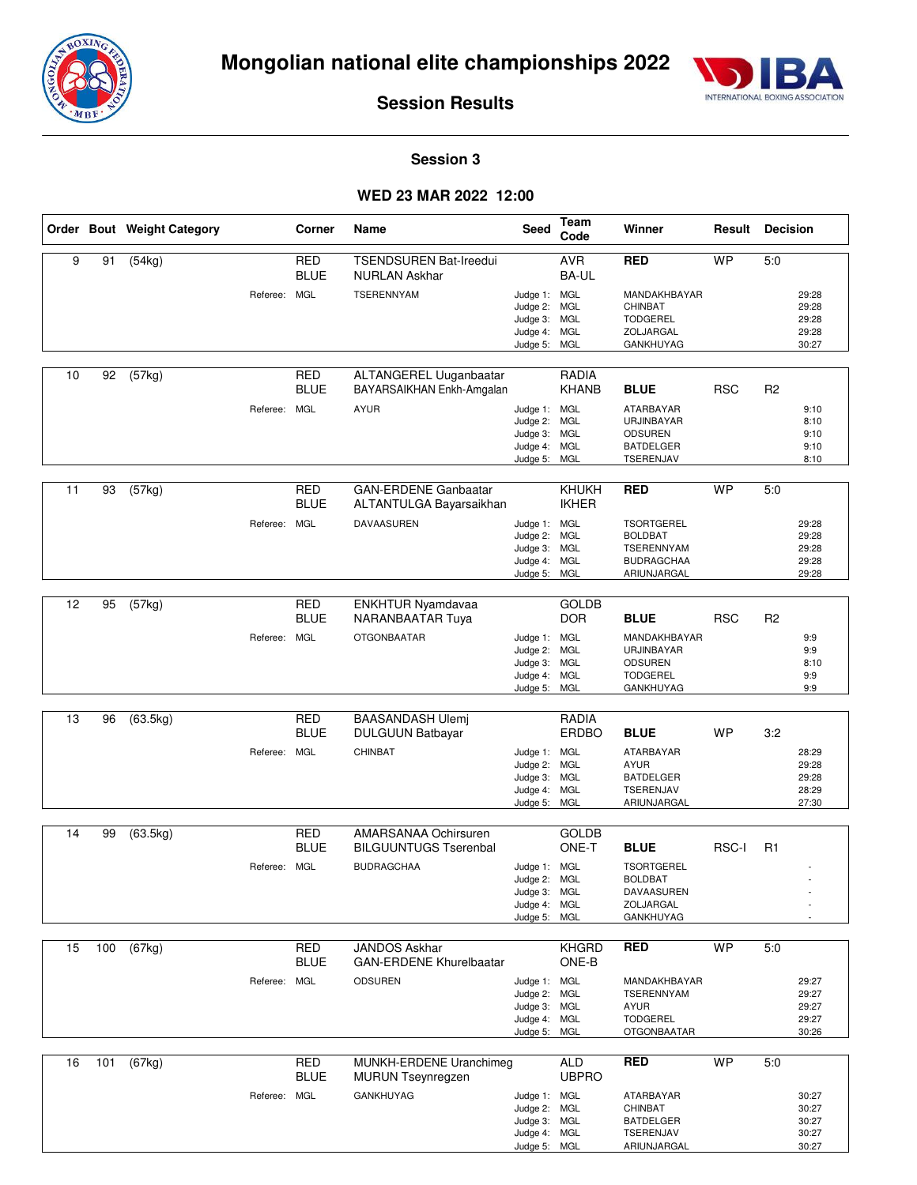# Mongolian national elite championships 2022

## Session Results

### Session 3

### WED 23 MAR 2022 12:00

| Order | Bout | Weight Category | Corner | Name | Seed | Team Code | Winner | Result | Decision |
|---|---|---|---|---|---|---|---|---|---|
| 9 | 91 | (54kg) | RED | TSENDSUREN Bat-Ireedui | | AVR | RED | WP | 5:0 |
| | | | BLUE | NURLAN Askhar | | BA-UL | | | |
| | | Referee: | MGL | TSERENNYAM | Judge 1: | MGL | MANDAKHBAYAR | | 29:28 |
| | | | | | Judge 2: | MGL | CHINBAT | | 29:28 |
| | | | | | Judge 3: | MGL | TODGEREL | | 29:28 |
| | | | | | Judge 4: | MGL | ZOLJARGAL | | 29:28 |
| | | | | | Judge 5: | MGL | GANKHUYAG | | 30:27 |
| 10 | 92 | (57kg) | RED | ALTANGEREL Uuganbaatar | | RADIA | BLUE | RSC | R2 |
| | | | BLUE | BAYARSAIKHAN Enkh-Amgalan | | KHANB | | | |
| | | Referee: | MGL | AYUR | Judge 1: | MGL | ATARBAYAR | | 9:10 |
| | | | | | Judge 2: | MGL | URJINBAYAR | | 8:10 |
| | | | | | Judge 3: | MGL | ODSUREN | | 9:10 |
| | | | | | Judge 4: | MGL | BATDELGER | | 9:10 |
| | | | | | Judge 5: | MGL | TSERENJAV | | 8:10 |
| 11 | 93 | (57kg) | RED | GAN-ERDENE Ganbaatar | | KHUKH | RED | WP | 5:0 |
| | | | BLUE | ALTANTULGA Bayarsaikhan | | IKHER | | | |
| | | Referee: | MGL | DAVAASUREN | Judge 1: | MGL | TSORTGEREL | | 29:28 |
| | | | | | Judge 2: | MGL | BOLDBAT | | 29:28 |
| | | | | | Judge 3: | MGL | TSERENNYAM | | 29:28 |
| | | | | | Judge 4: | MGL | BUDRAGCHAA | | 29:28 |
| | | | | | Judge 5: | MGL | ARIUNJARGAL | | 29:28 |
| 12 | 95 | (57kg) | RED | ENKHTUR Nyamdavaa | | GOLDB | BLUE | RSC | R2 |
| | | | BLUE | NARANBAATAR Tuya | | DOR | | | |
| | | Referee: | MGL | OTGONBAATAR | Judge 1: | MGL | MANDAKHBAYAR | | 9:9 |
| | | | | | Judge 2: | MGL | URJINBAYAR | | 9:9 |
| | | | | | Judge 3: | MGL | ODSUREN | | 8:10 |
| | | | | | Judge 4: | MGL | TODGEREL | | 9:9 |
| | | | | | Judge 5: | MGL | GANKHUYAG | | 9:9 |
| 13 | 96 | (63.5kg) | RED | BAASANDASH Ulemj | | RADIA | BLUE | WP | 3:2 |
| | | | BLUE | DULGUUN Batbayar | | ERDBO | | | |
| | | Referee: | MGL | CHINBAT | Judge 1: | MGL | ATARBAYAR | | 28:29 |
| | | | | | Judge 2: | MGL | AYUR | | 29:28 |
| | | | | | Judge 3: | MGL | BATDELGER | | 29:28 |
| | | | | | Judge 4: | MGL | TSERENJAV | | 28:29 |
| | | | | | Judge 5: | MGL | ARIUNJARGAL | | 27:30 |
| 14 | 99 | (63.5kg) | RED | AMARSANAA Ochirsuren | | GOLDB | BLUE | RSC-I | R1 |
| | | | BLUE | BILGUUNTUGS Tserenbal | | ONE-T | | | |
| | | Referee: | MGL | BUDRAGCHAA | Judge 1: | MGL | TSORTGEREL | | - |
| | | | | | Judge 2: | MGL | BOLDBAT | | - |
| | | | | | Judge 3: | MGL | DAVAASUREN | | - |
| | | | | | Judge 4: | MGL | ZOLJARGAL | | - |
| | | | | | Judge 5: | MGL | GANKHUYAG | | - |
| 15 | 100 | (67kg) | RED | JANDOS Askhar | | KHGRD | RED | WP | 5:0 |
| | | | BLUE | GAN-ERDENE Khurelbaatar | | ONE-B | | | |
| | | Referee: | MGL | ODSUREN | Judge 1: | MGL | MANDAKHBAYAR | | 29:27 |
| | | | | | Judge 2: | MGL | TSERENNYAM | | 29:27 |
| | | | | | Judge 3: | MGL | AYUR | | 29:27 |
| | | | | | Judge 4: | MGL | TODGEREL | | 29:27 |
| | | | | | Judge 5: | MGL | OTGONBAATAR | | 30:26 |
| 16 | 101 | (67kg) | RED | MUNKH-ERDENE Uranchimeg | | ALD | RED | WP | 5:0 |
| | | | BLUE | MURUN Tseynregzen | | UBPRO | | | |
| | | Referee: | MGL | GANKHUYAG | Judge 1: | MGL | ATARBAYAR | | 30:27 |
| | | | | | Judge 2: | MGL | CHINBAT | | 30:27 |
| | | | | | Judge 3: | MGL | BATDELGER | | 30:27 |
| | | | | | Judge 4: | MGL | TSERENJAV | | 30:27 |
| | | | | | Judge 5: | MGL | ARIUNJARGAL | | 30:27 |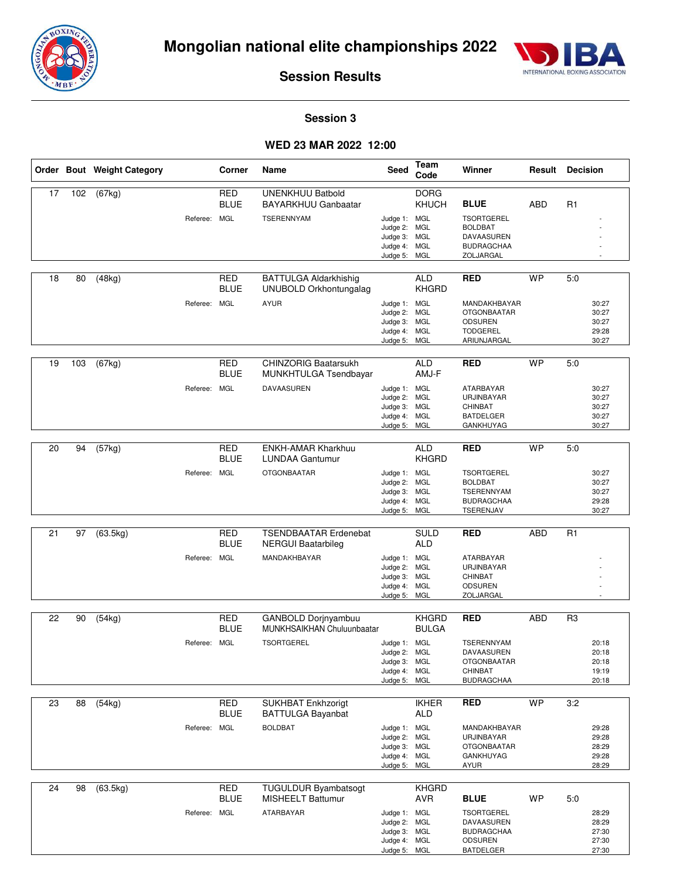# Mongolian national elite championships 2022

## Session Results

### Session 3

### WED 23 MAR 2022 12:00

| Order | Bout | Weight Category | Corner | Name | Seed | Team Code | Winner | Result | Decision |
|---|---|---|---|---|---|---|---|---|---|
| 17 | 102 | (67kg) | RED | UNENKHUU Batbold | | DORG | | | |
| | | | BLUE | BAYARKHUU Ganbaatar | | KHUCH | **BLUE** | ABD | R1 |
| | | Referee: | MGL | TSERENNYAM | Judge 1: | MGL | TSORTGEREL | | - |
| | | | | | Judge 2: | MGL | BOLDBAT | | - |
| | | | | | Judge 3: | MGL | DAVAASUREN | | - |
| | | | | | Judge 4: | MGL | BUDRAGCHAA | | - |
| | | | | | Judge 5: | MGL | ZOLJARGAL | | - |
| 18 | 80 | (48kg) | RED | BATTULGA Aldarkhishig | | ALD | **RED** | WP | 5:0 |
| | | | BLUE | UNUBOLD Orkhontungalag | | KHGRD | | | |
| | | Referee: | MGL | AYUR | Judge 1: | MGL | MANDAKHBAYAR | | 30:27 |
| | | | | | Judge 2: | MGL | OTGONBAATAR | | 30:27 |
| | | | | | Judge 3: | MGL | ODSUREN | | 30:27 |
| | | | | | Judge 4: | MGL | TODGEREL | | 29:28 |
| | | | | | Judge 5: | MGL | ARIUNJARGAL | | 30:27 |
| 19 | 103 | (67kg) | RED | CHINZORIG Baatarsukh | | ALD | **RED** | WP | 5:0 |
| | | | BLUE | MUNKHTULGA Tsendbayar | | AMJ-F | | | |
| | | Referee: | MGL | DAVAASUREN | Judge 1: | MGL | ATARBAYAR | | 30:27 |
| | | | | | Judge 2: | MGL | URJINBAYAR | | 30:27 |
| | | | | | Judge 3: | MGL | CHINBAT | | 30:27 |
| | | | | | Judge 4: | MGL | BATDELGER | | 30:27 |
| | | | | | Judge 5: | MGL | GANKHUYAG | | 30:27 |
| 20 | 94 | (57kg) | RED | ENKH-AMAR Kharkhuu | | ALD | **RED** | WP | 5:0 |
| | | | BLUE | LUNDAA Gantumur | | KHGRD | | | |
| | | Referee: | MGL | OTGONBAATAR | Judge 1: | MGL | TSORTGEREL | | 30:27 |
| | | | | | Judge 2: | MGL | BOLDBAT | | 30:27 |
| | | | | | Judge 3: | MGL | TSERENNYAM | | 30:27 |
| | | | | | Judge 4: | MGL | BUDRAGCHAA | | 29:28 |
| | | | | | Judge 5: | MGL | TSERENJAV | | 30:27 |
| 21 | 97 | (63.5kg) | RED | TSENDBAATAR Erdenebat | | SULD | **RED** | ABD | R1 |
| | | | BLUE | NERGUI Baatarbileg | | ALD | | | |
| | | Referee: | MGL | MANDAKHBAYAR | Judge 1: | MGL | ATARBAYAR | | - |
| | | | | | Judge 2: | MGL | URJINBAYAR | | - |
| | | | | | Judge 3: | MGL | CHINBAT | | - |
| | | | | | Judge 4: | MGL | ODSUREN | | - |
| | | | | | Judge 5: | MGL | ZOLJARGAL | | - |
| 22 | 90 | (54kg) | RED | GANBOLD Dorjnyambuu | | KHGRD | **RED** | ABD | R3 |
| | | | BLUE | MUNKHSAIKHAN Chuluunbaatar | | BULGA | | | |
| | | Referee: | MGL | TSORTGEREL | Judge 1: | MGL | TSERENNYAM | | 20:18 |
| | | | | | Judge 2: | MGL | DAVAASUREN | | 20:18 |
| | | | | | Judge 3: | MGL | OTGONBAATAR | | 20:18 |
| | | | | | Judge 4: | MGL | CHINBAT | | 19:19 |
| | | | | | Judge 5: | MGL | BUDRAGCHAA | | 20:18 |
| 23 | 88 | (54kg) | RED | SUKHBAT Enkhzorigt | | IKHER | **RED** | WP | 3:2 |
| | | | BLUE | BATTULGA Bayanbat | | ALD | | | |
| | | Referee: | MGL | BOLDBAT | Judge 1: | MGL | MANDAKHBAYAR | | 29:28 |
| | | | | | Judge 2: | MGL | URJINBAYAR | | 29:28 |
| | | | | | Judge 3: | MGL | OTGONBAATAR | | 28:29 |
| | | | | | Judge 4: | MGL | GANKHUYAG | | 29:28 |
| | | | | | Judge 5: | MGL | AYUR | | 28:29 |
| 24 | 98 | (63.5kg) | RED | TUGULDUR Byambatsogt | | KHGRD | | | |
| | | | BLUE | MISHEELT Battumur | | AVR | **BLUE** | WP | 5:0 |
| | | Referee: | MGL | ATARBAYAR | Judge 1: | MGL | TSORTGEREL | | 28:29 |
| | | | | | Judge 2: | MGL | DAVAASUREN | | 28:29 |
| | | | | | Judge 3: | MGL | BUDRAGCHAA | | 27:30 |
| | | | | | Judge 4: | MGL | ODSUREN | | 27:30 |
| | | | | | Judge 5: | MGL | BATDELGER | | 27:30 |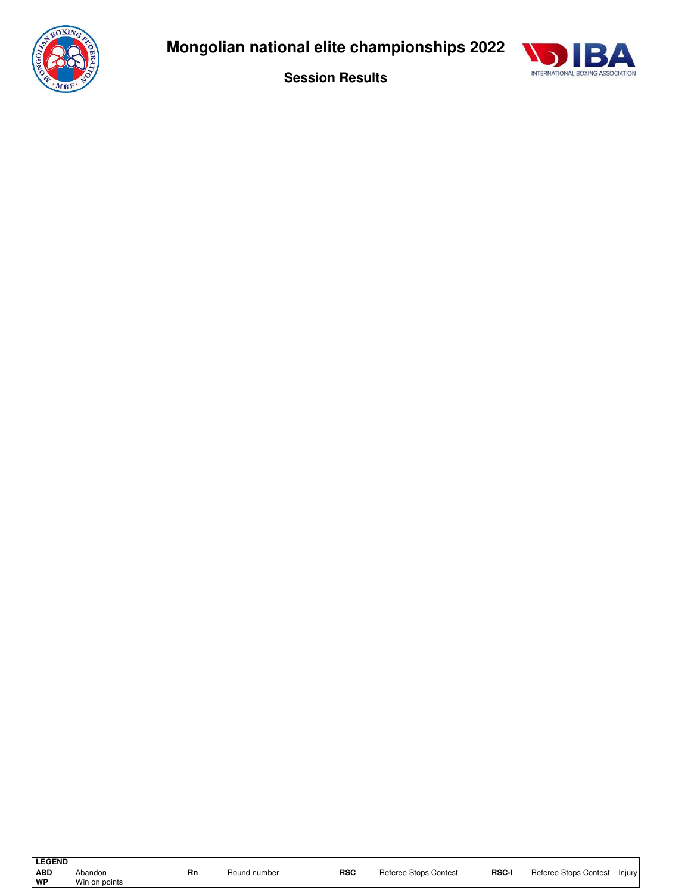# Mongolian national elite championships 2022

## Session Results

| LEGEND | | | | | | | |
|---|---|---|---|---|---|---|---|
| ABD | Abandon | Rn | Round number | RSC | Referee Stops Contest | RSC-I | Referee Stops Contest – Injury |
| WP | Win on points | | | | | | |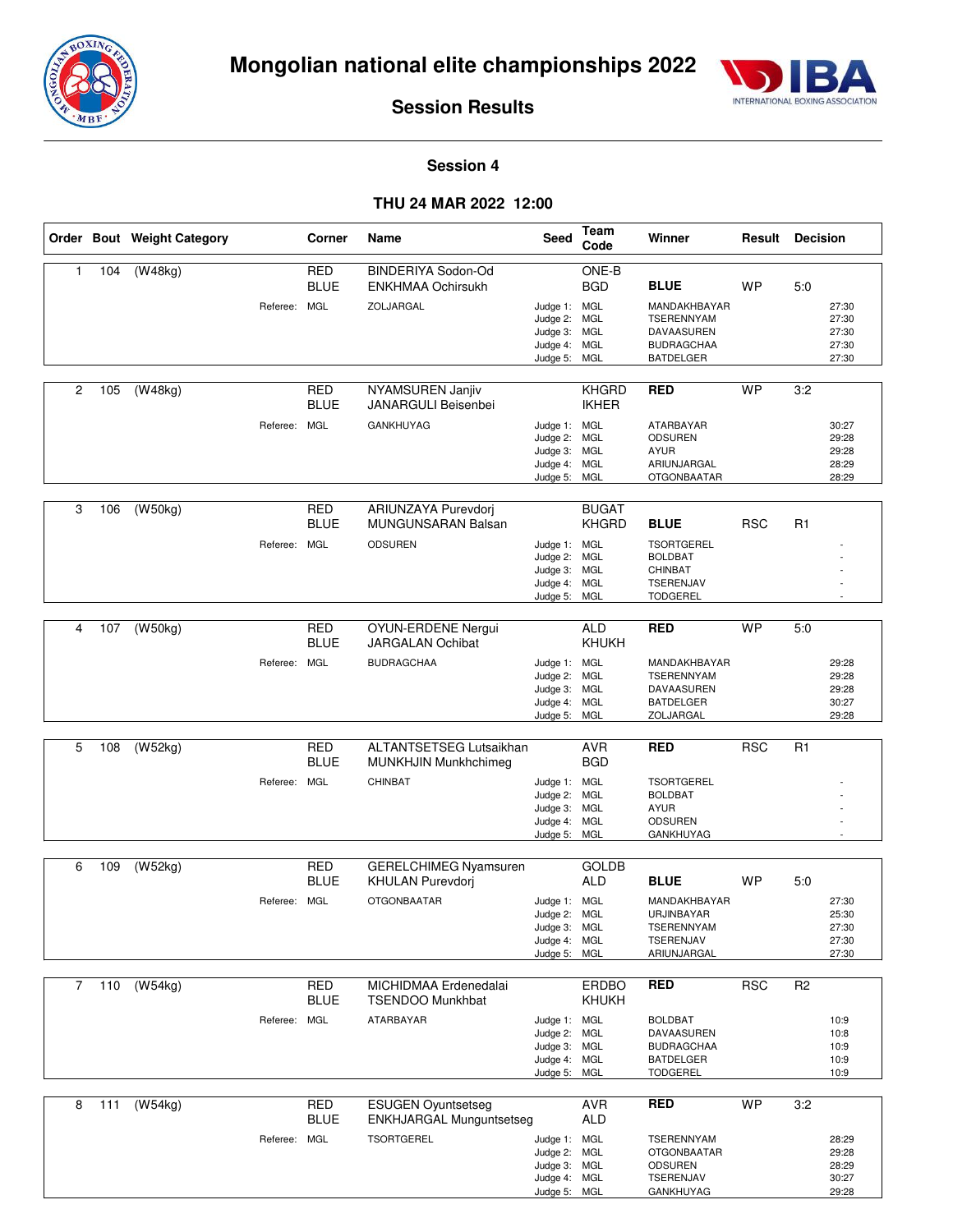# Mongolian national elite championships 2022

## Session Results

### Session 4

### THU 24 MAR 2022 12:00

| Order | Bout | Weight Category | Corner | Name | Seed | Team Code | Winner | Result | Decision |
|---|---|---|---|---|---|---|---|---|---|
| 1 | 104 | (W48kg) | RED | BINDERIYA Sodon-Od | | ONE-B | | | |
| | | | BLUE | ENKHMAA Ochirsukh | | BGD | **BLUE** | WP | 5:0 |
| | | Referee: | MGL | ZOLJARGAL | Judge 1: | MGL | MANDAKHBAYAR | | 27:30 |
| | | | | | Judge 2: | MGL | TSERENNYAM | | 27:30 |
| | | | | | Judge 3: | MGL | DAVAASUREN | | 27:30 |
| | | | | | Judge 4: | MGL | BUDRAGCHAA | | 27:30 |
| | | | | | Judge 5: | MGL | BATDELGER | | 27:30 |
| 2 | 105 | (W48kg) | RED | NYAMSUREN Janjiv | | KHGRD | **RED** | WP | 3:2 |
| | | | BLUE | JANARGULI Beisenbei | | IKHER | | | |
| | | Referee: | MGL | GANKHUYAG | Judge 1: | MGL | ATARBAYAR | | 30:27 |
| | | | | | Judge 2: | MGL | ODSUREN | | 29:28 |
| | | | | | Judge 3: | MGL | AYUR | | 29:28 |
| | | | | | Judge 4: | MGL | ARIUNJARGAL | | 28:29 |
| | | | | | Judge 5: | MGL | OTGONBAATAR | | 28:29 |
| 3 | 106 | (W50kg) | RED | ARIUNZAYA Purevdorj | | BUGAT | | | |
| | | | BLUE | MUNGUNSARAN Balsan | | KHGRD | **BLUE** | RSC | R1 |
| | | Referee: | MGL | ODSUREN | Judge 1: | MGL | TSORTGEREL | | - |
| | | | | | Judge 2: | MGL | BOLDBAT | | - |
| | | | | | Judge 3: | MGL | CHINBAT | | - |
| | | | | | Judge 4: | MGL | TSERENJAV | | - |
| | | | | | Judge 5: | MGL | TODGEREL | | - |
| 4 | 107 | (W50kg) | RED | OYUN-ERDENE Nergui | | ALD | **RED** | WP | 5:0 |
| | | | BLUE | JARGALAN Ochibat | | KHUKH | | | |
| | | Referee: | MGL | BUDRAGCHAA | Judge 1: | MGL | MANDAKHBAYAR | | 29:28 |
| | | | | | Judge 2: | MGL | TSERENNYAM | | 29:28 |
| | | | | | Judge 3: | MGL | DAVAASUREN | | 29:28 |
| | | | | | Judge 4: | MGL | BATDELGER | | 30:27 |
| | | | | | Judge 5: | MGL | ZOLJARGAL | | 29:28 |
| 5 | 108 | (W52kg) | RED | ALTANTSETSEG Lutsaikhan | | AVR | **RED** | RSC | R1 |
| | | | BLUE | MUNKHJIN Munkhchimeg | | BGD | | | |
| | | Referee: | MGL | CHINBAT | Judge 1: | MGL | TSORTGEREL | | - |
| | | | | | Judge 2: | MGL | BOLDBAT | | - |
| | | | | | Judge 3: | MGL | AYUR | | - |
| | | | | | Judge 4: | MGL | ODSUREN | | - |
| | | | | | Judge 5: | MGL | GANKHUYAG | | - |
| 6 | 109 | (W52kg) | RED | GERELCHIMEG Nyamsuren | | GOLDB | | | |
| | | | BLUE | KHULAN Purevdorj | | ALD | **BLUE** | WP | 5:0 |
| | | Referee: | MGL | OTGONBAATAR | Judge 1: | MGL | MANDAKHBAYAR | | 27:30 |
| | | | | | Judge 2: | MGL | URJINBAYAR | | 25:30 |
| | | | | | Judge 3: | MGL | TSERENNYAM | | 27:30 |
| | | | | | Judge 4: | MGL | TSERENJAV | | 27:30 |
| | | | | | Judge 5: | MGL | ARIUNJARGAL | | 27:30 |
| 7 | 110 | (W54kg) | RED | MICHIDMAA Erdenedalai | | ERDBO | **RED** | RSC | R2 |
| | | | BLUE | TSENDOO Munkhbat | | KHUKH | | | |
| | | Referee: | MGL | ATARBAYAR | Judge 1: | MGL | BOLDBAT | | 10:9 |
| | | | | | Judge 2: | MGL | DAVAASUREN | | 10:8 |
| | | | | | Judge 3: | MGL | BUDRAGCHAA | | 10:9 |
| | | | | | Judge 4: | MGL | BATDELGER | | 10:9 |
| | | | | | Judge 5: | MGL | TODGEREL | | 10:9 |
| 8 | 111 | (W54kg) | RED | ESUGEN Oyuntsetseg | | AVR | **RED** | WP | 3:2 |
| | | | BLUE | ENKHJARGAL Munguntsetseg | | ALD | | | |
| | | Referee: | MGL | TSORTGEREL | Judge 1: | MGL | TSERENNYAM | | 28:29 |
| | | | | | Judge 2: | MGL | OTGONBAATAR | | 29:28 |
| | | | | | Judge 3: | MGL | ODSUREN | | 28:29 |
| | | | | | Judge 4: | MGL | TSERENJAV | | 30:27 |
| | | | | | Judge 5: | MGL | GANKHUYAG | | 29:28 |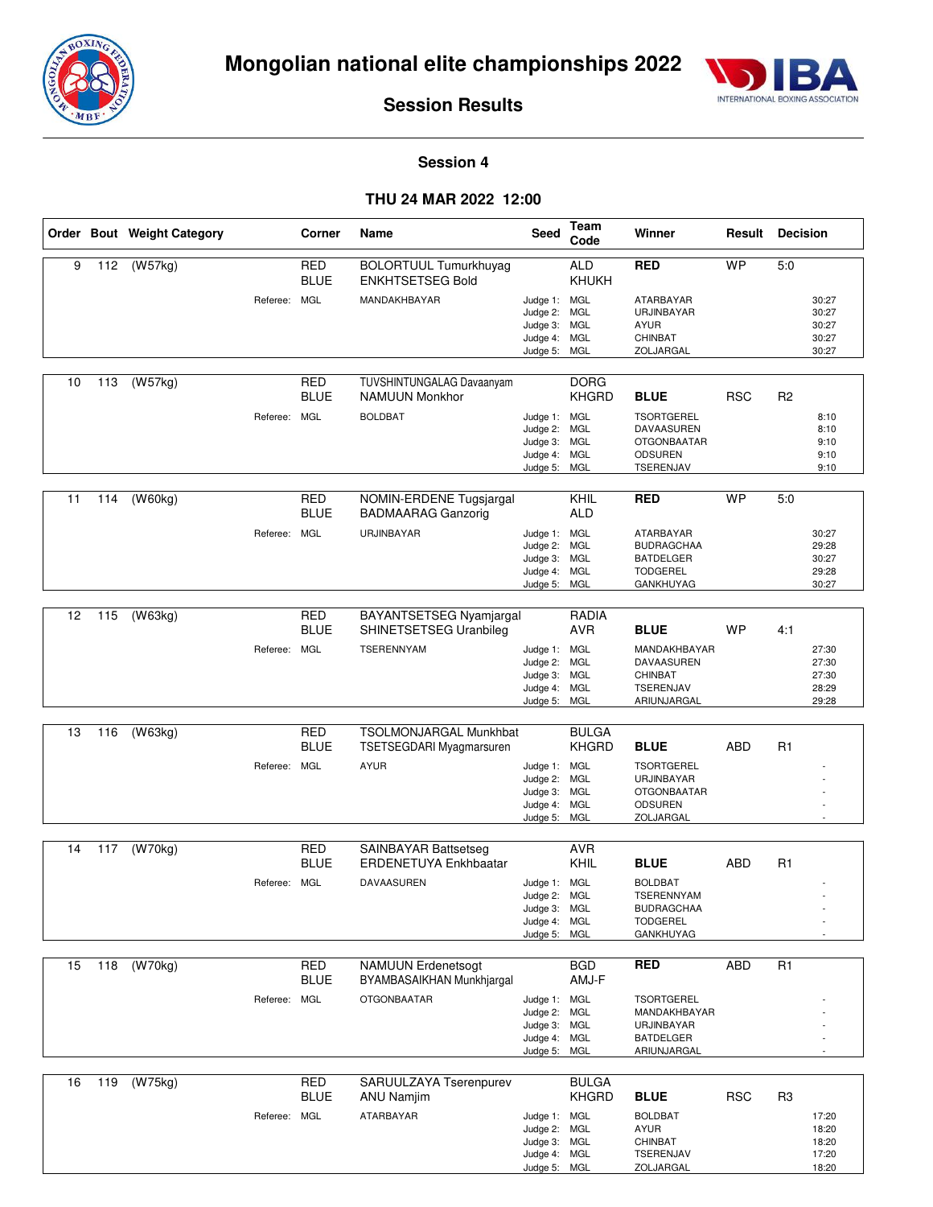# Mongolian national elite championships 2022

## Session Results

### Session 4

### THU 24 MAR 2022 12:00

| Order | Bout | Weight Category | Corner | Name | Seed | Team Code | Winner | Result | Decision |
|---|---|---|---|---|---|---|---|---|---|
| 9 | 112 | (W57kg) | RED | BOLORTUUL Tumurkhuyag | | ALD | **RED** | WP | 5:0 |
| | | | BLUE | ENKHTSETSEG Bold | | KHUKH | | | |
| | | Referee: | MGL | MANDAKHBAYAR | Judge 1: | MGL | ATARBAYAR | | 30:27 |
| | | | | | Judge 2: | MGL | URJINBAYAR | | 30:27 |
| | | | | | Judge 3: | MGL | AYUR | | 30:27 |
| | | | | | Judge 4: | MGL | CHINBAT | | 30:27 |
| | | | | | Judge 5: | MGL | ZOLJARGAL | | 30:27 |
| 10 | 113 | (W57kg) | RED | TUVSHINTUNGALAG Davaanyam | | DORG | | | |
| | | | BLUE | NAMUUN Monkhor | | KHGRD | **BLUE** | RSC | R2 |
| | | Referee: | MGL | BOLDBAT | Judge 1: | MGL | TSORTGEREL | | 8:10 |
| | | | | | Judge 2: | MGL | DAVAASUREN | | 8:10 |
| | | | | | Judge 3: | MGL | OTGONBAATAR | | 9:10 |
| | | | | | Judge 4: | MGL | ODSUREN | | 9:10 |
| | | | | | Judge 5: | MGL | TSERENJAV | | 9:10 |
| 11 | 114 | (W60kg) | RED | NOMIN-ERDENE Tugsjargal | | KHIL | **RED** | WP | 5:0 |
| | | | BLUE | BADMAARAG Ganzorig | | ALD | | | |
| | | Referee: | MGL | URJINBAYAR | Judge 1: | MGL | ATARBAYAR | | 30:27 |
| | | | | | Judge 2: | MGL | BUDRAGCHAA | | 29:28 |
| | | | | | Judge 3: | MGL | BATDELGER | | 30:27 |
| | | | | | Judge 4: | MGL | TODGEREL | | 29:28 |
| | | | | | Judge 5: | MGL | GANKHUYAG | | 30:27 |
| 12 | 115 | (W63kg) | RED | BAYANTSETSEG Nyamjargal | | RADIA | | | |
| | | | BLUE | SHINETSETSEG Uranbileg | | AVR | **BLUE** | WP | 4:1 |
| | | Referee: | MGL | TSERENNYAM | Judge 1: | MGL | MANDAKHBAYAR | | 27:30 |
| | | | | | Judge 2: | MGL | DAVAASUREN | | 27:30 |
| | | | | | Judge 3: | MGL | CHINBAT | | 27:30 |
| | | | | | Judge 4: | MGL | TSERENJAV | | 28:29 |
| | | | | | Judge 5: | MGL | ARIUNJARGAL | | 29:28 |
| 13 | 116 | (W63kg) | RED | TSOLMONJARGAL Munkhbat | | BULGA | | | |
| | | | BLUE | TSETSEGDARI Myagmarsuren | | KHGRD | **BLUE** | ABD | R1 |
| | | Referee: | MGL | AYUR | Judge 1: | MGL | TSORTGEREL | | - |
| | | | | | Judge 2: | MGL | URJINBAYAR | | - |
| | | | | | Judge 3: | MGL | OTGONBAATAR | | - |
| | | | | | Judge 4: | MGL | ODSUREN | | - |
| | | | | | Judge 5: | MGL | ZOLJARGAL | | - |
| 14 | 117 | (W70kg) | RED | SAINBAYAR Battsetseg | | AVR | | | |
| | | | BLUE | ERDENETUYA Enkhbaatar | | KHIL | **BLUE** | ABD | R1 |
| | | Referee: | MGL | DAVAASUREN | Judge 1: | MGL | BOLDBAT | | - |
| | | | | | Judge 2: | MGL | TSERENNYAM | | - |
| | | | | | Judge 3: | MGL | BUDRAGCHAA | | - |
| | | | | | Judge 4: | MGL | TODGEREL | | - |
| | | | | | Judge 5: | MGL | GANKHUYAG | | - |
| 15 | 118 | (W70kg) | RED | NAMUUN Erdenetsogt | | BGD | **RED** | ABD | R1 |
| | | | BLUE | BYAMBASAIKHAN Munkhjargal | | AMJ-F | | | |
| | | Referee: | MGL | OTGONBAATAR | Judge 1: | MGL | TSORTGEREL | | - |
| | | | | | Judge 2: | MGL | MANDAKHBAYAR | | - |
| | | | | | Judge 3: | MGL | URJINBAYAR | | - |
| | | | | | Judge 4: | MGL | BATDELGER | | - |
| | | | | | Judge 5: | MGL | ARIUNJARGAL | | - |
| 16 | 119 | (W75kg) | RED | SARUULZAYA Tserenpurev | | BULGA | | | |
| | | | BLUE | ANU Namjim | | KHGRD | **BLUE** | RSC | R3 |
| | | Referee: | MGL | ATARBAYAR | Judge 1: | MGL | BOLDBAT | | 17:20 |
| | | | | | Judge 2: | MGL | AYUR | | 18:20 |
| | | | | | Judge 3: | MGL | CHINBAT | | 18:20 |
| | | | | | Judge 4: | MGL | TSERENJAV | | 17:20 |
| | | | | | Judge 5: | MGL | ZOLJARGAL | | 18:20 |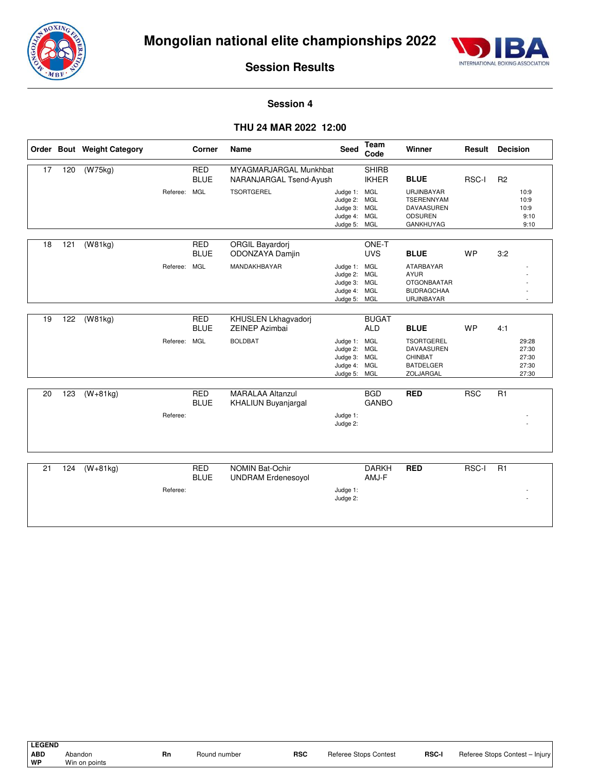# Mongolian national elite championships 2022

## Session Results

### Session 4

### THU 24 MAR 2022 12:00

| Order | Bout | Weight Category | Corner | Name | Seed | Team Code | Winner | Result | Decision |
|---|---|---|---|---|---|---|---|---|---|
| 17 | 120 | (W75kg) | RED | MYAGMARJARGAL Munkhbat | | SHIRB | | | |
| | | | BLUE | NARANJARGAL Tsend-Ayush | | IKHER | **BLUE** | RSC-I | R2 |
| | | Referee: | MGL | TSORTGEREL | Judge 1: | MGL | URJINBAYAR | | 10:9 |
| | | | | | Judge 2: | MGL | TSERENNYAM | | 10:9 |
| | | | | | Judge 3: | MGL | DAVAASUREN | | 10:9 |
| | | | | | Judge 4: | MGL | ODSUREN | | 9:10 |
| | | | | | Judge 5: | MGL | GANKHUYAG | | 9:10 |
| 18 | 121 | (W81kg) | RED | ORGIL Bayardorj | | ONE-T | | | |
| | | | BLUE | ODONZAYA Damjin | | UVS | **BLUE** | WP | 3:2 |
| | | Referee: | MGL | MANDAKHBAYAR | Judge 1: | MGL | ATARBAYAR | | - |
| | | | | | Judge 2: | MGL | AYUR | | - |
| | | | | | Judge 3: | MGL | OTGONBAATAR | | - |
| | | | | | Judge 4: | MGL | BUDRAGCHAA | | - |
| | | | | | Judge 5: | MGL | URJINBAYAR | | - |
| 19 | 122 | (W81kg) | RED | KHUSLEN Lkhagvadorj | | BUGAT | | | |
| | | | BLUE | ZEINEP Azimbai | | ALD | **BLUE** | WP | 4:1 |
| | | Referee: | MGL | BOLDBAT | Judge 1: | MGL | TSORTGEREL | | 29:28 |
| | | | | | Judge 2: | MGL | DAVAASUREN | | 27:30 |
| | | | | | Judge 3: | MGL | CHINBAT | | 27:30 |
| | | | | | Judge 4: | MGL | BATDELGER | | 27:30 |
| | | | | | Judge 5: | MGL | ZOLJARGAL | | 27:30 |
| 20 | 123 | (W+81kg) | RED | MARALAA Altanzul | | BGD | **RED** | RSC | R1 |
| | | | BLUE | KHALIUN Buyanjargal | | GANBO | | | |
| | | Referee: | | | Judge 1: | | | | - |
| | | | | | Judge 2: | | | | - |
| 21 | 124 | (W+81kg) | RED | NOMIN Bat-Ochir | | DARKH | **RED** | RSC-I | R1 |
| | | | BLUE | UNDRAM Erdenesoyol | | AMJ-F | | | |
| | | Referee: | | | Judge 1: | | | | - |
| | | | | | Judge 2: | | | | - |

**LEGEND**

| | | | | | | | |
|---|---|---|---|---|---|---|---|
| **ABD** | Abandon | **Rn** | Round number | **RSC** | Referee Stops Contest | **RSC-I** | Referee Stops Contest – Injury |
| **WP** | Win on points | | | | | | |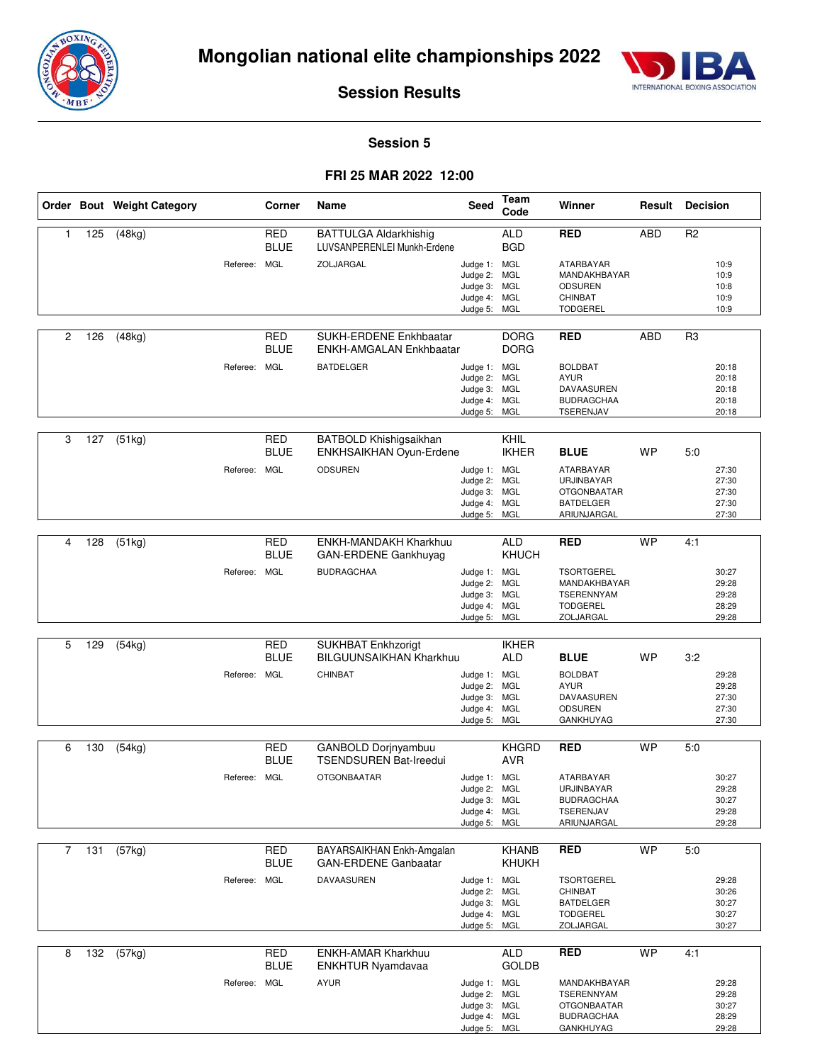# Mongolian national elite championships 2022

## Session Results

### Session 5

### FRI 25 MAR 2022 12:00

| Order | Bout | Weight Category | Corner | Name | Seed | Team Code | Winner | Result | Decision |
|---|---|---|---|---|---|---|---|---|---|
| 1 | 125 | (48kg) | RED | BATTULGA Aldarkhishig | | ALD | **RED** | ABD | R2 |
| | | | BLUE | LUVSANPERENLEI Munkh-Erdene | | BGD | | | |
| | | Referee: | MGL | ZOLJARGAL | Judge 1: | MGL | ATARBAYAR | | 10:9 |
| | | | | | Judge 2: | MGL | MANDAKHBAYAR | | 10:9 |
| | | | | | Judge 3: | MGL | ODSUREN | | 10:8 |
| | | | | | Judge 4: | MGL | CHINBAT | | 10:9 |
| | | | | | Judge 5: | MGL | TODGEREL | | 10:9 |
| 2 | 126 | (48kg) | RED | SUKH-ERDENE Enkhbaatar | | DORG | **RED** | ABD | R3 |
| | | | BLUE | ENKH-AMGALAN Enkhbaatar | | DORG | | | |
| | | Referee: | MGL | BATDELGER | Judge 1: | MGL | BOLDBAT | | 20:18 |
| | | | | | Judge 2: | MGL | AYUR | | 20:18 |
| | | | | | Judge 3: | MGL | DAVAASUREN | | 20:18 |
| | | | | | Judge 4: | MGL | BUDRAGCHAA | | 20:18 |
| | | | | | Judge 5: | MGL | TSERENJAV | | 20:18 |
| 3 | 127 | (51kg) | RED | BATBOLD Khishigsaikhan | | KHIL | | | |
| | | | BLUE | ENKHSAIKHAN Oyun-Erdene | | IKHER | **BLUE** | WP | 5:0 |
| | | Referee: | MGL | ODSUREN | Judge 1: | MGL | ATARBAYAR | | 27:30 |
| | | | | | Judge 2: | MGL | URJINBAYAR | | 27:30 |
| | | | | | Judge 3: | MGL | OTGONBAATAR | | 27:30 |
| | | | | | Judge 4: | MGL | BATDELGER | | 27:30 |
| | | | | | Judge 5: | MGL | ARIUNJARGAL | | 27:30 |
| 4 | 128 | (51kg) | RED | ENKH-MANDAKH Kharkhuu | | ALD | **RED** | WP | 4:1 |
| | | | BLUE | GAN-ERDENE Gankhuyag | | KHUCH | | | |
| | | Referee: | MGL | BUDRAGCHAA | Judge 1: | MGL | TSORTGEREL | | 30:27 |
| | | | | | Judge 2: | MGL | MANDAKHBAYAR | | 29:28 |
| | | | | | Judge 3: | MGL | TSERENNYAM | | 29:28 |
| | | | | | Judge 4: | MGL | TODGEREL | | 28:29 |
| | | | | | Judge 5: | MGL | ZOLJARGAL | | 29:28 |
| 5 | 129 | (54kg) | RED | SUKHBAT Enkhzorigt | | IKHER | | | |
| | | | BLUE | BILGUUNSAIKHAN Kharkhuu | | ALD | **BLUE** | WP | 3:2 |
| | | Referee: | MGL | CHINBAT | Judge 1: | MGL | BOLDBAT | | 29:28 |
| | | | | | Judge 2: | MGL | AYUR | | 29:28 |
| | | | | | Judge 3: | MGL | DAVAASUREN | | 27:30 |
| | | | | | Judge 4: | MGL | ODSUREN | | 27:30 |
| | | | | | Judge 5: | MGL | GANKHUYAG | | 27:30 |
| 6 | 130 | (54kg) | RED | GANBOLD Dorjnyambuu | | KHGRD | **RED** | WP | 5:0 |
| | | | BLUE | TSENDSUREN Bat-Ireedui | | AVR | | | |
| | | Referee: | MGL | OTGONBAATAR | Judge 1: | MGL | ATARBAYAR | | 30:27 |
| | | | | | Judge 2: | MGL | URJINBAYAR | | 29:28 |
| | | | | | Judge 3: | MGL | BUDRAGCHAA | | 30:27 |
| | | | | | Judge 4: | MGL | TSERENJAV | | 29:28 |
| | | | | | Judge 5: | MGL | ARIUNJARGAL | | 29:28 |
| 7 | 131 | (57kg) | RED | BAYARSAIKHAN Enkh-Amgalan | | KHANB | **RED** | WP | 5:0 |
| | | | BLUE | GAN-ERDENE Ganbaatar | | KHUKH | | | |
| | | Referee: | MGL | DAVAASUREN | Judge 1: | MGL | TSORTGEREL | | 29:28 |
| | | | | | Judge 2: | MGL | CHINBAT | | 30:26 |
| | | | | | Judge 3: | MGL | BATDELGER | | 30:27 |
| | | | | | Judge 4: | MGL | TODGEREL | | 30:27 |
| | | | | | Judge 5: | MGL | ZOLJARGAL | | 30:27 |
| 8 | 132 | (57kg) | RED | ENKH-AMAR Kharkhuu | | ALD | **RED** | WP | 4:1 |
| | | | BLUE | ENKHTUR Nyamdavaa | | GOLDB | | | |
| | | Referee: | MGL | AYUR | Judge 1: | MGL | MANDAKHBAYAR | | 29:28 |
| | | | | | Judge 2: | MGL | TSERENNYAM | | 29:28 |
| | | | | | Judge 3: | MGL | OTGONBAATAR | | 30:27 |
| | | | | | Judge 4: | MGL | BUDRAGCHAA | | 28:29 |
| | | | | | Judge 5: | MGL | GANKHUYAG | | 29:28 |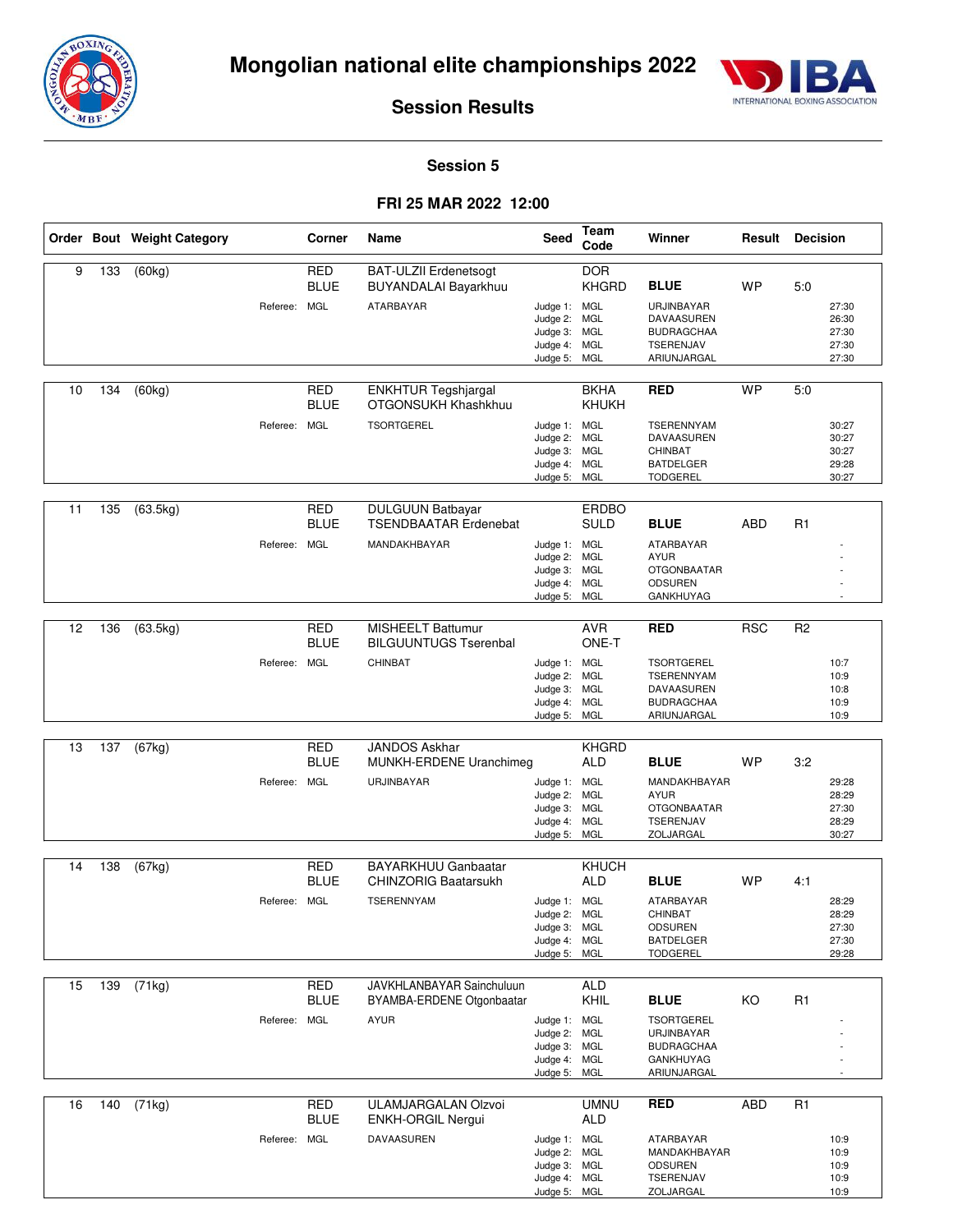# Mongolian national elite championships 2022

## Session Results

### Session 5

### FRI 25 MAR 2022 12:00

| Order | Bout | Weight Category | Corner | Name | Seed | Team Code | Winner | Result | Decision |
|---|---|---|---|---|---|---|---|---|---|
| 9 | 133 | (60kg) | RED | BAT-ULZII Erdenetsogt | | DOR | | | |
| | | | BLUE | BUYANDALAI Bayarkhuu | | KHGRD | **BLUE** | WP | 5:0 |
| | | Referee: | MGL | ATARBAYAR | Judge 1: | MGL | URJINBAYAR | | 27:30 |
| | | | | | Judge 2: | MGL | DAVAASUREN | | 26:30 |
| | | | | | Judge 3: | MGL | BUDRAGCHAA | | 27:30 |
| | | | | | Judge 4: | MGL | TSERENJAV | | 27:30 |
| | | | | | Judge 5: | MGL | ARIUNJARGAL | | 27:30 |
| 10 | 134 | (60kg) | RED | ENKHTUR Tegshjargal | | BKHA | **RED** | WP | 5:0 |
| | | | BLUE | OTGONSUKH Khashkhuu | | KHUKH | | | |
| | | Referee: | MGL | TSORTGEREL | Judge 1: | MGL | TSERENNYAM | | 30:27 |
| | | | | | Judge 2: | MGL | DAVAASUREN | | 30:27 |
| | | | | | Judge 3: | MGL | CHINBAT | | 30:27 |
| | | | | | Judge 4: | MGL | BATDELGER | | 29:28 |
| | | | | | Judge 5: | MGL | TODGEREL | | 30:27 |
| 11 | 135 | (63.5kg) | RED | DULGUUN Batbayar | | ERDBO | | | |
| | | | BLUE | TSENDBAATAR Erdenebat | | SULD | **BLUE** | ABD | R1 |
| | | Referee: | MGL | MANDAKHBAYAR | Judge 1: | MGL | ATARBAYAR | | - |
| | | | | | Judge 2: | MGL | AYUR | | - |
| | | | | | Judge 3: | MGL | OTGONBAATAR | | - |
| | | | | | Judge 4: | MGL | ODSUREN | | - |
| | | | | | Judge 5: | MGL | GANKHUYAG | | - |
| 12 | 136 | (63.5kg) | RED | MISHEELT Battumur | | AVR | **RED** | RSC | R2 |
| | | | BLUE | BILGUUNTUGS Tserenbal | | ONE-T | | | |
| | | Referee: | MGL | CHINBAT | Judge 1: | MGL | TSORTGEREL | | 10:7 |
| | | | | | Judge 2: | MGL | TSERENNYAM | | 10:9 |
| | | | | | Judge 3: | MGL | DAVAASUREN | | 10:8 |
| | | | | | Judge 4: | MGL | BUDRAGCHAA | | 10:9 |
| | | | | | Judge 5: | MGL | ARIUNJARGAL | | 10:9 |
| 13 | 137 | (67kg) | RED | JANDOS Askhar | | KHGRD | | | |
| | | | BLUE | MUNKH-ERDENE Uranchimeg | | ALD | **BLUE** | WP | 3:2 |
| | | Referee: | MGL | URJINBAYAR | Judge 1: | MGL | MANDAKHBAYAR | | 29:28 |
| | | | | | Judge 2: | MGL | AYUR | | 28:29 |
| | | | | | Judge 3: | MGL | OTGONBAATAR | | 27:30 |
| | | | | | Judge 4: | MGL | TSERENJAV | | 28:29 |
| | | | | | Judge 5: | MGL | ZOLJARGAL | | 30:27 |
| 14 | 138 | (67kg) | RED | BAYARKHUU Ganbaatar | | KHUCH | | | |
| | | | BLUE | CHINZORIG Baatarsukh | | ALD | **BLUE** | WP | 4:1 |
| | | Referee: | MGL | TSERENNYAM | Judge 1: | MGL | ATARBAYAR | | 28:29 |
| | | | | | Judge 2: | MGL | CHINBAT | | 28:29 |
| | | | | | Judge 3: | MGL | ODSUREN | | 27:30 |
| | | | | | Judge 4: | MGL | BATDELGER | | 27:30 |
| | | | | | Judge 5: | MGL | TODGEREL | | 29:28 |
| 15 | 139 | (71kg) | RED | JAVKHLANBAYAR Sainchuluun | | ALD | | | |
| | | | BLUE | BYAMBA-ERDENE Otgonbaatar | | KHIL | **BLUE** | KO | R1 |
| | | Referee: | MGL | AYUR | Judge 1: | MGL | TSORTGEREL | | - |
| | | | | | Judge 2: | MGL | URJINBAYAR | | - |
| | | | | | Judge 3: | MGL | BUDRAGCHAA | | - |
| | | | | | Judge 4: | MGL | GANKHUYAG | | - |
| | | | | | Judge 5: | MGL | ARIUNJARGAL | | - |
| 16 | 140 | (71kg) | RED | ULAMJARGALAN Olzvoi | | UMNU | **RED** | ABD | R1 |
| | | | BLUE | ENKH-ORGIL Nergui | | ALD | | | |
| | | Referee: | MGL | DAVAASUREN | Judge 1: | MGL | ATARBAYAR | | 10:9 |
| | | | | | Judge 2: | MGL | MANDAKHBAYAR | | 10:9 |
| | | | | | Judge 3: | MGL | ODSUREN | | 10:9 |
| | | | | | Judge 4: | MGL | TSERENJAV | | 10:9 |
| | | | | | Judge 5: | MGL | ZOLJARGAL | | 10:9 |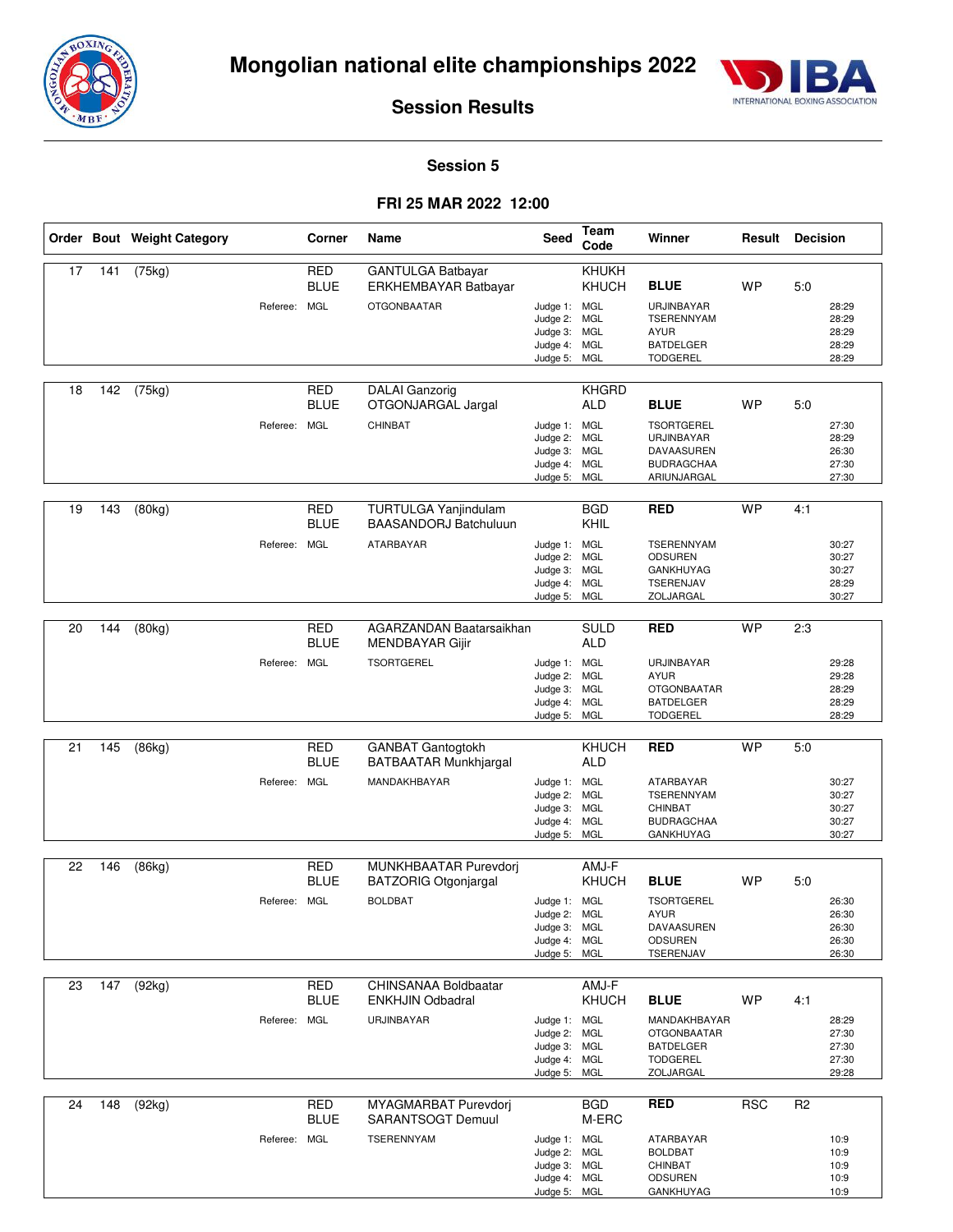# Mongolian national elite championships 2022

## Session Results

### Session 5

### FRI 25 MAR 2022 12:00

| Order | Bout | Weight Category | Corner | Name | Seed | Team Code | Winner | Result | Decision |
|---|---|---|---|---|---|---|---|---|---|
| 17 | 141 | (75kg) | RED | GANTULGA Batbayar | | KHUKH | | | |
| | | | BLUE | ERKHEMBAYAR Batbayar | | KHUCH | BLUE | WP | 5:0 |
| | | | Referee: MGL | OTGONBAATAR | Judge 1: | MGL | URJINBAYAR | | 28:29 |
| | | | | | Judge 2: | MGL | TSERENNYAM | | 28:29 |
| | | | | | Judge 3: | MGL | AYUR | | 28:29 |
| | | | | | Judge 4: | MGL | BATDELGER | | 28:29 |
| | | | | | Judge 5: | MGL | TODGEREL | | 28:29 |
| 18 | 142 | (75kg) | RED | DALAI Ganzorig | | KHGRD | | | |
| | | | BLUE | OTGONJARGAL Jargal | | ALD | BLUE | WP | 5:0 |
| | | | Referee: MGL | CHINBAT | Judge 1: | MGL | TSORTGEREL | | 27:30 |
| | | | | | Judge 2: | MGL | URJINBAYAR | | 28:29 |
| | | | | | Judge 3: | MGL | DAVAASUREN | | 26:30 |
| | | | | | Judge 4: | MGL | BUDRAGCHAA | | 27:30 |
| | | | | | Judge 5: | MGL | ARIUNJARGAL | | 27:30 |
| 19 | 143 | (80kg) | RED | TURTULGA Yanjindulam | | BGD | RED | WP | 4:1 |
| | | | BLUE | BAASANDORJ Batchuluun | | KHIL | | | |
| | | | Referee: MGL | ATARBAYAR | Judge 1: | MGL | TSERENNYAM | | 30:27 |
| | | | | | Judge 2: | MGL | ODSUREN | | 30:27 |
| | | | | | Judge 3: | MGL | GANKHUYAG | | 30:27 |
| | | | | | Judge 4: | MGL | TSERENJAV | | 28:29 |
| | | | | | Judge 5: | MGL | ZOLJARGAL | | 30:27 |
| 20 | 144 | (80kg) | RED | AGARZANDAN Baatarsaikhan | | SULD | RED | WP | 2:3 |
| | | | BLUE | MENDBAYAR Gijir | | ALD | | | |
| | | | Referee: MGL | TSORTGEREL | Judge 1: | MGL | URJINBAYAR | | 29:28 |
| | | | | | Judge 2: | MGL | AYUR | | 29:28 |
| | | | | | Judge 3: | MGL | OTGONBAATAR | | 28:29 |
| | | | | | Judge 4: | MGL | BATDELGER | | 28:29 |
| | | | | | Judge 5: | MGL | TODGEREL | | 28:29 |
| 21 | 145 | (86kg) | RED | GANBAT Gantogtokh | | KHUCH | RED | WP | 5:0 |
| | | | BLUE | BATBAATAR Munkhjargal | | ALD | | | |
| | | | Referee: MGL | MANDAKHBAYAR | Judge 1: | MGL | ATARBAYAR | | 30:27 |
| | | | | | Judge 2: | MGL | TSERENNYAM | | 30:27 |
| | | | | | Judge 3: | MGL | CHINBAT | | 30:27 |
| | | | | | Judge 4: | MGL | BUDRAGCHAA | | 30:27 |
| | | | | | Judge 5: | MGL | GANKHUYAG | | 30:27 |
| 22 | 146 | (86kg) | RED | MUNKHBAATAR Purevdorj | | AMJ-F | | | |
| | | | BLUE | BATZORIG Otgonjargal | | KHUCH | BLUE | WP | 5:0 |
| | | | Referee: MGL | BOLDBAT | Judge 1: | MGL | TSORTGEREL | | 26:30 |
| | | | | | Judge 2: | MGL | AYUR | | 26:30 |
| | | | | | Judge 3: | MGL | DAVAASUREN | | 26:30 |
| | | | | | Judge 4: | MGL | ODSUREN | | 26:30 |
| | | | | | Judge 5: | MGL | TSERENJAV | | 26:30 |
| 23 | 147 | (92kg) | RED | CHINSANAA Boldbaatar | | AMJ-F | | | |
| | | | BLUE | ENKHJIN Odbadral | | KHUCH | BLUE | WP | 4:1 |
| | | | Referee: MGL | URJINBAYAR | Judge 1: | MGL | MANDAKHBAYAR | | 28:29 |
| | | | | | Judge 2: | MGL | OTGONBAATAR | | 27:30 |
| | | | | | Judge 3: | MGL | BATDELGER | | 27:30 |
| | | | | | Judge 4: | MGL | TODGEREL | | 27:30 |
| | | | | | Judge 5: | MGL | ZOLJARGAL | | 29:28 |
| 24 | 148 | (92kg) | RED | MYAGMARBAT Purevdorj | | BGD | RED | RSC | R2 |
| | | | BLUE | SARANTSOGT Demuul | | M-ERC | | | |
| | | | Referee: MGL | TSERENNYAM | Judge 1: | MGL | ATARBAYAR | | 10:9 |
| | | | | | Judge 2: | MGL | BOLDBAT | | 10:9 |
| | | | | | Judge 3: | MGL | CHINBAT | | 10:9 |
| | | | | | Judge 4: | MGL | ODSUREN | | 10:9 |
| | | | | | Judge 5: | MGL | GANKHUYAG | | 10:9 |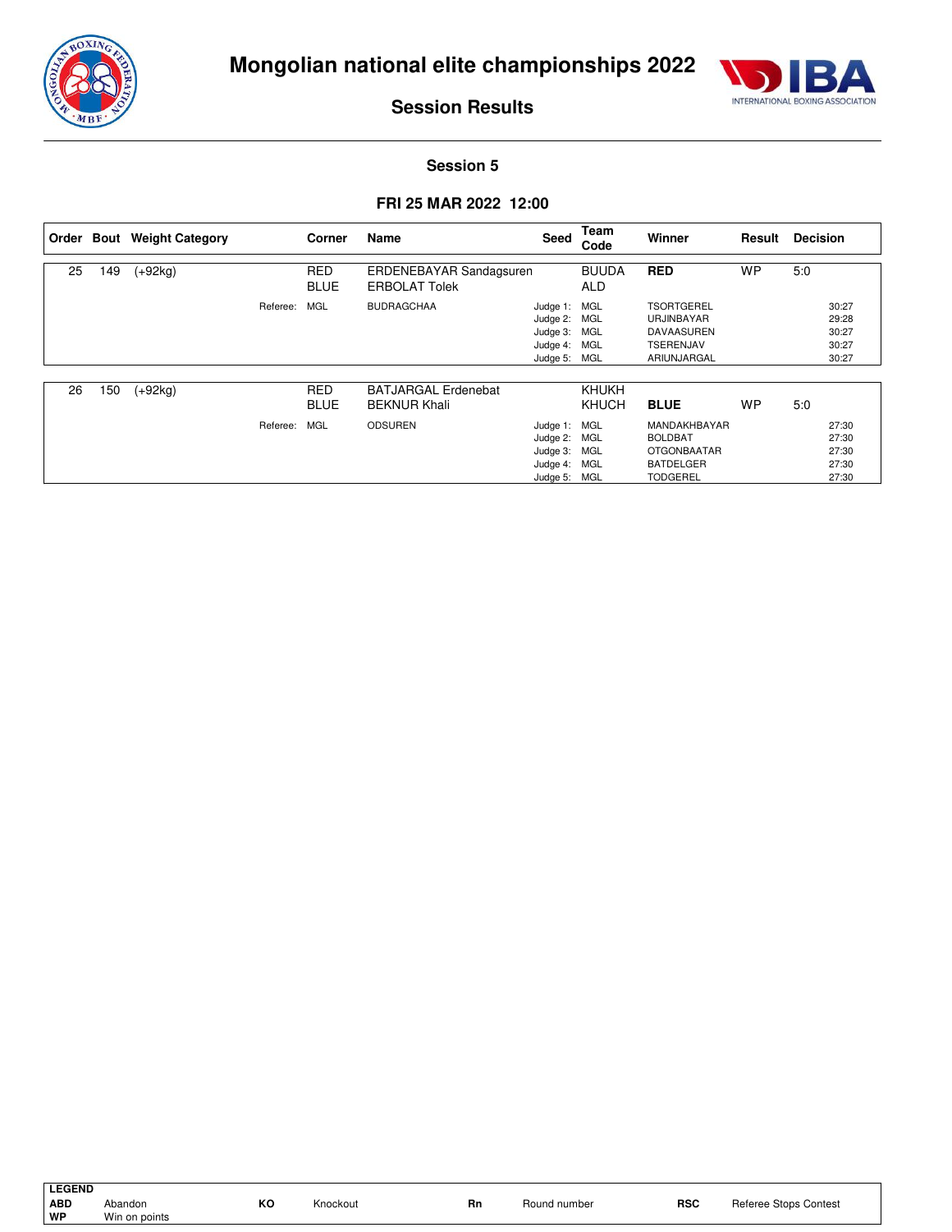# Mongolian national elite championships 2022

## Session Results

### Session 5

### FRI 25 MAR 2022 12:00

| Order | Bout | Weight Category | Corner | Name | Seed | Team Code | Winner | Result | Decision |
|---|---|---|---|---|---|---|---|---|---|
| 25 | 149 | (+92kg) | RED | ERDENEBAYAR Sandagsuren | | BUUDA | **RED** | WP | 5:0 |
| | | | BLUE | ERBOLAT Tolek | | ALD | | | |
| | | Referee: | MGL | BUDRAGCHAA | Judge 1: | MGL | TSORTGEREL | | 30:27 |
| | | | | | Judge 2: | MGL | URJINBAYAR | | 29:28 |
| | | | | | Judge 3: | MGL | DAVAASUREN | | 30:27 |
| | | | | | Judge 4: | MGL | TSERENJAV | | 30:27 |
| | | | | | Judge 5: | MGL | ARIUNJARGAL | | 30:27 |

| Order | Bout | Weight Category | Corner | Name | Seed | Team Code | Winner | Result | Decision |
|---|---|---|---|---|---|---|---|---|---|
| 26 | 150 | (+92kg) | RED | BATJARGAL Erdenebat | | KHUKH | | | |
| | | | BLUE | BEKNUR Khali | | KHUCH | **BLUE** | WP | 5:0 |
| | | Referee: | MGL | ODSUREN | Judge 1: | MGL | MANDAKHBAYAR | | 27:30 |
| | | | | | Judge 2: | MGL | BOLDBAT | | 27:30 |
| | | | | | Judge 3: | MGL | OTGONBAATAR | | 27:30 |
| | | | | | Judge 4: | MGL | BATDELGER | | 27:30 |
| | | | | | Judge 5: | MGL | TODGEREL | | 27:30 |

**LEGEND**

| | | | | | | | |
|---|---|---|---|---|---|---|---|
| **ABD** | Abandon | **KO** | Knockout | **Rn** | Round number | **RSC** | Referee Stops Contest |
| **WP** | Win on points | | | | | | |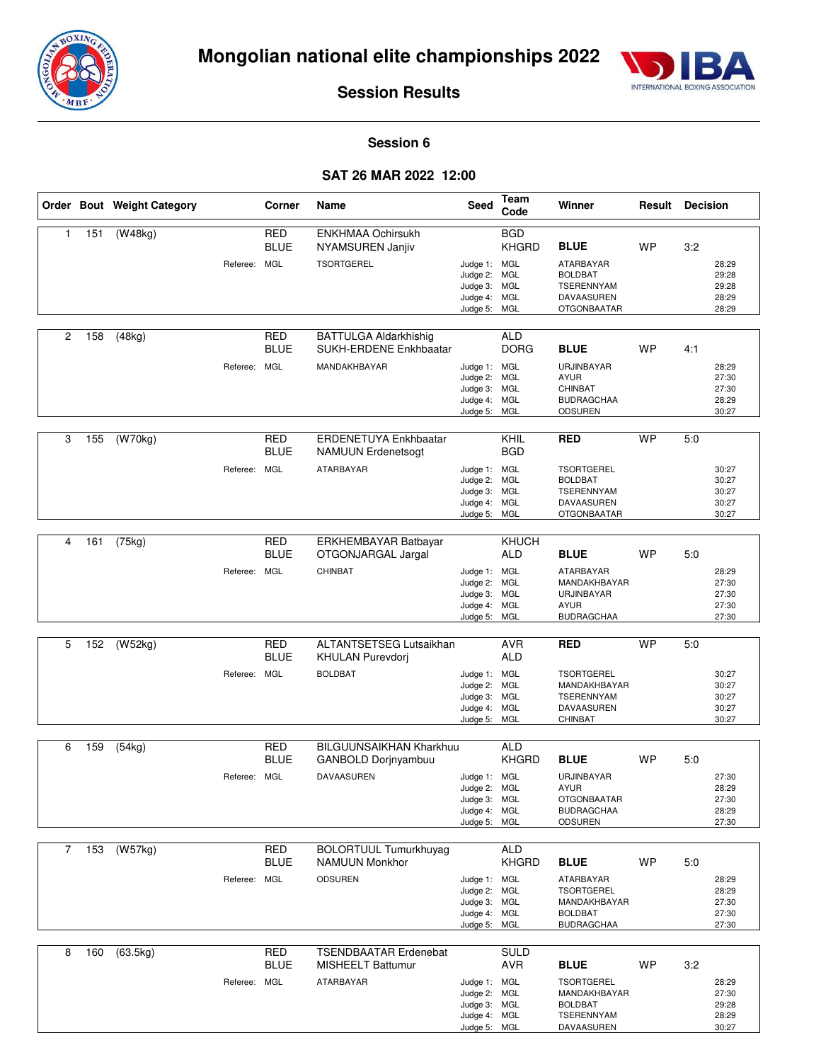# Mongolian national elite championships 2022

## Session Results

### Session 6

### SAT 26 MAR 2022 12:00

| Order | Bout | Weight Category | Corner | Name | Seed | Team Code | Winner | Result | Decision |
|---|---|---|---|---|---|---|---|---|---|
| 1 | 151 | (W48kg) | RED | ENKHMAA Ochirsukh | | BGD | | | |
| | | | BLUE | NYAMSUREN Janjiv | | KHGRD | **BLUE** | WP | 3:2 |
| | | | Referee: MGL | TSORTGEREL | Judge 1: | MGL | ATARBAYAR | | 28:29 |
| | | | | | Judge 2: | MGL | BOLDBAT | | 29:28 |
| | | | | | Judge 3: | MGL | TSERENNYAM | | 29:28 |
| | | | | | Judge 4: | MGL | DAVAASUREN | | 28:29 |
| | | | | | Judge 5: | MGL | OTGONBAATAR | | 28:29 |
| 2 | 158 | (48kg) | RED | BATTULGA Aldarkhishig | | ALD | | | |
| | | | BLUE | SUKH-ERDENE Enkhbaatar | | DORG | **BLUE** | WP | 4:1 |
| | | | Referee: MGL | MANDAKHBAYAR | Judge 1: | MGL | URJINBAYAR | | 28:29 |
| | | | | | Judge 2: | MGL | AYUR | | 27:30 |
| | | | | | Judge 3: | MGL | CHINBAT | | 27:30 |
| | | | | | Judge 4: | MGL | BUDRAGCHAA | | 28:29 |
| | | | | | Judge 5: | MGL | ODSUREN | | 30:27 |
| 3 | 155 | (W70kg) | RED | ERDENETUYA Enkhbaatar | | KHIL | **RED** | WP | 5:0 |
| | | | BLUE | NAMUUN Erdenetsogt | | BGD | | | |
| | | | Referee: MGL | ATARBAYAR | Judge 1: | MGL | TSORTGEREL | | 30:27 |
| | | | | | Judge 2: | MGL | BOLDBAT | | 30:27 |
| | | | | | Judge 3: | MGL | TSERENNYAM | | 30:27 |
| | | | | | Judge 4: | MGL | DAVAASUREN | | 30:27 |
| | | | | | Judge 5: | MGL | OTGONBAATAR | | 30:27 |
| 4 | 161 | (75kg) | RED | ERKHEMBAYAR Batbayar | | KHUCH | | | |
| | | | BLUE | OTGONJARGAL Jargal | | ALD | **BLUE** | WP | 5:0 |
| | | | Referee: MGL | CHINBAT | Judge 1: | MGL | ATARBAYAR | | 28:29 |
| | | | | | Judge 2: | MGL | MANDAKHBAYAR | | 27:30 |
| | | | | | Judge 3: | MGL | URJINBAYAR | | 27:30 |
| | | | | | Judge 4: | MGL | AYUR | | 27:30 |
| | | | | | Judge 5: | MGL | BUDRAGCHAA | | 27:30 |
| 5 | 152 | (W52kg) | RED | ALTANTSETSEG Lutsaikhan | | AVR | **RED** | WP | 5:0 |
| | | | BLUE | KHULAN Purevdorj | | ALD | | | |
| | | | Referee: MGL | BOLDBAT | Judge 1: | MGL | TSORTGEREL | | 30:27 |
| | | | | | Judge 2: | MGL | MANDAKHBAYAR | | 30:27 |
| | | | | | Judge 3: | MGL | TSERENNYAM | | 30:27 |
| | | | | | Judge 4: | MGL | DAVAASUREN | | 30:27 |
| | | | | | Judge 5: | MGL | CHINBAT | | 30:27 |
| 6 | 159 | (54kg) | RED | BILGUUNSAIKHAN Kharkhuu | | ALD | | | |
| | | | BLUE | GANBOLD Dorjnyambuu | | KHGRD | **BLUE** | WP | 5:0 |
| | | | Referee: MGL | DAVAASUREN | Judge 1: | MGL | URJINBAYAR | | 27:30 |
| | | | | | Judge 2: | MGL | AYUR | | 28:29 |
| | | | | | Judge 3: | MGL | OTGONBAATAR | | 27:30 |
| | | | | | Judge 4: | MGL | BUDRAGCHAA | | 28:29 |
| | | | | | Judge 5: | MGL | ODSUREN | | 27:30 |
| 7 | 153 | (W57kg) | RED | BOLORTUUL Tumurkhuyag | | ALD | | | |
| | | | BLUE | NAMUUN Monkhor | | KHGRD | **BLUE** | WP | 5:0 |
| | | | Referee: MGL | ODSUREN | Judge 1: | MGL | ATARBAYAR | | 28:29 |
| | | | | | Judge 2: | MGL | TSORTGEREL | | 28:29 |
| | | | | | Judge 3: | MGL | MANDAKHBAYAR | | 27:30 |
| | | | | | Judge 4: | MGL | BOLDBAT | | 27:30 |
| | | | | | Judge 5: | MGL | BUDRAGCHAA | | 27:30 |
| 8 | 160 | (63.5kg) | RED | TSENDBAATAR Erdenebat | | SULD | | | |
| | | | BLUE | MISHEELT Battumur | | AVR | **BLUE** | WP | 3:2 |
| | | | Referee: MGL | ATARBAYAR | Judge 1: | MGL | TSORTGEREL | | 28:29 |
| | | | | | Judge 2: | MGL | MANDAKHBAYAR | | 27:30 |
| | | | | | Judge 3: | MGL | BOLDBAT | | 29:28 |
| | | | | | Judge 4: | MGL | TSERENNYAM | | 28:29 |
| | | | | | Judge 5: | MGL | DAVAASUREN | | 30:27 |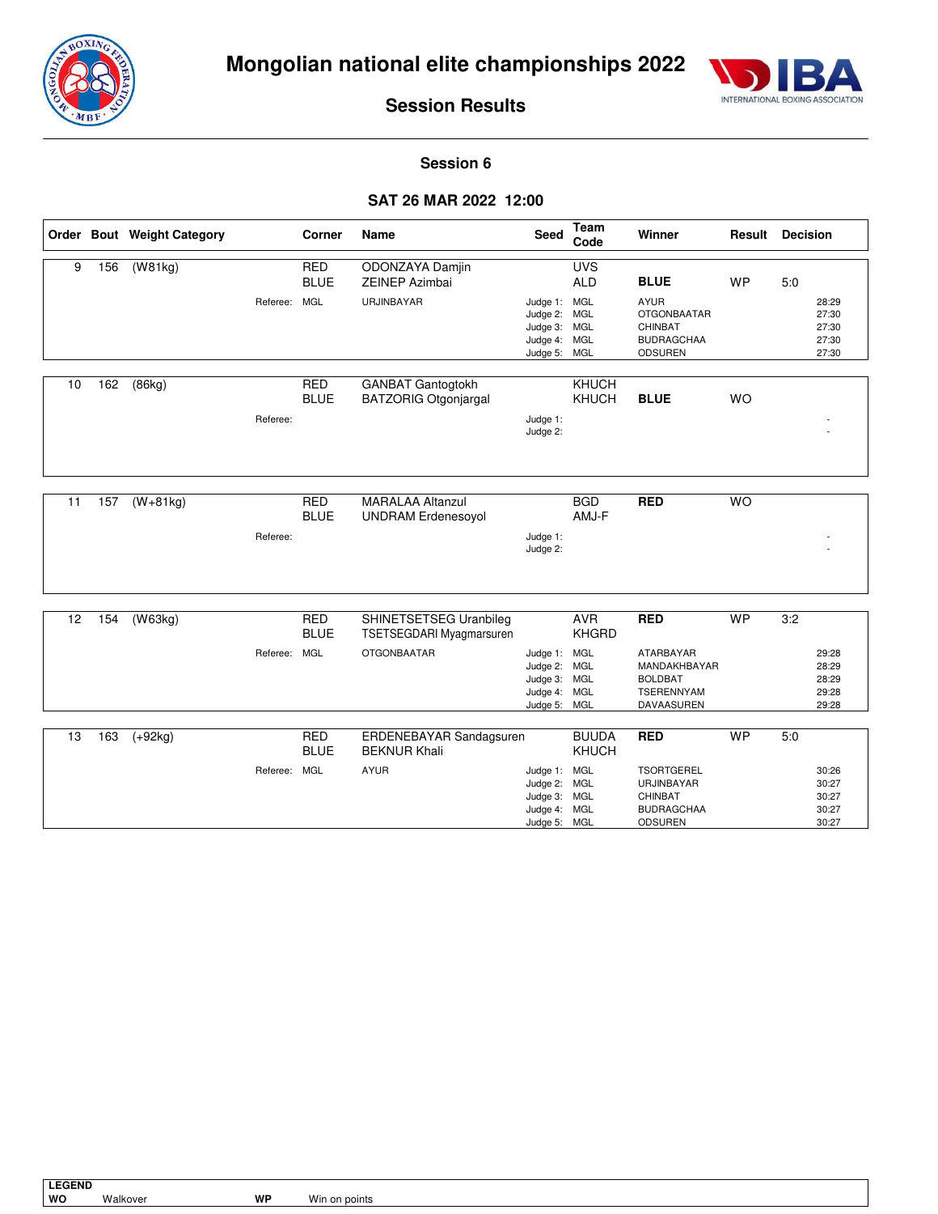# Mongolian national elite championships 2022

## Session Results

### Session 6

### SAT 26 MAR 2022 12:00

| Order | Bout | Weight Category | Corner | Name | Seed | Team Code | Winner | Result | Decision |
|---|---|---|---|---|---|---|---|---|---|
| 9 | 156 | (W81kg) | RED | ODONZAYA Damjin | | UVS | | | |
| | | | BLUE | ZEINEP Azimbai | | ALD | **BLUE** | WP | 5:0 |
| | | Referee: | MGL | URJINBAYAR | Judge 1: | MGL | AYUR | | 28:29 |
| | | | | | Judge 2: | MGL | OTGONBAATAR | | 27:30 |
| | | | | | Judge 3: | MGL | CHINBAT | | 27:30 |
| | | | | | Judge 4: | MGL | BUDRAGCHAA | | 27:30 |
| | | | | | Judge 5: | MGL | ODSUREN | | 27:30 |
| 10 | 162 | (86kg) | RED | GANBAT Gantogtokh | | KHUCH | | | |
| | | | BLUE | BATZORIG Otgonjargal | | KHUCH | **BLUE** | WO | |
| | | Referee: | | | Judge 1: | | | | - |
| | | | | | Judge 2: | | | | - |
| 11 | 157 | (W+81kg) | RED | MARALAA Altanzul | | BGD | **RED** | WO | |
| | | | BLUE | UNDRAM Erdenesoyol | | AMJ-F | | | |
| | | Referee: | | | Judge 1: | | | | - |
| | | | | | Judge 2: | | | | - |
| 12 | 154 | (W63kg) | RED | SHINETSETSEG Uranbileg | | AVR | **RED** | WP | 3:2 |
| | | | BLUE | TSETSEGDARI Myagmarsuren | | KHGRD | | | |
| | | Referee: | MGL | OTGONBAATAR | Judge 1: | MGL | ATARBAYAR | | 29:28 |
| | | | | | Judge 2: | MGL | MANDAKHBAYAR | | 28:29 |
| | | | | | Judge 3: | MGL | BOLDBAT | | 28:29 |
| | | | | | Judge 4: | MGL | TSERENNYAM | | 29:28 |
| | | | | | Judge 5: | MGL | DAVAASUREN | | 29:28 |
| 13 | 163 | (+92kg) | RED | ERDENEBAYAR Sandagsuren | | BUUDA | **RED** | WP | 5:0 |
| | | | BLUE | BEKNUR Khali | | KHUCH | | | |
| | | Referee: | MGL | AYUR | Judge 1: | MGL | TSORTGEREL | | 30:26 |
| | | | | | Judge 2: | MGL | URJINBAYAR | | 30:27 |
| | | | | | Judge 3: | MGL | CHINBAT | | 30:27 |
| | | | | | Judge 4: | MGL | BUDRAGCHAA | | 30:27 |
| | | | | | Judge 5: | MGL | ODSUREN | | 30:27 |

**LEGEND**

**WO** Walkover  **WP** Win on points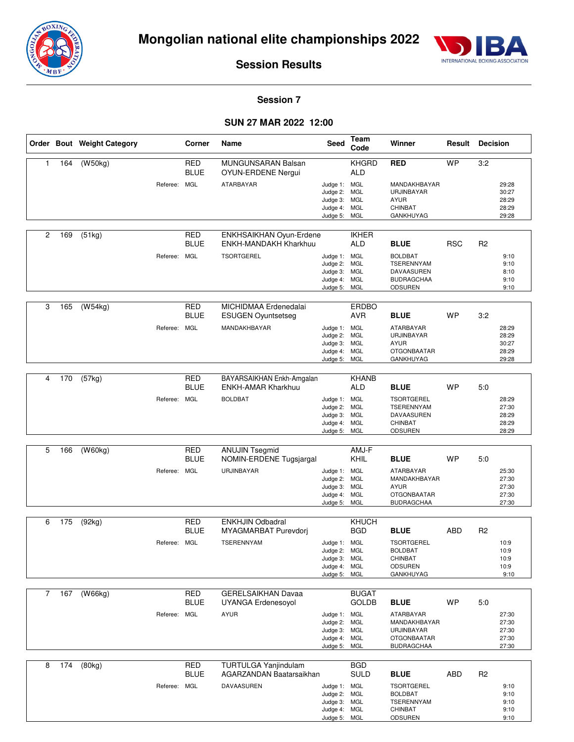# Mongolian national elite championships 2022

## Session Results

### Session 7

### SUN 27 MAR 2022 12:00

| Order | Bout | Weight Category | Corner | Name | Seed | Team Code | Winner | Result | Decision |
|---|---|---|---|---|---|---|---|---|---|
| 1 | 164 | (W50kg) | RED | MUNGUNSARAN Balsan | | KHGRD | **RED** | WP | 3:2 |
| | | | BLUE | OYUN-ERDENE Nergui | | ALD | | | |
| | | Referee: | MGL | ATARBAYAR | Judge 1: | MGL | MANDAKHBAYAR | | 29:28 |
| | | | | | Judge 2: | MGL | URJINBAYAR | | 30:27 |
| | | | | | Judge 3: | MGL | AYUR | | 28:29 |
| | | | | | Judge 4: | MGL | CHINBAT | | 28:29 |
| | | | | | Judge 5: | MGL | GANKHUYAG | | 29:28 |
| 2 | 169 | (51kg) | RED | ENKHSAIKHAN Oyun-Erdene | | IKHER | | | |
| | | | BLUE | ENKH-MANDAKH Kharkhuu | | ALD | **BLUE** | RSC | R2 |
| | | Referee: | MGL | TSORTGEREL | Judge 1: | MGL | BOLDBAT | | 9:10 |
| | | | | | Judge 2: | MGL | TSERENNYAM | | 9:10 |
| | | | | | Judge 3: | MGL | DAVAASUREN | | 8:10 |
| | | | | | Judge 4: | MGL | BUDRAGCHAA | | 9:10 |
| | | | | | Judge 5: | MGL | ODSUREN | | 9:10 |
| 3 | 165 | (W54kg) | RED | MICHIDMAA Erdenedalai | | ERDBO | | | |
| | | | BLUE | ESUGEN Oyuntsetseg | | AVR | **BLUE** | WP | 3:2 |
| | | Referee: | MGL | MANDAKHBAYAR | Judge 1: | MGL | ATARBAYAR | | 28:29 |
| | | | | | Judge 2: | MGL | URJINBAYAR | | 28:29 |
| | | | | | Judge 3: | MGL | AYUR | | 30:27 |
| | | | | | Judge 4: | MGL | OTGONBAATAR | | 28:29 |
| | | | | | Judge 5: | MGL | GANKHUYAG | | 29:28 |
| 4 | 170 | (57kg) | RED | BAYARSAIKHAN Enkh-Amgalan | | KHANB | | | |
| | | | BLUE | ENKH-AMAR Kharkhuu | | ALD | **BLUE** | WP | 5:0 |
| | | Referee: | MGL | BOLDBAT | Judge 1: | MGL | TSORTGEREL | | 28:29 |
| | | | | | Judge 2: | MGL | TSERENNYAM | | 27:30 |
| | | | | | Judge 3: | MGL | DAVAASUREN | | 28:29 |
| | | | | | Judge 4: | MGL | CHINBAT | | 28:29 |
| | | | | | Judge 5: | MGL | ODSUREN | | 28:29 |
| 5 | 166 | (W60kg) | RED | ANUJIN Tsegmid | | AMJ-F | | | |
| | | | BLUE | NOMIN-ERDENE Tugsjargal | | KHIL | **BLUE** | WP | 5:0 |
| | | Referee: | MGL | URJINBAYAR | Judge 1: | MGL | ATARBAYAR | | 25:30 |
| | | | | | Judge 2: | MGL | MANDAKHBAYAR | | 27:30 |
| | | | | | Judge 3: | MGL | AYUR | | 27:30 |
| | | | | | Judge 4: | MGL | OTGONBAATAR | | 27:30 |
| | | | | | Judge 5: | MGL | BUDRAGCHAA | | 27:30 |
| 6 | 175 | (92kg) | RED | ENKHJIN Odbadral | | KHUCH | | | |
| | | | BLUE | MYAGMARBAT Purevdorj | | BGD | **BLUE** | ABD | R2 |
| | | Referee: | MGL | TSERENNYAM | Judge 1: | MGL | TSORTGEREL | | 10:9 |
| | | | | | Judge 2: | MGL | BOLDBAT | | 10:9 |
| | | | | | Judge 3: | MGL | CHINBAT | | 10:9 |
| | | | | | Judge 4: | MGL | ODSUREN | | 10:9 |
| | | | | | Judge 5: | MGL | GANKHUYAG | | 9:10 |
| 7 | 167 | (W66kg) | RED | GERELSAIKHAN Davaa | | BUGAT | | | |
| | | | BLUE | UYANGA Erdenesoyol | | GOLDB | **BLUE** | WP | 5:0 |
| | | Referee: | MGL | AYUR | Judge 1: | MGL | ATARBAYAR | | 27:30 |
| | | | | | Judge 2: | MGL | MANDAKHBAYAR | | 27:30 |
| | | | | | Judge 3: | MGL | URJINBAYAR | | 27:30 |
| | | | | | Judge 4: | MGL | OTGONBAATAR | | 27:30 |
| | | | | | Judge 5: | MGL | BUDRAGCHAA | | 27:30 |
| 8 | 174 | (80kg) | RED | TURTULGA Yanjindulam | | BGD | | | |
| | | | BLUE | AGARZANDAN Baatarsaikhan | | SULD | **BLUE** | ABD | R2 |
| | | Referee: | MGL | DAVAASUREN | Judge 1: | MGL | TSORTGEREL | | 9:10 |
| | | | | | Judge 2: | MGL | BOLDBAT | | 9:10 |
| | | | | | Judge 3: | MGL | TSERENNYAM | | 9:10 |
| | | | | | Judge 4: | MGL | CHINBAT | | 9:10 |
| | | | | | Judge 5: | MGL | ODSUREN | | 9:10 |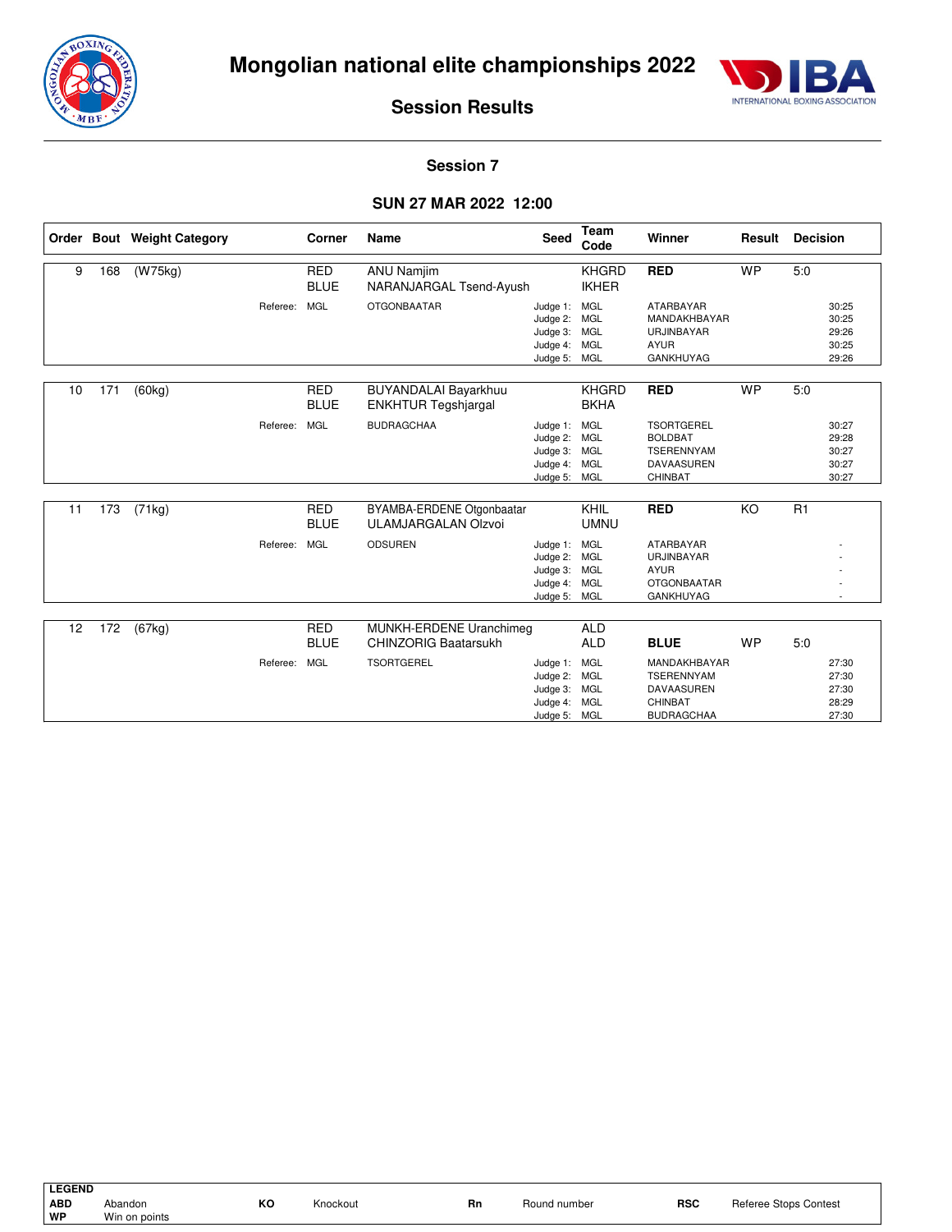# Mongolian national elite championships 2022

## Session Results

### Session 7

### SUN 27 MAR 2022 12:00

| Order | Bout | Weight Category | Corner | Name | Seed | Team Code | Winner | Result | Decision |
|---|---|---|---|---|---|---|---|---|---|
| 9 | 168 | (W75kg) | RED | ANU Namjim | | KHGRD | **RED** | WP | 5:0 |
| | | | BLUE | NARANJARGAL Tsend-Ayush | | IKHER | | | |
| | | Referee: | MGL | OTGONBAATAR | Judge 1: | MGL | ATARBAYAR | | 30:25 |
| | | | | | Judge 2: | MGL | MANDAKHBAYAR | | 30:25 |
| | | | | | Judge 3: | MGL | URJINBAYAR | | 29:26 |
| | | | | | Judge 4: | MGL | AYUR | | 30:25 |
| | | | | | Judge 5: | MGL | GANKHUYAG | | 29:26 |
| 10 | 171 | (60kg) | RED | BUYANDALAI Bayarkhuu | | KHGRD | **RED** | WP | 5:0 |
| | | | BLUE | ENKHTUR Tegshjargal | | BKHA | | | |
| | | Referee: | MGL | BUDRAGCHAA | Judge 1: | MGL | TSORTGEREL | | 30:27 |
| | | | | | Judge 2: | MGL | BOLDBAT | | 29:28 |
| | | | | | Judge 3: | MGL | TSERENNYAM | | 30:27 |
| | | | | | Judge 4: | MGL | DAVAASUREN | | 30:27 |
| | | | | | Judge 5: | MGL | CHINBAT | | 30:27 |
| 11 | 173 | (71kg) | RED | BYAMBA-ERDENE Otgonbaatar | | KHIL | **RED** | KO | R1 |
| | | | BLUE | ULAMJARGALAN Olzvoi | | UMNU | | | |
| | | Referee: | MGL | ODSUREN | Judge 1: | MGL | ATARBAYAR | | - |
| | | | | | Judge 2: | MGL | URJINBAYAR | | - |
| | | | | | Judge 3: | MGL | AYUR | | - |
| | | | | | Judge 4: | MGL | OTGONBAATAR | | - |
| | | | | | Judge 5: | MGL | GANKHUYAG | | - |
| 12 | 172 | (67kg) | RED | MUNKH-ERDENE Uranchimeg | | ALD | | | |
| | | | BLUE | CHINZORIG Baatarsukh | | ALD | **BLUE** | WP | 5:0 |
| | | Referee: | MGL | TSORTGEREL | Judge 1: | MGL | MANDAKHBAYAR | | 27:30 |
| | | | | | Judge 2: | MGL | TSERENNYAM | | 27:30 |
| | | | | | Judge 3: | MGL | DAVAASUREN | | 27:30 |
| | | | | | Judge 4: | MGL | CHINBAT | | 28:29 |
| | | | | | Judge 5: | MGL | BUDRAGCHAA | | 27:30 |

**LEGEND**

| | | | | | | | |
|---|---|---|---|---|---|---|---|
| **ABD** | Abandon | **KO** | Knockout | **Rn** | Round number | **RSC** | Referee Stops Contest |
| **WP** | Win on points | | | | | | |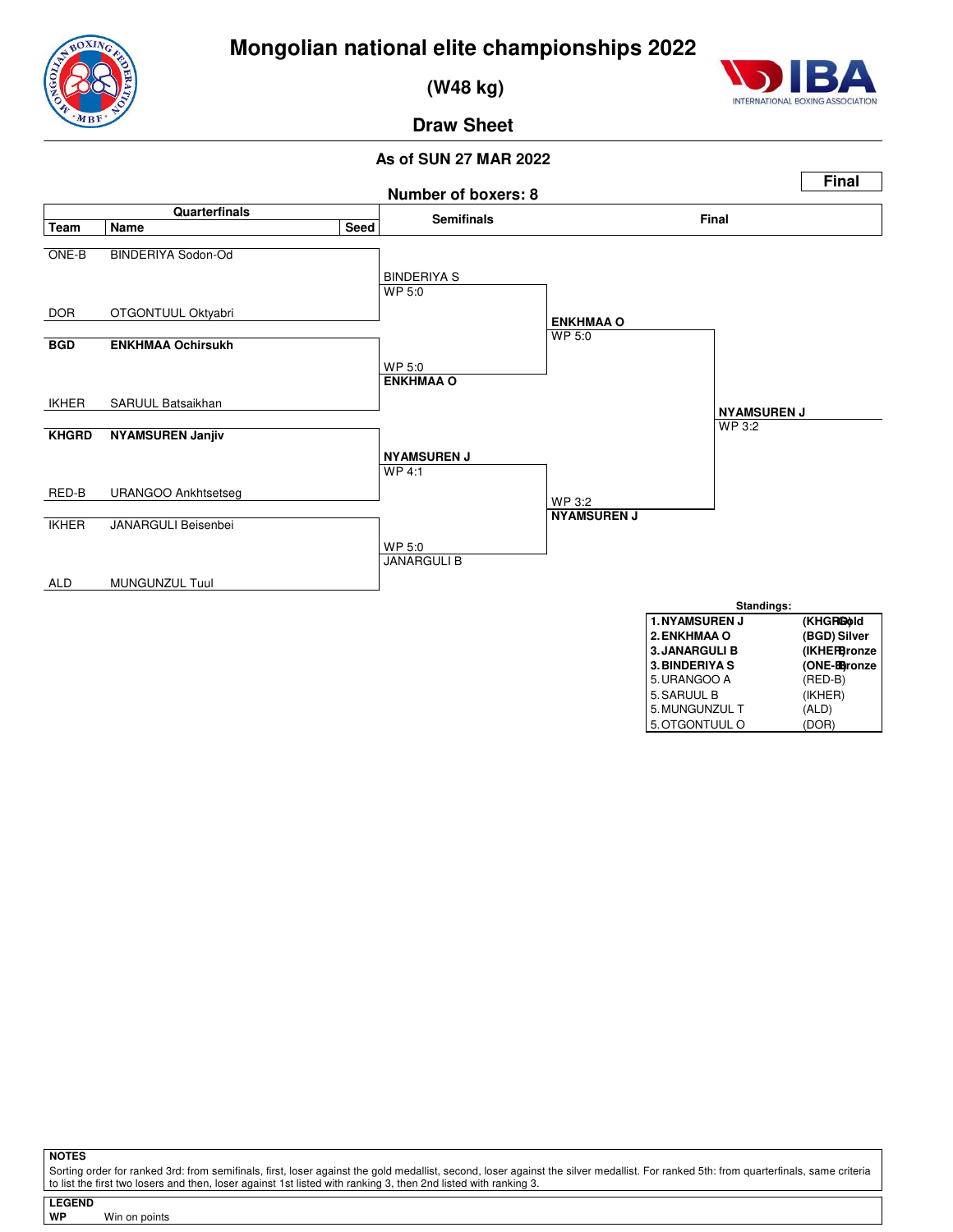# Mongolian national elite championships 2022

## (W48 kg)

## Draw Sheet

**As of SUN 27 MAR 2022**

**Final**

**Number of boxers: 8**

### Quarterfinals

| Team | Name | Seed |
|---|---|---|
| ONE-B | BINDERIYA Sodon-Od | |
| DOR | OTGONTUUL Oktyabri | |
| **BGD** | **ENKHMAA Ochirsukh** | |
| IKHER | SARUUL Batsaikhan | |
| **KHGRD** | **NYAMSUREN Janjiv** | |
| RED-B | URANGOO Ankhtsetseg | |
| IKHER | JANARGULI Beisenbei | |
| ALD | MUNGUNZUL Tuul | |

### Semifinals

- BINDERIYA S — WP 5:0
- **ENKHMAA O** — WP 5:0
- **NYAMSUREN J** — WP 4:1
- JANARGULI B — WP 5:0

### Final

- **ENKHMAA O** — WP 5:0
- **NYAMSUREN J** — WP 3:2

**Winner: NYAMSUREN J** — WP 3:2

### Standings:

| | | |
|---|---|---|
| **1. NYAMSUREN J** | **(KHGRD)** | **Gold** |
| **2. ENKHMAA O** | **(BGD)** | **Silver** |
| **3. JANARGULI B** | **(IKHER)** | **Bronze** |
| **3. BINDERIYA S** | **(ONE-B)** | **Bronze** |
| 5. URANGOO A | (RED-B) | |
| 5. SARUUL B | (IKHER) | |
| 5. MUNGUNZUL T | (ALD) | |
| 5. OTGONTUUL O | (DOR) | |

**NOTES**

Sorting order for ranked 3rd: from semifinals, first, loser against the gold medallist, second, loser against the silver medallist. For ranked 5th: from quarterfinals, same criteria to list the first two losers and then, loser against 1st listed with ranking 3, then 2nd listed with ranking 3.

**LEGEND**

**WP** Win on points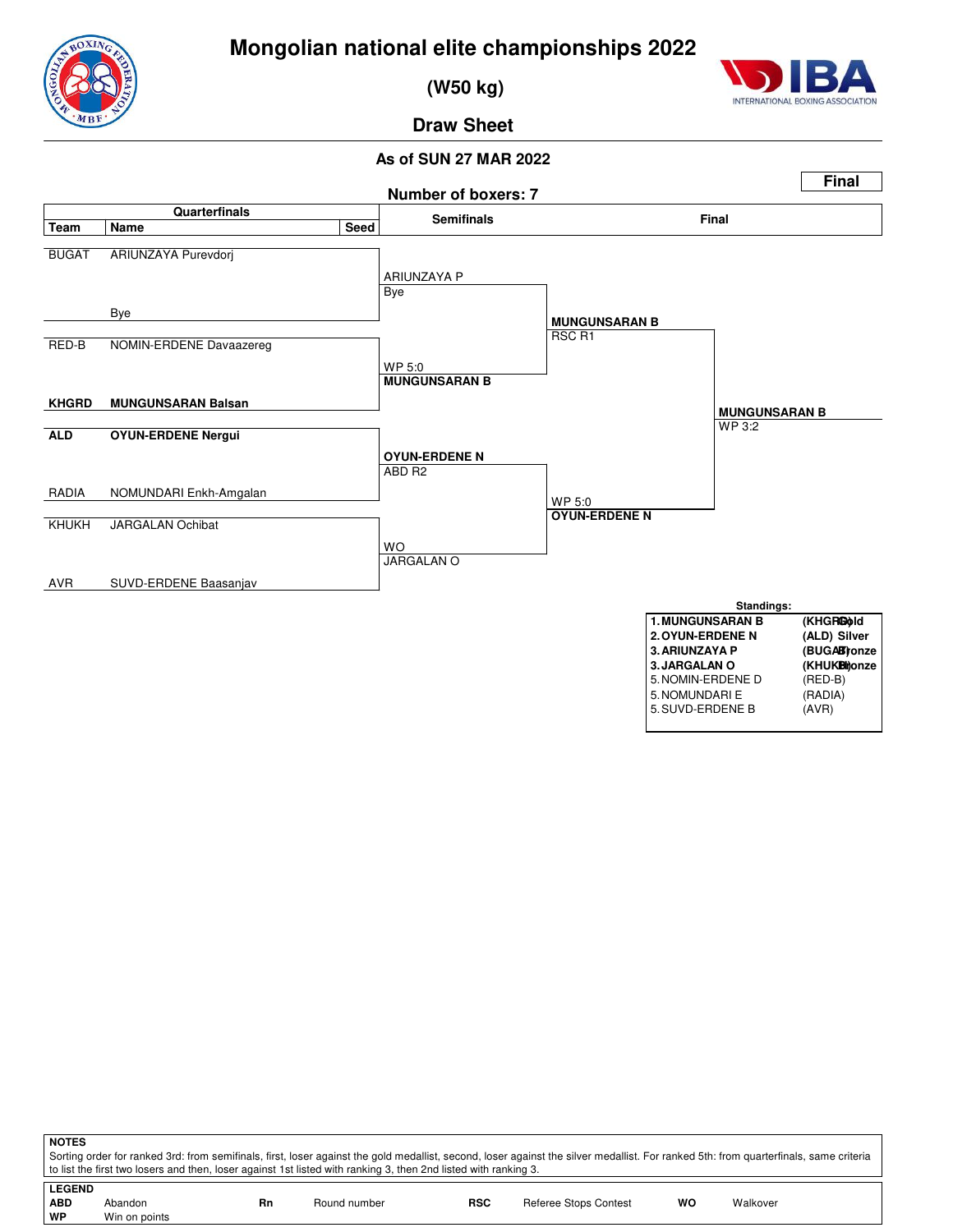# Mongolian national elite championships 2022

## (W50 kg)

## Draw Sheet

**As of SUN 27 MAR 2022**

**Final**

**Number of boxers: 7**

### Quarterfinals

| Team | Name | Seed |
|---|---|---|
| BUGAT | ARIUNZAYA Purevdorj | |
| | Bye | |
| RED-B | NOMIN-ERDENE Davaazereg | |
| **KHGRD** | **MUNGUNSARAN Balsan** | |
| **ALD** | **OYUN-ERDENE Nergui** | |
| RADIA | NOMUNDARI Enkh-Amgalan | |
| KHUKH | JARGALAN Ochibat | |
| AVR | SUVD-ERDENE Baasanjav | |

### Semifinals

- ARIUNZAYA P — Bye
- **MUNGUNSARAN B** — WP 5:0
- **OYUN-ERDENE N** — ABD R2
- JARGALAN O — WO

### Final

- **MUNGUNSARAN B** — RSC R1
- **OYUN-ERDENE N** — WP 5:0

**Winner: MUNGUNSARAN B** — WP 3:2

### Standings:

| | | |
|---|---|---|
| **1. MUNGUNSARAN B** | **(KHGRD)** | **Gold** |
| **2. OYUN-ERDENE N** | **(ALD)** | **Silver** |
| **3. ARIUNZAYA P** | **(BUGAT)** | **Bronze** |
| **3. JARGALAN O** | **(KHUKH)** | **Bronze** |
| 5. NOMIN-ERDENE D | (RED-B) | |
| 5. NOMUNDARI E | (RADIA) | |
| 5. SUVD-ERDENE B | (AVR) | |

**NOTES**

Sorting order for ranked 3rd: from semifinals, first, loser against the gold medallist, second, loser against the silver medallist. For ranked 5th: from quarterfinals, same criteria to list the first two losers and then, loser against 1st listed with ranking 3, then 2nd listed with ranking 3.

**LEGEND**

| | | | | | | | |
|---|---|---|---|---|---|---|---|
| **ABD** | Abandon | **Rn** | Round number | **RSC** | Referee Stops Contest | **WO** | Walkover |
| **WP** | Win on points | | | | | | |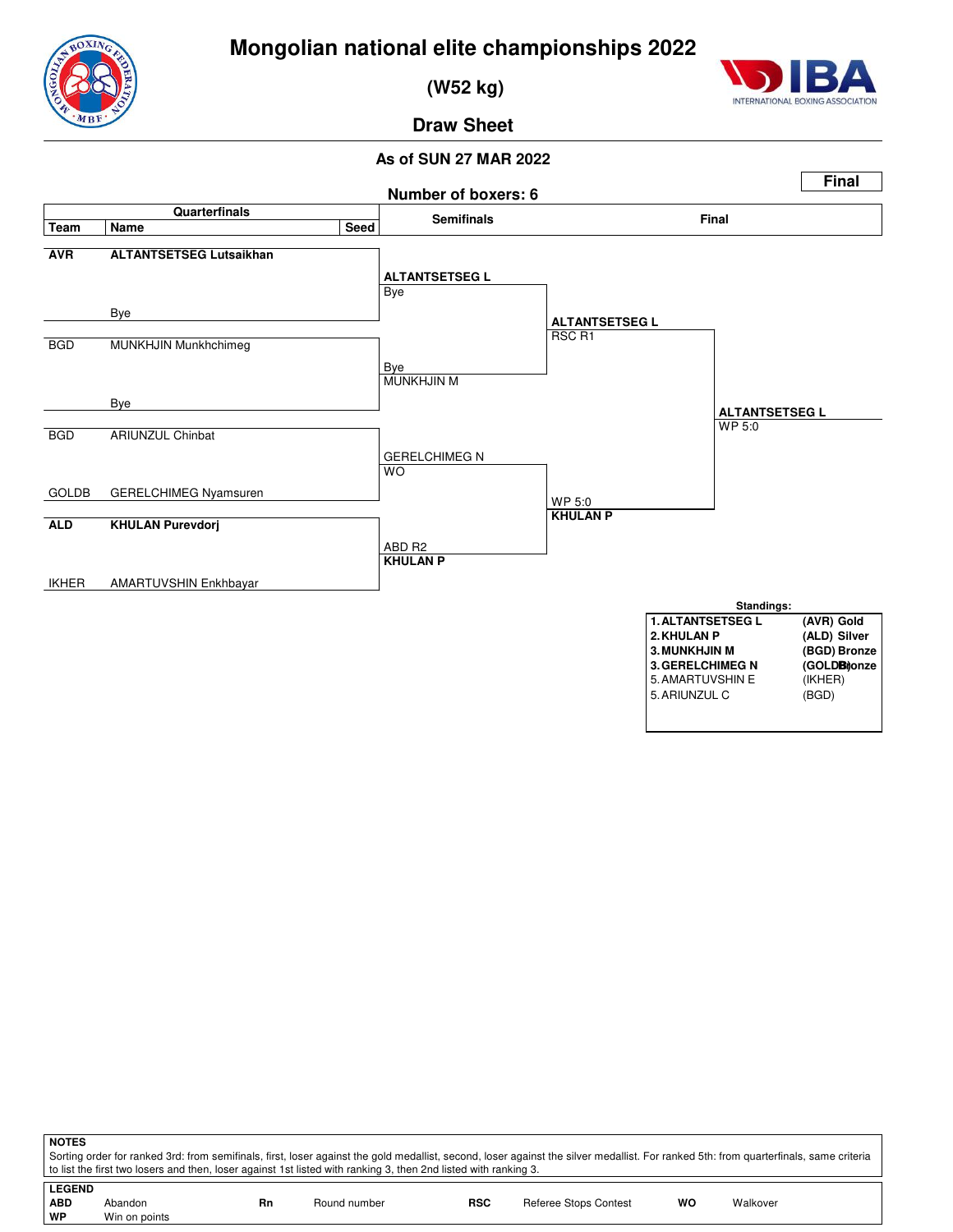# Mongolian national elite championships 2022

**(W52 kg)**

**Draw Sheet**

**As of SUN 27 MAR 2022**

**Final**

**Number of boxers: 6**

| Team | Name | Seed | Semifinals | Final |
|---|---|---|---|---|
| **AVR** | **ALTANTSETSEG Lutsaikhan** | | | |
| | Bye | | **ALTANTSETSEG L** Bye | |
| BGD | MUNKHJIN Munkhchimeg | | | **ALTANTSETSEG L** RSC R1 |
| | Bye | | MUNKHJIN M Bye | |
| BGD | ARIUNZUL Chinbat | | | |
| GOLDB | GERELCHIMEG Nyamsuren | | GERELCHIMEG N WO | |
| **ALD** | **KHULAN Purevdorj** | | | **KHULAN P** WP 5:0 |
| IKHER | AMARTUVSHIN Enkhbayar | | **KHULAN P** ABD R2 | |

**Winner: ALTANTSETSEG L** WP 5:0

**Standings:**

| | | |
|---|---|---|
| **1.** | **ALTANTSETSEG L** | **(AVR) Gold** |
| **2.** | **KHULAN P** | **(ALD) Silver** |
| **3.** | **MUNKHJIN M** | **(BGD) Bronze** |
| **3.** | **GERELCHIMEG N** | **(GOLDB) Bronze** |
| 5. | AMARTUVSHIN E | (IKHER) |
| 5. | ARIUNZUL C | (BGD) |

**NOTES**

Sorting order for ranked 3rd: from semifinals, first, loser against the gold medallist, second, loser against the silver medallist. For ranked 5th: from quarterfinals, same criteria to list the first two losers and then, loser against 1st listed with ranking 3, then 2nd listed with ranking 3.

**LEGEND**

| | | | | | | | |
|---|---|---|---|---|---|---|---|
| **ABD** | Abandon | **Rn** | Round number | **RSC** | Referee Stops Contest | **WO** | Walkover |
| **WP** | Win on points | | | | | | |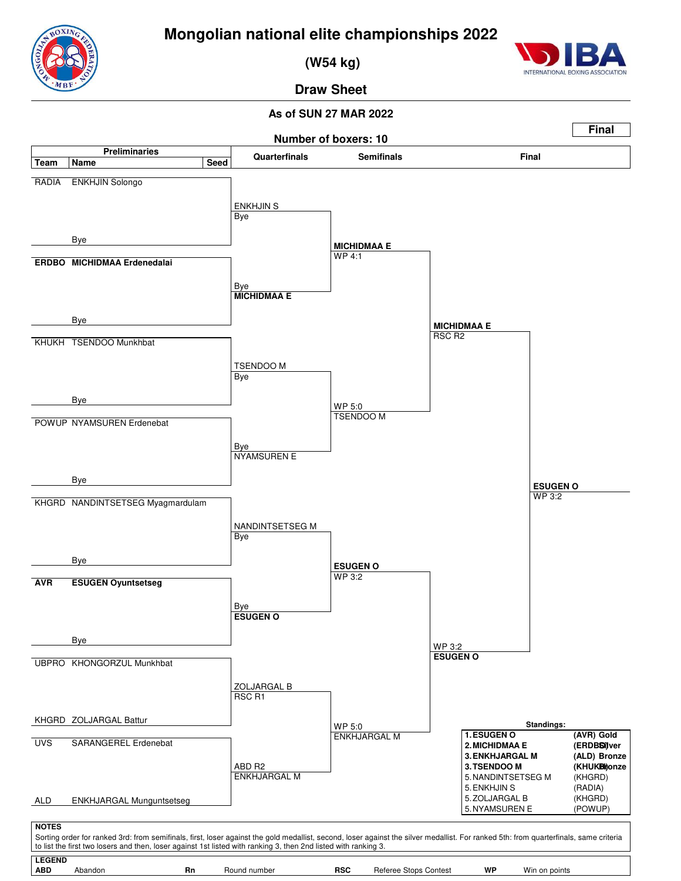# Mongolian national elite championships 2022

## (W54 kg)

### Draw Sheet

**As of SUN 27 MAR 2022**

**Number of boxers: 10**

**Final**

### Preliminaries

| Team | Name | Seed |
|---|---|---|
| RADIA | ENKHJIN Solongo | |
| | Bye | |
| **ERDBO** | **MICHIDMAA Erdenedalai** | |
| | Bye | |
| KHUKH | TSENDOO Munkhbat | |
| | Bye | |
| POWUP | NYAMSUREN Erdenebat | |
| | Bye | |
| KHGRD | NANDINTSETSEG Myagmardulam | |
| | Bye | |
| **AVR** | **ESUGEN Oyuntsetseg** | |
| | Bye | |
| UBPRO | KHONGORZUL Munkhbat | |
| KHGRD | ZOLJARGAL Battur | |
| UVS | SARANGEREL Erdenebat | |
| ALD | ENKHJARGAL Munguntsetseg | |

### Quarterfinals

- ENKHJIN S – Bye
- Bye – **MICHIDMAA E**
- TSENDOO M – Bye
- Bye – NYAMSUREN E
- NANDINTSETSEG M – Bye
- Bye – **ESUGEN O**
- ZOLJARGAL B – RSC R1
- ABD R2 – ENKHJARGAL M

### Semifinals

- **MICHIDMAA E** – WP 4:1
- WP 5:0 – TSENDOO M
- **ESUGEN O** – WP 3:2
- WP 5:0 – ENKHJARGAL M

### Final

- **MICHIDMAA E** – RSC R2
- WP 3:2 – **ESUGEN O**

**ESUGEN O** – WP 3:2

### Standings:

| | Name | Team | Medal |
|---|---|---|---|
| 1. | **ESUGEN O** | (AVR) | Gold |
| 2. | **MICHIDMAA E** | (ERDBO) | Silver |
| 3. | **ENKHJARGAL M** | (ALD) | Bronze |
| 3. | **TSENDOO M** | (KHUKH) | Bronze |
| 5. | NANDINTSETSEG M | (KHGRD) | |
| 5. | ENKHJIN S | (RADIA) | |
| 5. | ZOLJARGAL B | (KHGRD) | |
| 5. | NYAMSUREN E | (POWUP) | |

**NOTES**

Sorting order for ranked 3rd: from semifinals, first, loser against the gold medallist, second, loser against the silver medallist. For ranked 5th: from quarterfinals, same criteria to list the first two losers and then, loser against 1st listed with ranking 3, then 2nd listed with ranking 3.

**LEGEND**

| | | | | | | | |
|---|---|---|---|---|---|---|---|
| **ABD** | Abandon | **Rn** | Round number | **RSC** | Referee Stops Contest | **WP** | Win on points |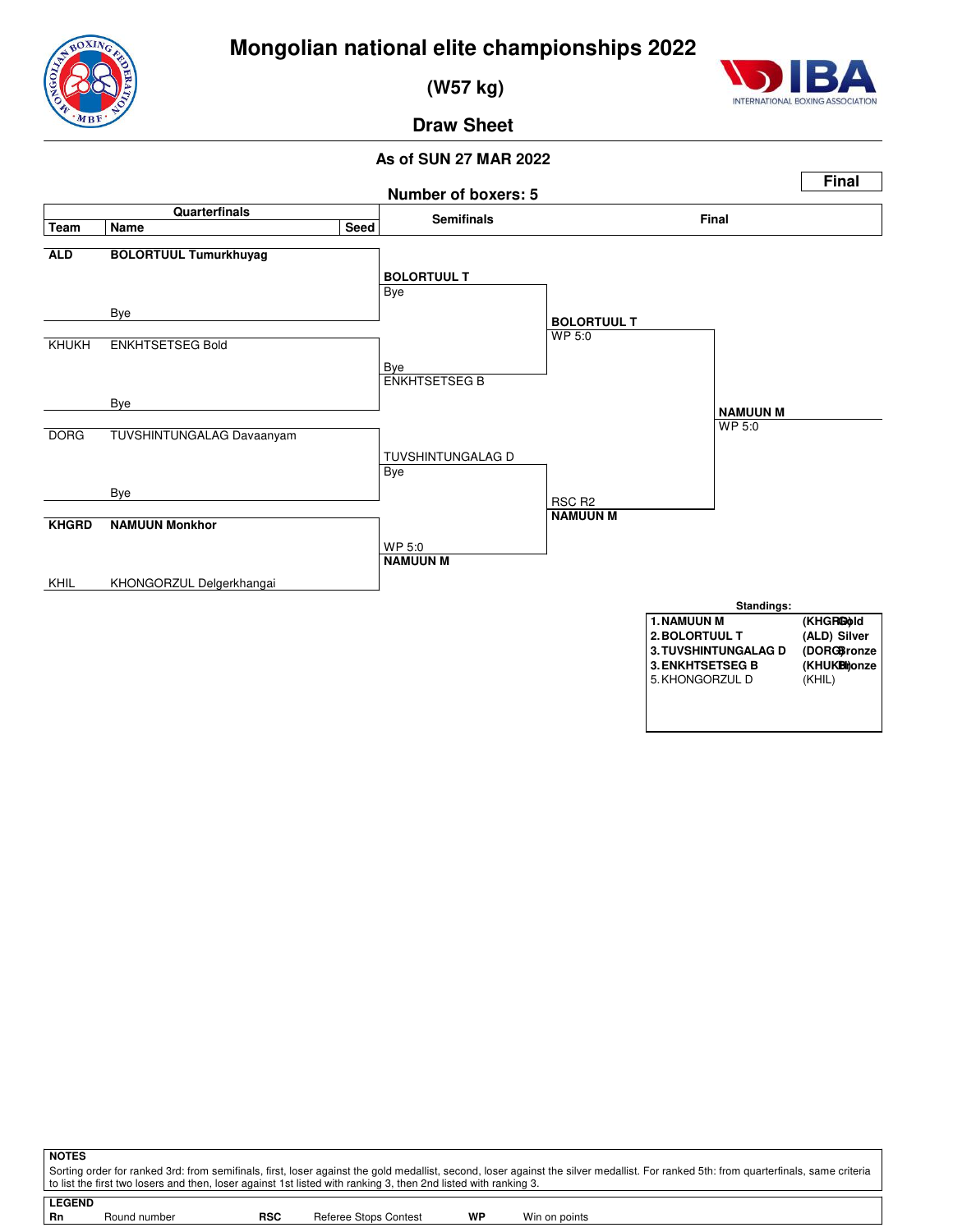# Mongolian national elite championships 2022

## (W57 kg)

## Draw Sheet

**As of SUN 27 MAR 2022**

**Final**

**Number of boxers: 5**

### Quarterfinals

| Team | Name | Seed |
|---|---|---|
| **ALD** | **BOLORTUUL Tumurkhuyag** | |
| | Bye | |
| KHUKH | ENKHTSETSEG Bold | |
| | Bye | |
| DORG | TUVSHINTUNGALAG Davaanyam | |
| | Bye | |
| **KHGRD** | **NAMUUN Monkhor** | |
| KHIL | KHONGORZUL Delgerkhangai | |

### Semifinals

- **BOLORTUUL T** — Bye
- ENKHTSETSEG B — Bye
- TUVSHINTUNGALAG D — Bye
- **NAMUUN M** — WP 5:0

### Final

- **BOLORTUUL T** — WP 5:0
- **NAMUUN M** — RSC R2

### Winner

- **NAMUUN M** — WP 5:0

### Standings:

| Rank | Name | Team | Medal |
|---|---|---|---|
| 1. | **NAMUUN M** | (KHGRD) | Gold |
| 2. | **BOLORTUUL T** | (ALD) | Silver |
| 3. | **TUVSHINTUNGALAG D** | (DORG) | Bronze |
| 3. | **ENKHTSETSEG B** | (KHUKH) | Bronze |
| 5. | KHONGORZUL D | (KHIL) | |

**NOTES**

Sorting order for ranked 3rd: from semifinals, first, loser against the gold medallist, second, loser against the silver medallist. For ranked 5th: from quarterfinals, same criteria to list the first two losers and then, loser against 1st listed with ranking 3, then 2nd listed with ranking 3.

**LEGEND**

| | | | | | |
|---|---|---|---|---|---|
| **Rn** | Round number | **RSC** | Referee Stops Contest | **WP** | Win on points |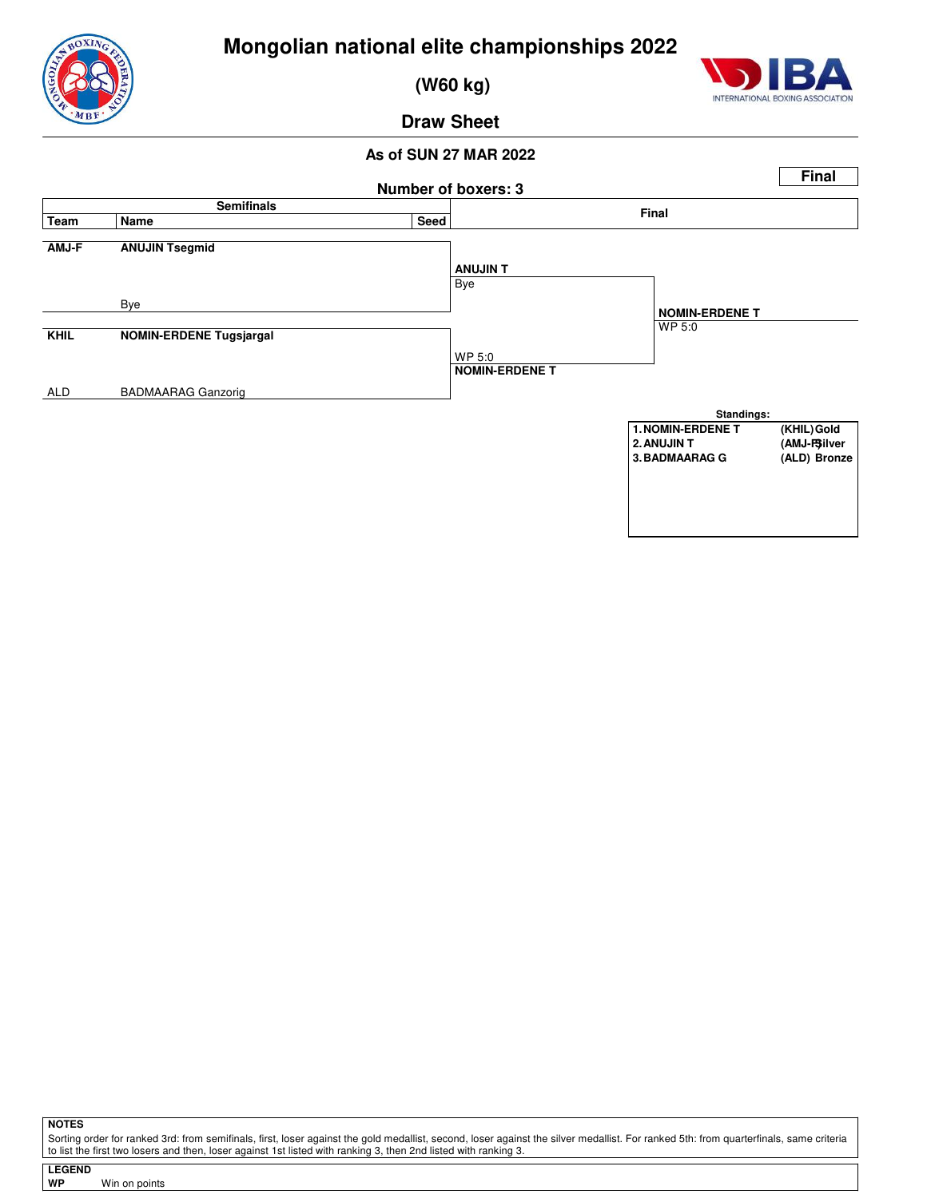# Mongolian national elite championships 2022

## (W60 kg)

## Draw Sheet

**As of SUN 27 MAR 2022**

**Final**

**Number of boxers: 3**

| Team | Name | Seed | Semifinals result | Final result |
|---|---|---|---|---|
| **AMJ-F** | **ANUJIN Tsegmid** | | **ANUJIN T** | |
| | Bye | | Bye | |
| | | | | **NOMIN-ERDENE T** |
| | | | | WP 5:0 |
| **KHIL** | **NOMIN-ERDENE Tugsjargal** | | WP 5:0 | |
| ALD | BADMAARAG Ganzorig | | **NOMIN-ERDENE T** | |

**Standings:**

| | | |
|---|---|---|
| 1. NOMIN-ERDENE T | (KHIL) | Gold |
| 2. ANUJIN T | (AMJ-F) | Silver |
| 3. BADMAARAG G | (ALD) | Bronze |

**NOTES**

Sorting order for ranked 3rd: from semifinals, first, loser against the gold medallist, second, loser against the silver medallist. For ranked 5th: from quarterfinals, same criteria to list the first two losers and then, loser against 1st listed with ranking 3, then 2nd listed with ranking 3.

**LEGEND**

**WP** Win on points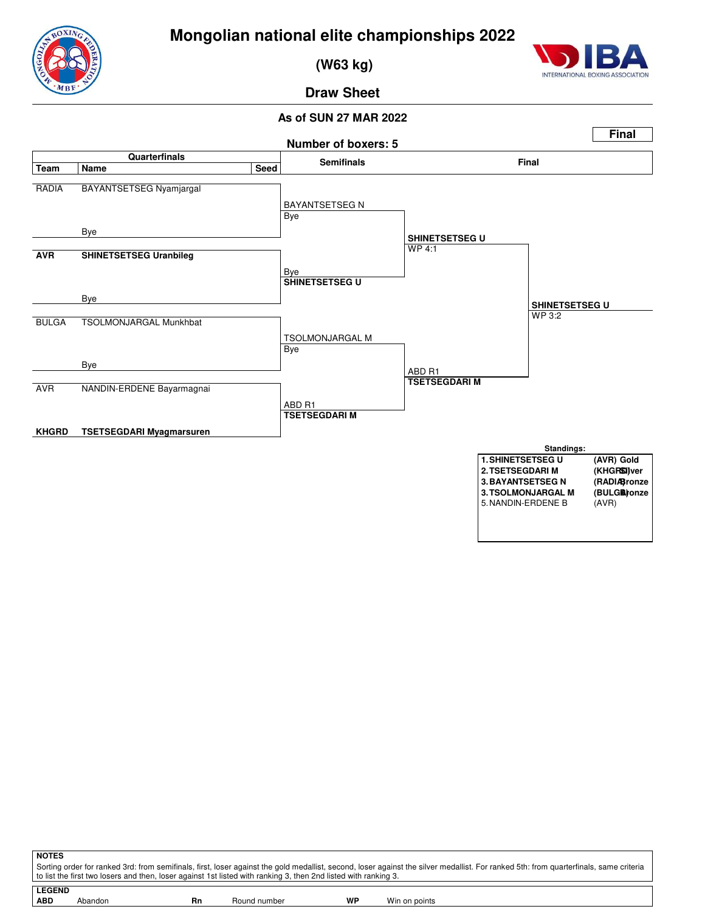# Mongolian national elite championships 2022

**(W63 kg)**

**Draw Sheet**

**As of SUN 27 MAR 2022**

**Final**

**Number of boxers: 5**

## Quarterfinals

| Team | Name | Seed |
|---|---|---|
| RADIA | BAYANTSETSEG Nyamjargal | |
| | Bye | |
| **AVR** | **SHINETSETSEG Uranbileg** | |
| | Bye | |
| BULGA | TSOLMONJARGAL Munkhbat | |
| | Bye | |
| AVR | NANDIN-ERDENE Bayarmagnai | |
| **KHGRD** | **TSETSEGDARI Myagmarsuren** | |

## Semifinals

- BAYANTSETSEG N — Bye
- Bye — **SHINETSETSEG U**
- TSOLMONJARGAL M — Bye
- ABD R1 — **TSETSEGDARI M**

## Final

- **SHINETSETSEG U** — WP 4:1
- ABD R1 — **TSETSEGDARI M**

**Winner: SHINETSETSEG U** — WP 3:2

**Standings:**

| | | |
|---|---|---|
| 1. **SHINETSETSEG U** | **(AVR)** | **Gold** |
| 2. **TSETSEGDARI M** | **(KHGRD)** | **Silver** |
| 3. **BAYANTSETSEG N** | **(RADIA)** | **Bronze** |
| 3. **TSOLMONJARGAL M** | **(BULGA)** | **Bronze** |
| 5. NANDIN-ERDENE B | (AVR) | |

**NOTES**

Sorting order for ranked 3rd: from semifinals, first, loser against the gold medallist, second, loser against the silver medallist. For ranked 5th: from quarterfinals, same criteria to list the first two losers and then, loser against 1st listed with ranking 3, then 2nd listed with ranking 3.

**LEGEND**

| | | | | | |
|---|---|---|---|---|---|
| **ABD** | Abandon | **Rn** | Round number | **WP** | Win on points |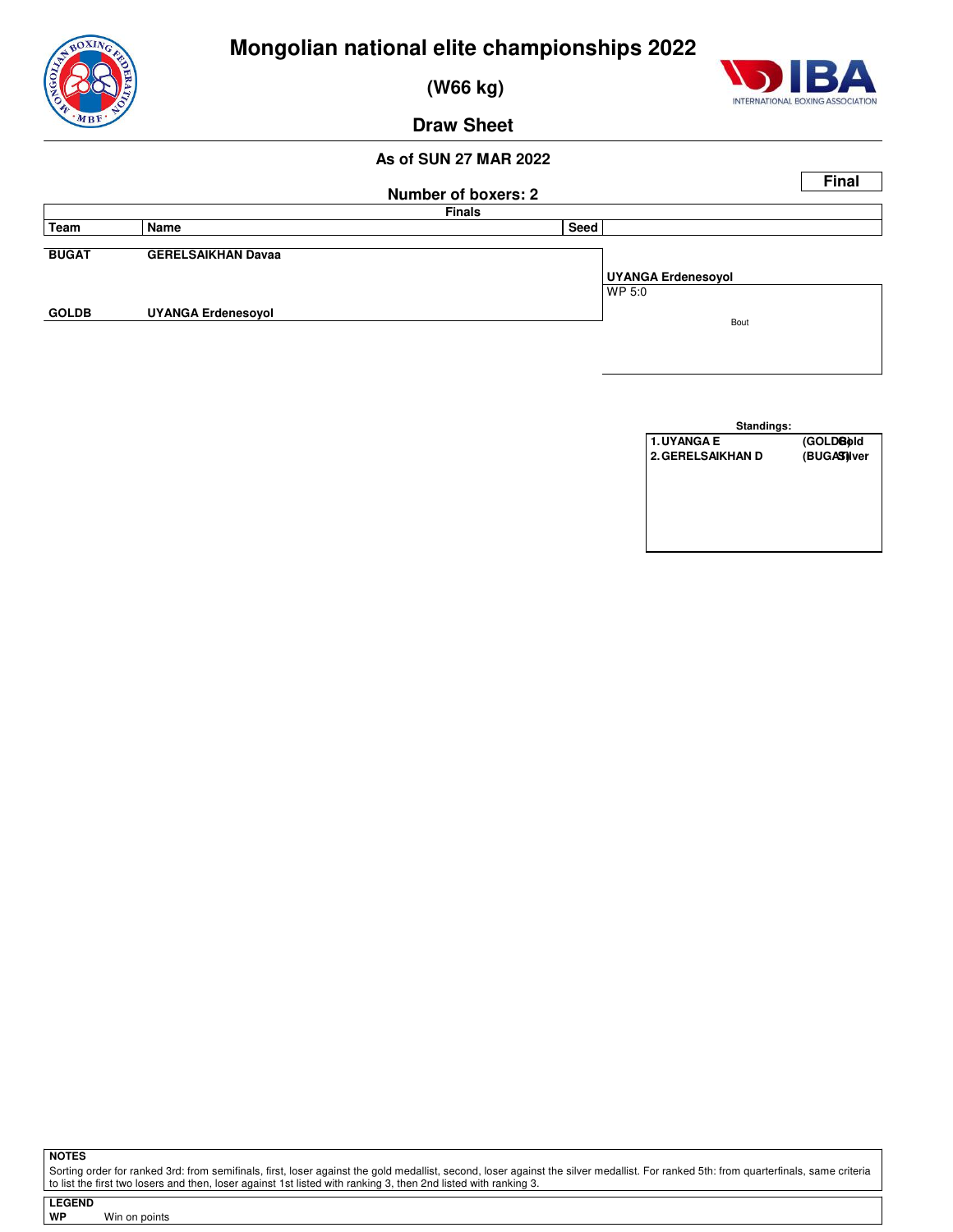# Mongolian national elite championships 2022

## (W66 kg)

### Draw Sheet

**As of SUN 27 MAR 2022**

**Final**

**Number of boxers: 2**

**Finals**

| Team | Name | Seed | |
|---|---|---|---|
| BUGAT | GERELSAIKHAN Davaa | | UYANGA Erdenesoyol |
| | | | WP 5:0 |
| GOLDB | UYANGA Erdenesoyol | | Bout |

**Standings:**

| | | |
|---|---|---|
| 1. UYANGA E | (GOLDB) | Gold |
| 2. GERELSAIKHAN D | (BUGAT) | Silver |

**NOTES**

Sorting order for ranked 3rd: from semifinals, first, loser against the gold medallist, second, loser against the silver medallist. For ranked 5th: from quarterfinals, same criteria to list the first two losers and then, loser against 1st listed with ranking 3, then 2nd listed with ranking 3.

**LEGEND**

**WP** Win on points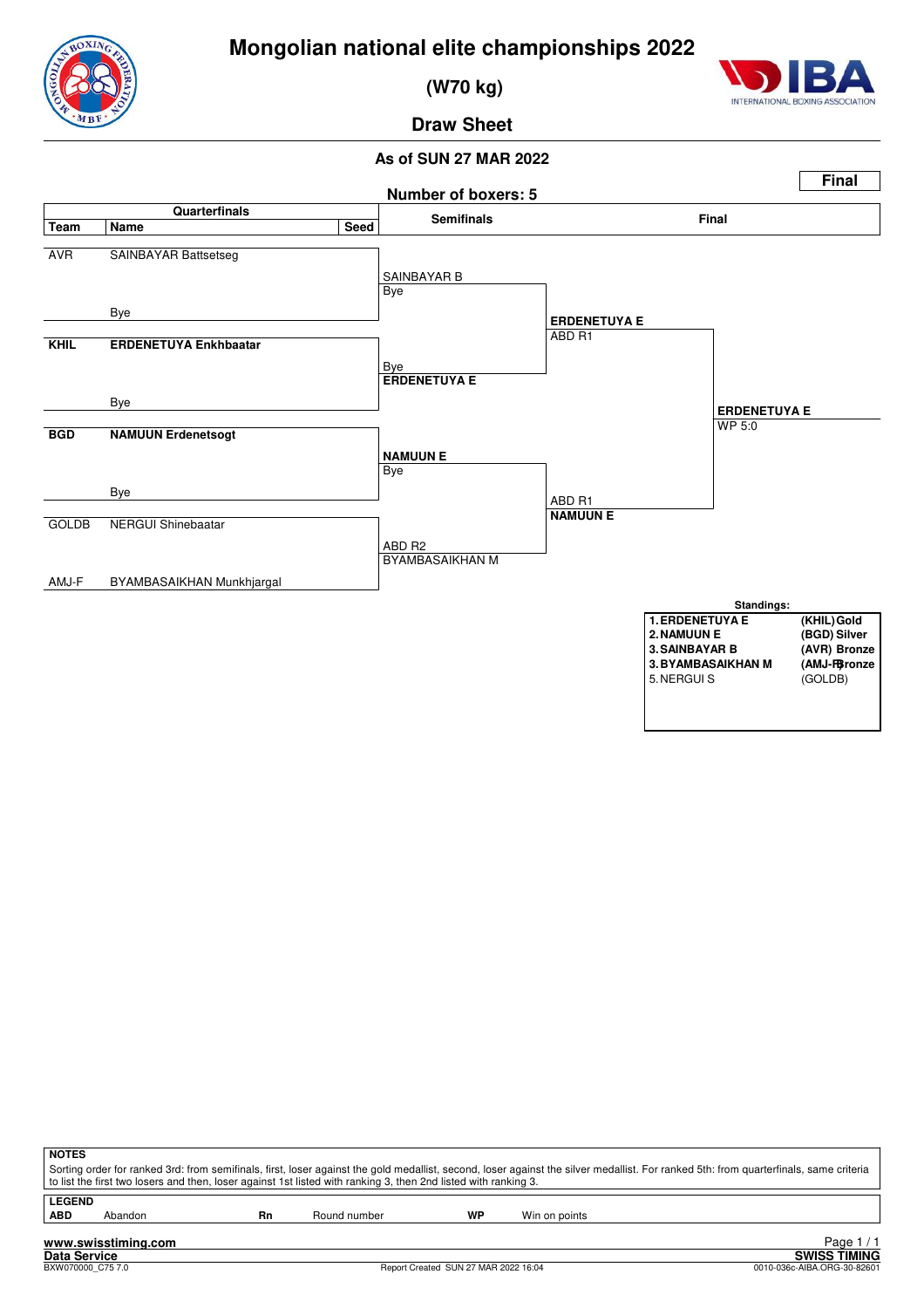# Mongolian national elite championships 2022

**(W70 kg)**

**Draw Sheet**

**As of SUN 27 MAR 2022**

**Final**

**Number of boxers: 5**

## Quarterfinals

| Team | Name | Seed |
| --- | --- | --- |
| AVR | SAINBAYAR Battsetseg | |
| | Bye | |
| **KHIL** | **ERDENETUYA Enkhbaatar** | |
| | Bye | |
| **BGD** | **NAMUUN Erdenetsogt** | |
| | Bye | |
| GOLDB | NERGUI Shinebaatar | |
| AMJ-F | BYAMBASAIKHAN Munkhjargal | |

## Semifinals

- SAINBAYAR B — Bye
- Bye — **ERDENETUYA E**
- **NAMUUN E** — Bye
- ABD R2 — BYAMBASAIKHAN M

## Final

- **ERDENETUYA E** — ABD R1
- ABD R1 — **NAMUUN E**

**ERDENETUYA E** — WP 5:0

**Standings:**

| | | |
| --- | --- | --- |
| 1. | **ERDENETUYA E** | **(KHIL) Gold** |
| 2. | **NAMUUN E** | **(BGD) Silver** |
| 3. | **SAINBAYAR B** | **(AVR) Bronze** |
| 3. | **BYAMBASAIKHAN M** | **(AMJ-F) Bronze** |
| 5. | NERGUI S | (GOLDB) |

**NOTES**

Sorting order for ranked 3rd: from semifinals, first, loser against the gold medallist, second, loser against the silver medallist. For ranked 5th: from quarterfinals, same criteria to list the first two losers and then, loser against 1st listed with ranking 3, then 2nd listed with ranking 3.

**LEGEND**

| | | | | | |
| --- | --- | --- | --- | --- | --- |
| **ABD** | Abandon | **Rn** | Round number | **WP** | Win on points |

www.swisstiming.com
Data Service
SWISS TIMING
BXW070000_C75 7.0 — Report Created SUN 27 MAR 2022 16:04 — 0010-036c-AIBA.ORG-30-82601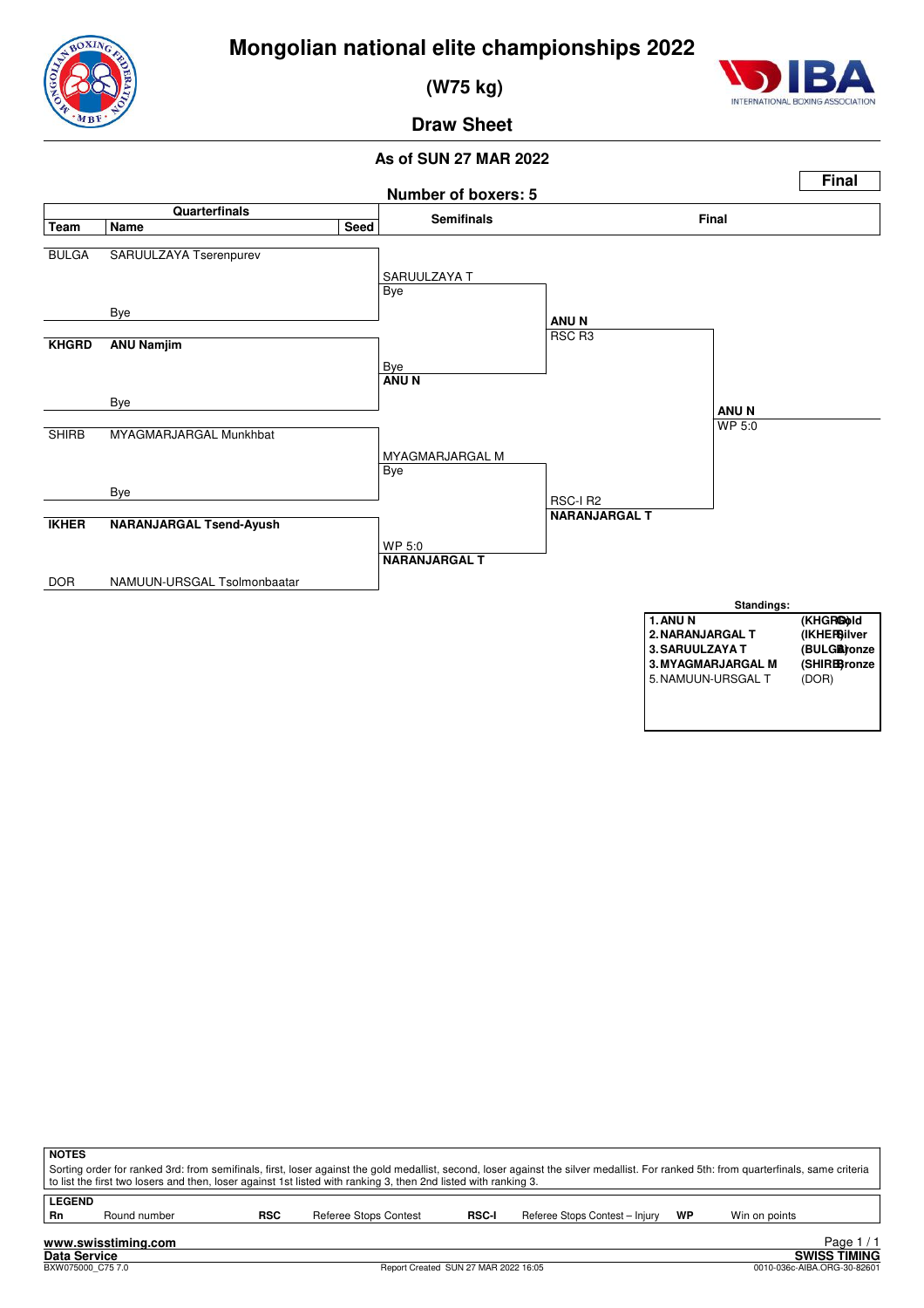# Mongolian national elite championships 2022

## (W75 kg)

## Draw Sheet

**As of SUN 27 MAR 2022**

**Final**

**Number of boxers: 5**

| Team | Name | Seed | Semifinals | Final | |
|---|---|---|---|---|---|
| BULGA | SARUULZAYA Tserenpurev | | SARUULZAYA T | | |
| | Bye | | Bye | | |
| | | | | **ANU N** RSC R3 | |
| **KHGRD** | **ANU Namjim** | | Bye | | |
| | Bye | | **ANU N** | | |
| | | | | | **ANU N** WP 5:0 |
| SHIRB | MYAGMARJARGAL Munkhbat | | MYAGMARJARGAL M | | |
| | Bye | | Bye | | |
| | | | | RSC-I R2 **NARANJARGAL T** | |
| **IKHER** | **NARANJARGAL Tsend-Ayush** | | WP 5:0 | | |
| DOR | NAMUUN-URSGAL Tsolmonbaatar | | **NARANJARGAL T** | | |

**Standings:**

| | | |
|---|---|---|
| **1. ANU N** | **(KHGRD)** | **Gold** |
| **2. NARANJARGAL T** | **(IKHER)** | **Silver** |
| **3. SARUULZAYA T** | **(BULGA)** | **Bronze** |
| **3. MYAGMARJARGAL M** | **(SHIRB)** | **Bronze** |
| 5. NAMUUN-URSGAL T | (DOR) | |

**NOTES**

Sorting order for ranked 3rd: from semifinals, first, loser against the gold medallist, second, loser against the silver medallist. For ranked 5th: from quarterfinals, same criteria to list the first two losers and then, loser against 1st listed with ranking 3, then 2nd listed with ranking 3.

**LEGEND**

| | | | | | | | |
|---|---|---|---|---|---|---|---|
| **Rn** | Round number | **RSC** | Referee Stops Contest | **RSC-I** | Referee Stops Contest – Injury | **WP** | Win on points |

www.swisstiming.com
Data Service — SWISS TIMING
BXW075000_C75 7.0 — Report Created SUN 27 MAR 2022 16:05 — 0010-036c-AIBA.ORG-30-82601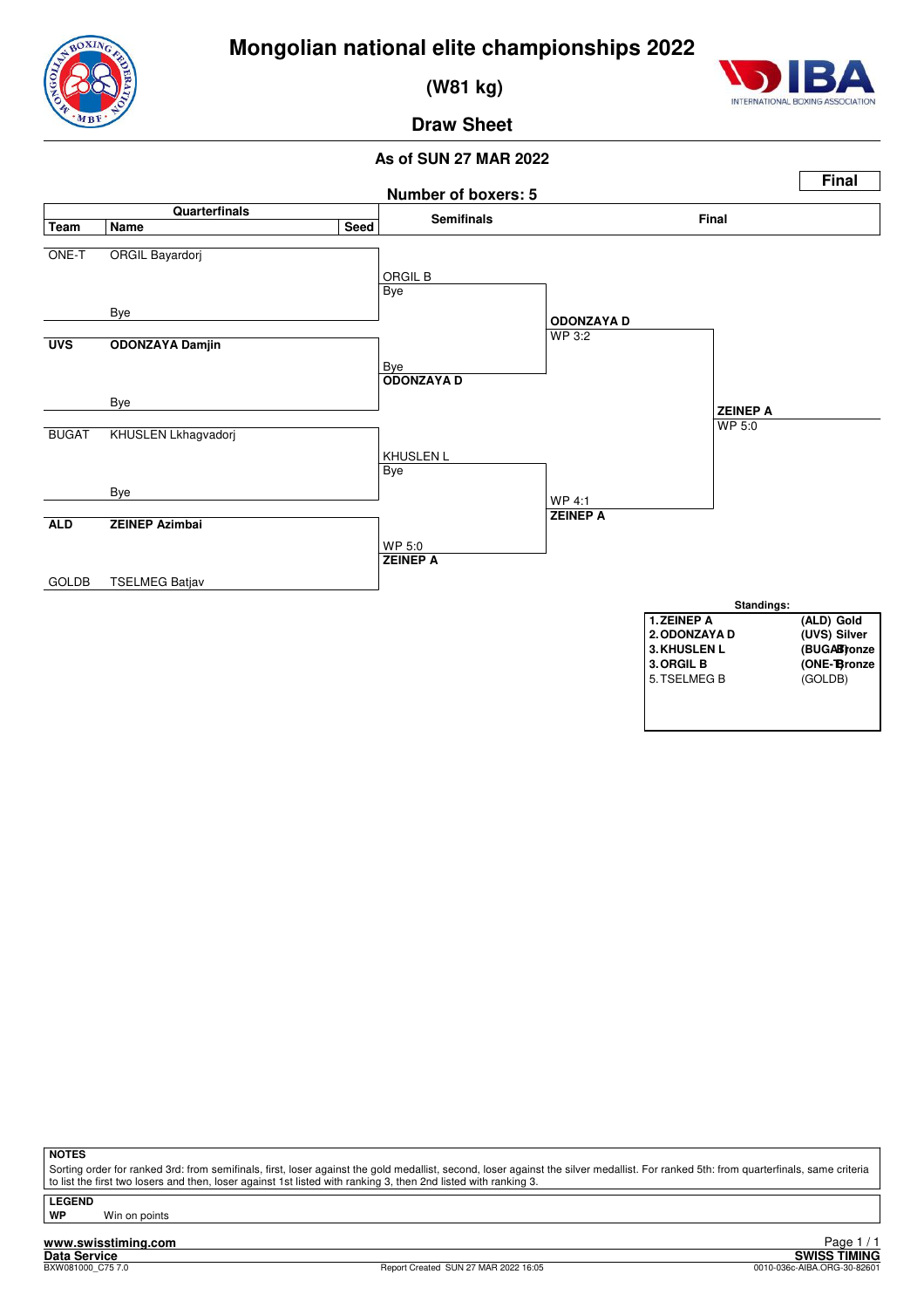# Mongolian national elite championships 2022

**(W81 kg)**

**Draw Sheet**

**As of SUN 27 MAR 2022**

**Final**

**Number of boxers: 5**

| Team | Name | Seed |
|---|---|---|
| ONE-T | ORGIL Bayardorj | |
| | Bye | |
| **UVS** | **ODONZAYA Damjin** | |
| | Bye | |
| BUGAT | KHUSLEN Lkhagvadorj | |
| | Bye | |
| **ALD** | **ZEINEP Azimbai** | |
| GOLDB | TSELMEG Batjav | |

**Quarterfinals**

- ORGIL B – Bye
- ODONZAYA D – Bye
- KHUSLEN L – Bye
- ZEINEP A – WP 5:0

**Semifinals**

- ODONZAYA D – WP 3:2
- ZEINEP A – WP 4:1

**Final**

- ZEINEP A – WP 5:0

**Standings:**

| | | |
|---|---|---|
| 1. | ZEINEP A | (ALD) Gold |
| 2. | ODONZAYA D | (UVS) Silver |
| 3. | KHUSLEN L | (BUGAT) Bronze |
| 3. | ORGIL B | (ONE-T) Bronze |
| 5. | TSELMEG B | (GOLDB) |

**NOTES**

Sorting order for ranked 3rd: from semifinals, first, loser against the gold medallist, second, loser against the silver medallist. For ranked 5th: from quarterfinals, same criteria to list the first two losers and then, loser against 1st listed with ranking 3, then 2nd listed with ranking 3.

**LEGEND**

**WP** Win on points

**www.swisstiming.com**
**Data Service**
BXW081000_C75 7.0 Report Created SUN 27 MAR 2022 16:05
**SWISS TIMING**
0010-036c-AIBA.ORG-30-82601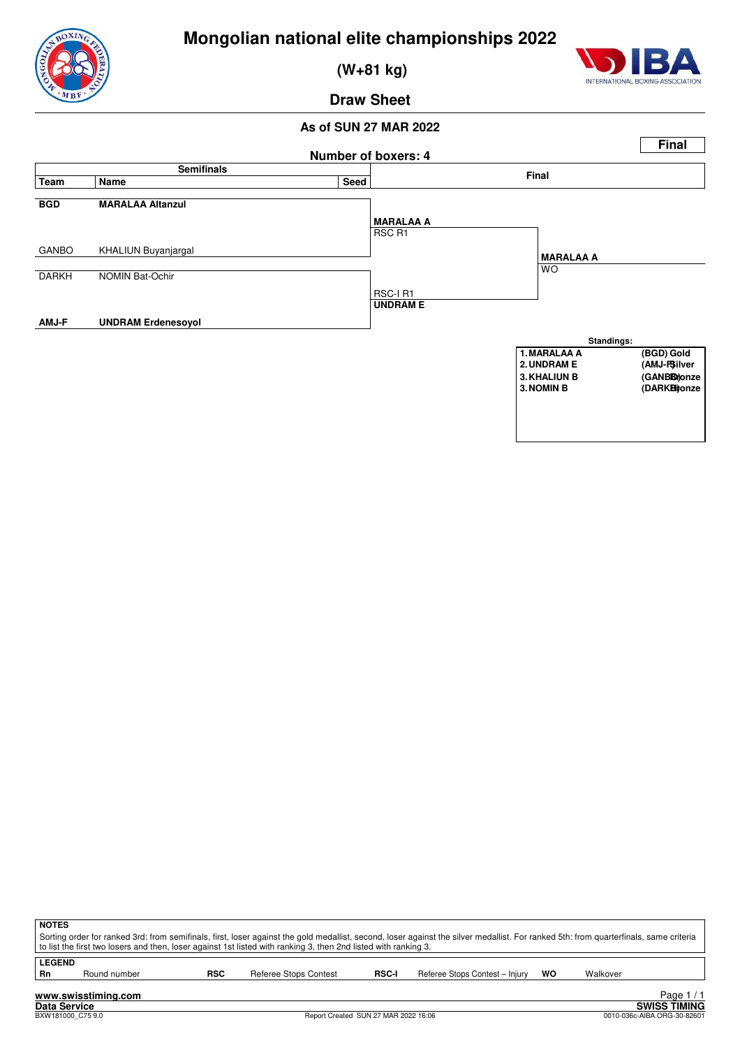# Mongolian national elite championships 2022

## (W+81 kg)

## Draw Sheet

### As of SUN 27 MAR 2022

**Final**

**Number of boxers: 4**

| Team | Name | Seed | Semifinals | Final |
|---|---|---|---|---|
| **BGD** | **MARALAA Altanzul** | | **MARALAA A** RSC R1 | |
| GANBO | KHALIUN Buyanjargal | | | **MARALAA A** WO |
| DARKH | NOMIN Bat-Ochir | | RSC-I R1 **UNDRAM E** | |
| **AMJ-F** | **UNDRAM Erdenesoyol** | | | |

**Standings:**

| | | |
|---|---|---|
| 1. | MARALAA A | (BGD) Gold |
| 2. | UNDRAM E | (AMJ-F) Silver |
| 3. | KHALIUN B | (GANBO) Bronze |
| 3. | NOMIN B | (DARKH) Bronze |

**NOTES**

Sorting order for ranked 3rd: from semifinals, first, loser against the gold medallist, second, loser against the silver medallist. For ranked 5th: from quarterfinals, same criteria to list the first two losers and then, loser against 1st listed with ranking 3, then 2nd listed with ranking 3.

**LEGEND**

| | | | | | | | |
|---|---|---|---|---|---|---|---|
| **Rn** | Round number | **RSC** | Referee Stops Contest | **RSC-I** | Referee Stops Contest – Injury | **WO** | Walkover |

www.swisstiming.com
Data Service — SWISS TIMING
BXW181000_C75 9.0 — Report Created SUN 27 MAR 2022 16:06 — 0010-036c-AIBA.ORG-30-82601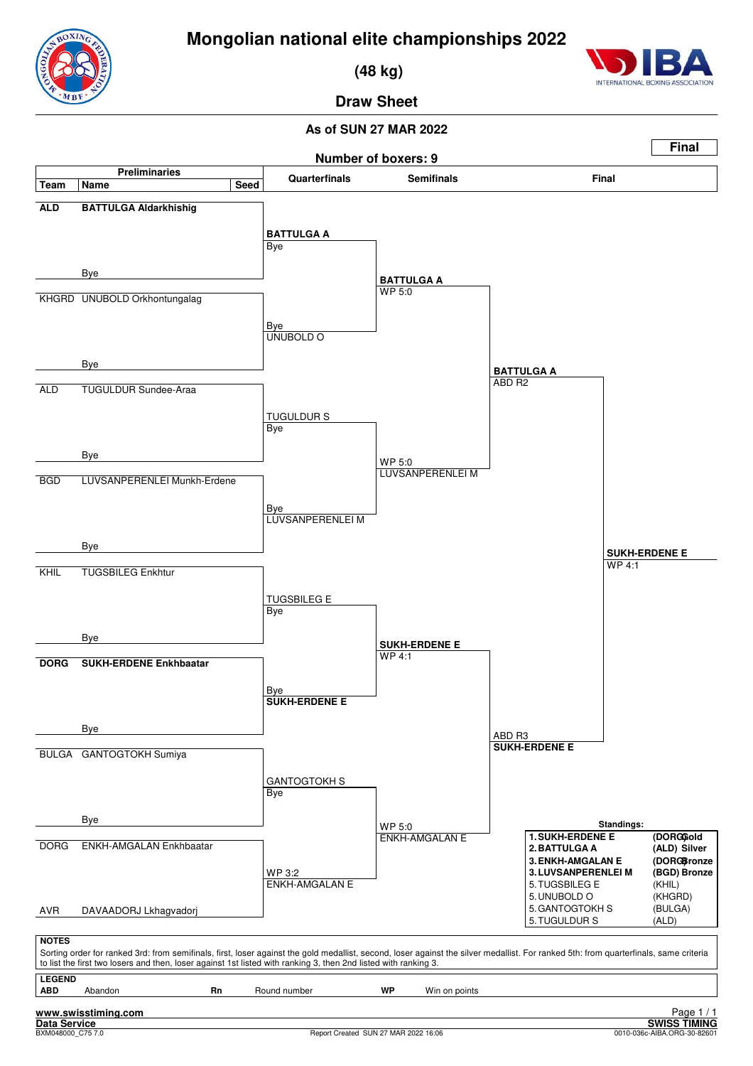# Mongolian national elite championships 2022

## (48 kg)

## Draw Sheet

**As of SUN 27 MAR 2022**

**Final**

**Number of boxers: 9**

### Preliminaries

| Team | Name | Seed |
|---|---|---|
| ALD | **BATTULGA Aldarkhishig** | |
| | Bye | |
| KHGRD | UNUBOLD Orkhontungalag | |
| | Bye | |
| ALD | TUGULDUR Sundee-Araa | |
| | Bye | |
| BGD | LUVSANPERENLEI Munkh-Erdene | |
| | Bye | |
| KHIL | TUGSBILEG Enkhtur | |
| | Bye | |
| DORG | **SUKH-ERDENE Enkhbaatar** | |
| | Bye | |
| BULGA | GANTOGTOKH Sumiya | |
| | Bye | |
| DORG | ENKH-AMGALAN Enkhbaatar | |
| AVR | DAVAADORJ Lkhagvadorj | |

### Quarterfinals

| Winner | Result | Loser |
|---|---|---|
| **BATTULGA A** | Bye | |
| UNUBOLD O | Bye | |
| TUGULDUR S | Bye | |
| LUVSANPERENLEI M | Bye | |
| TUGSBILEG E | Bye | |
| **SUKH-ERDENE E** | Bye | |
| GANTOGTOKH S | Bye | |
| ENKH-AMGALAN E | WP 3:2 | DAVAADORJ L |

### Semifinals

| Winner | Result |
|---|---|
| **BATTULGA A** | WP 5:0 |
| LUVSANPERENLEI M | WP 5:0 |
| **SUKH-ERDENE E** | WP 4:1 |
| ENKH-AMGALAN E | WP 5:0 |

### Final

| Winner | Result |
|---|---|
| **BATTULGA A** | ABD R2 |
| **SUKH-ERDENE E** | ABD R3 |
| **SUKH-ERDENE E** | WP 4:1 |

### Standings:

| Rank | Name | Team | Medal |
|---|---|---|---|
| 1. | **SUKH-ERDENE E** | (DORG) | Gold |
| 2. | **BATTULGA A** | (ALD) | Silver |
| 3. | **ENKH-AMGALAN E** | (DORG) | Bronze |
| 3. | **LUVSANPERENLEI M** | (BGD) | Bronze |
| 5. | TUGSBILEG E | (KHIL) | |
| 5. | UNUBOLD O | (KHGRD) | |
| 5. | GANTOGTOKH S | (BULGA) | |
| 5. | TUGULDUR S | (ALD) | |

**NOTES**

Sorting order for ranked 3rd: from semifinals, first, loser against the gold medallist, second, loser against the silver medallist. For ranked 5th: from quarterfinals, same criteria to list the first two losers and then, loser against 1st listed with ranking 3, then 2nd listed with ranking 3.

**LEGEND**

| | | | | | |
|---|---|---|---|---|---|
| **ABD** | Abandon | **Rn** | Round number | **WP** | Win on points |

www.swisstiming.com
Data Service
BXM048000_C75 7.0
Report Created SUN 27 MAR 2022 16:06
SWISS TIMING
0010-036c-AIBA.ORG-30-82601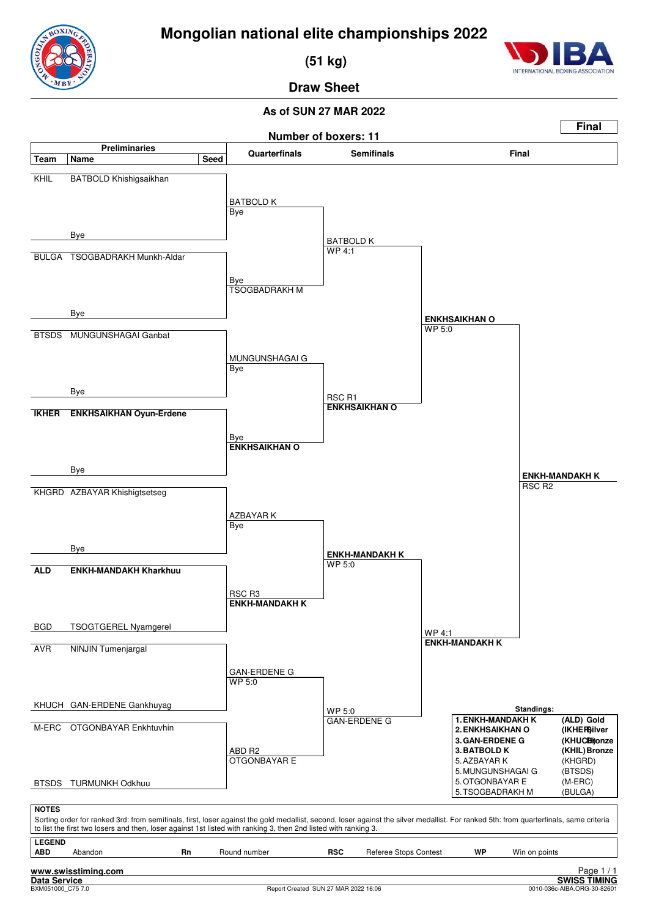# Mongolian national elite championships 2022

## (51 kg)

## Draw Sheet

**As of SUN 27 MAR 2022**

**Final**

**Number of boxers: 11**

| Team | Name | Seed | Quarterfinals | Semifinals | Final |
|---|---|---|---|---|---|
| KHIL | BATBOLD Khishigsaikhan | | BATBOLD K — Bye | BATBOLD K — WP 4:1 | ENKHSAIKHAN O — WP 5:0 |
| | Bye | | | | |
| BULGA | TSOGBADRAKH Munkh-Aldar | | Bye — TSOGBADRAKH M | | |
| | Bye | | | | |
| BTSDS | MUNGUNSHAGAI Ganbat | | MUNGUNSHAGAI G — Bye | RSC R1 — **ENKHSAIKHAN O** | |
| | Bye | | | | |
| **IKHER** | **ENKHSAIKHAN Oyun-Erdene** | | Bye — **ENKHSAIKHAN O** | | |
| | Bye | | | | **ENKH-MANDAKH K** — RSC R2 |
| KHGRD | AZBAYAR Khishigtsetseg | | AZBAYAR K — Bye | **ENKH-MANDAKH K** — WP 5:0 | WP 4:1 — **ENKH-MANDAKH K** |
| | Bye | | | | |
| **ALD** | **ENKH-MANDAKH Kharkhuu** | | RSC R3 — **ENKH-MANDAKH K** | | |
| BGD | TSOGTGEREL Nyamgerel | | | | |
| AVR | NINJIN Tumenjargal | | GAN-ERDENE G — WP 5:0 | WP 5:0 — GAN-ERDENE G | |
| KHUCH | GAN-ERDENE Gankhuyag | | | | |
| M-ERC | OTGONBAYAR Enkhtuvhin | | ABD R2 — OTGONBAYAR E | | |
| BTSDS | TURMUNKH Odkhuu | | | | |

**Standings:**

| Rank | Name | Team | Medal |
|---|---|---|---|
| 1. | **ENKH-MANDAKH K** | (ALD) | Gold |
| 2. | **ENKHSAIKHAN O** | (IKHER) | Silver |
| 3. | **GAN-ERDENE G** | (KHUCH) | Bronze |
| 3. | **BATBOLD K** | (KHIL) | Bronze |
| 5. | AZBAYAR K | (KHGRD) | |
| 5. | MUNGUNSHAGAI G | (BTSDS) | |
| 5. | OTGONBAYAR E | (M-ERC) | |
| 5. | TSOGBADRAKH M | (BULGA) | |

**NOTES**

Sorting order for ranked 3rd: from semifinals, first, loser against the gold medallist, second, loser against the silver medallist. For ranked 5th: from quarterfinals, same criteria to list the first two losers and then, loser against 1st listed with ranking 3, then 2nd listed with ranking 3.

**LEGEND**

| | | | | | | | |
|---|---|---|---|---|---|---|---|
| **ABD** | Abandon | **Rn** | Round number | **RSC** | Referee Stops Contest | **WP** | Win on points |

www.swisstiming.com
Data Service
BXM051000_C75 7.0
Report Created SUN 27 MAR 2022 16:06
SWISS TIMING
0010-036c-AIBA.ORG-30-82601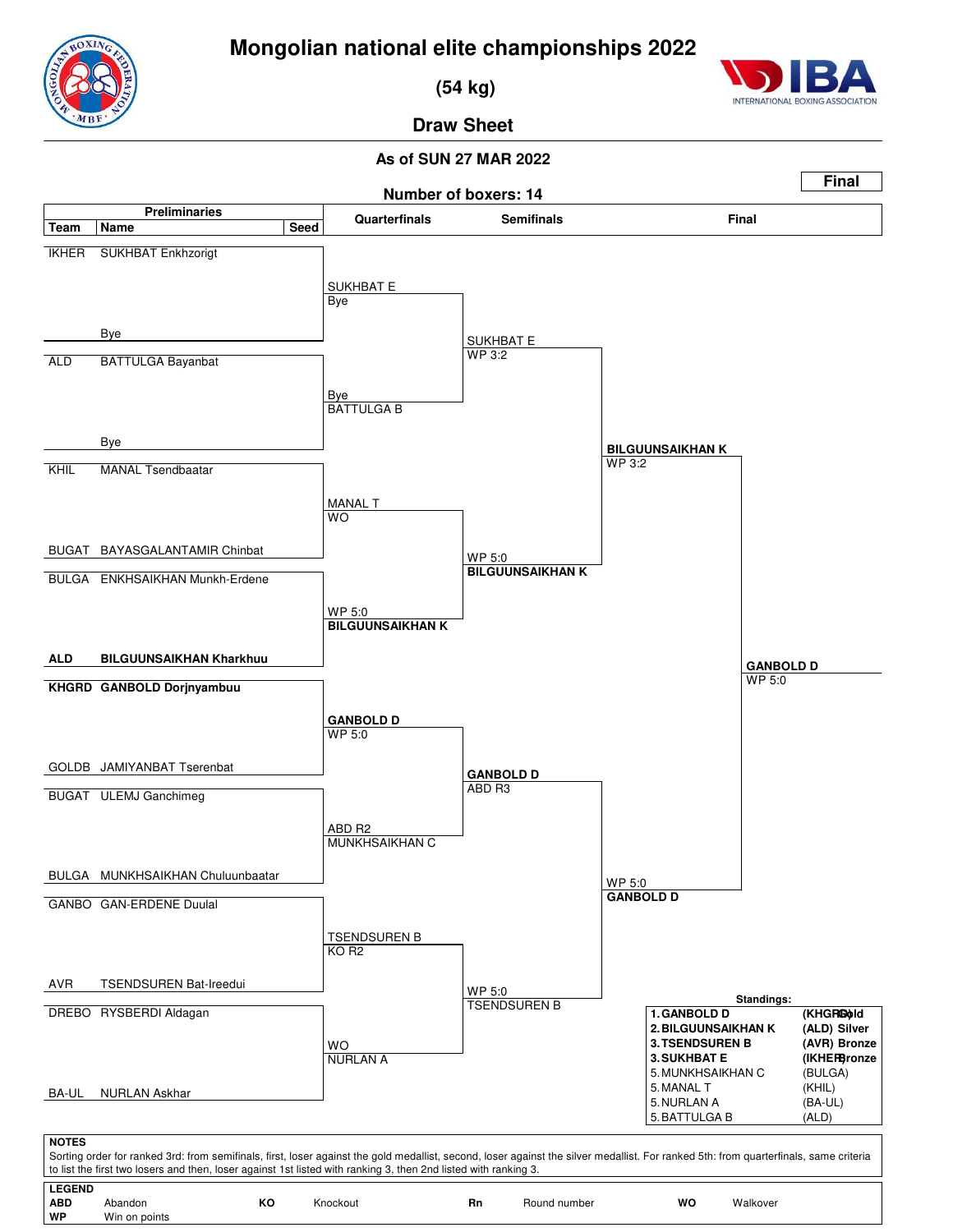# Mongolian national elite championships 2022

**(54 kg)**

**Draw Sheet**

**As of SUN 27 MAR 2022**

**Final**

**Number of boxers: 14**

| Team | Name | Seed | Quarterfinals | Semifinals | Final |
|---|---|---|---|---|---|
| IKHER | SUKHBAT Enkhzorigt | | SUKHBAT E<br>Bye | | |
| | Bye | | | SUKHBAT E<br>WP 3:2 | |
| ALD | BATTULGA Bayanbat | | Bye<br>BATTULGA B | | |
| | Bye | | | | BILGUUNSAIKHAN K<br>WP 3:2 |
| KHIL | MANAL Tsendbaatar | | MANAL T<br>WO | | |
| BUGAT | BAYASGALANTAMIR Chinbat | | | WP 5:0<br>**BILGUUNSAIKHAN K** | |
| BULGA | ENKHSAIKHAN Munkh-Erdene | | WP 5:0<br>**BILGUUNSAIKHAN K** | | |
| **ALD** | **BILGUUNSAIKHAN Kharkhuu** | | | | **GANBOLD D**<br>WP 5:0 |
| **KHGRD** | **GANBOLD Dorjnyambuu** | | **GANBOLD D**<br>WP 5:0 | | |
| GOLDB | JAMIYANBAT Tserenbat | | | **GANBOLD D**<br>ABD R3 | |
| BUGAT | ULEMJ Ganchimeg | | ABD R2<br>MUNKHSAIKHAN C | | |
| BULGA | MUNKHSAIKHAN Chuluunbaatar | | | | WP 5:0<br>**GANBOLD D** |
| GANBO | GAN-ERDENE Duulal | | TSENDSUREN B<br>KO R2 | | |
| AVR | TSENDSUREN Bat-Ireedui | | | WP 5:0<br>TSENDSUREN B | |
| DREBO | RYSBERDI Aldagan | | WO<br>NURLAN A | | |
| BA-UL | NURLAN Askhar | | | | |

**Standings:**

| Rank | Name | Team | Medal |
|---|---|---|---|
| 1. | **GANBOLD D** | **(KHGRD)** | **Gold** |
| 2. | **BILGUUNSAIKHAN K** | **(ALD)** | **Silver** |
| 3. | **TSENDSUREN B** | **(AVR)** | **Bronze** |
| 3. | **SUKHBAT E** | **(IKHER)** | **Bronze** |
| 5. | MUNKHSAIKHAN C | (BULGA) | |
| 5. | MANAL T | (KHIL) | |
| 5. | NURLAN A | (BA-UL) | |
| 5. | BATTULGA B | (ALD) | |

**NOTES**

Sorting order for ranked 3rd: from semifinals, first, loser against the gold medallist, second, loser against the silver medallist. For ranked 5th: from quarterfinals, same criteria to list the first two losers and then, loser against 1st listed with ranking 3, then 2nd listed with ranking 3.

**LEGEND**

| | | | | | | | |
|---|---|---|---|---|---|---|---|
| **ABD** | Abandon | **KO** | Knockout | **Rn** | Round number | **WO** | Walkover |
| **WP** | Win on points | | | | | | |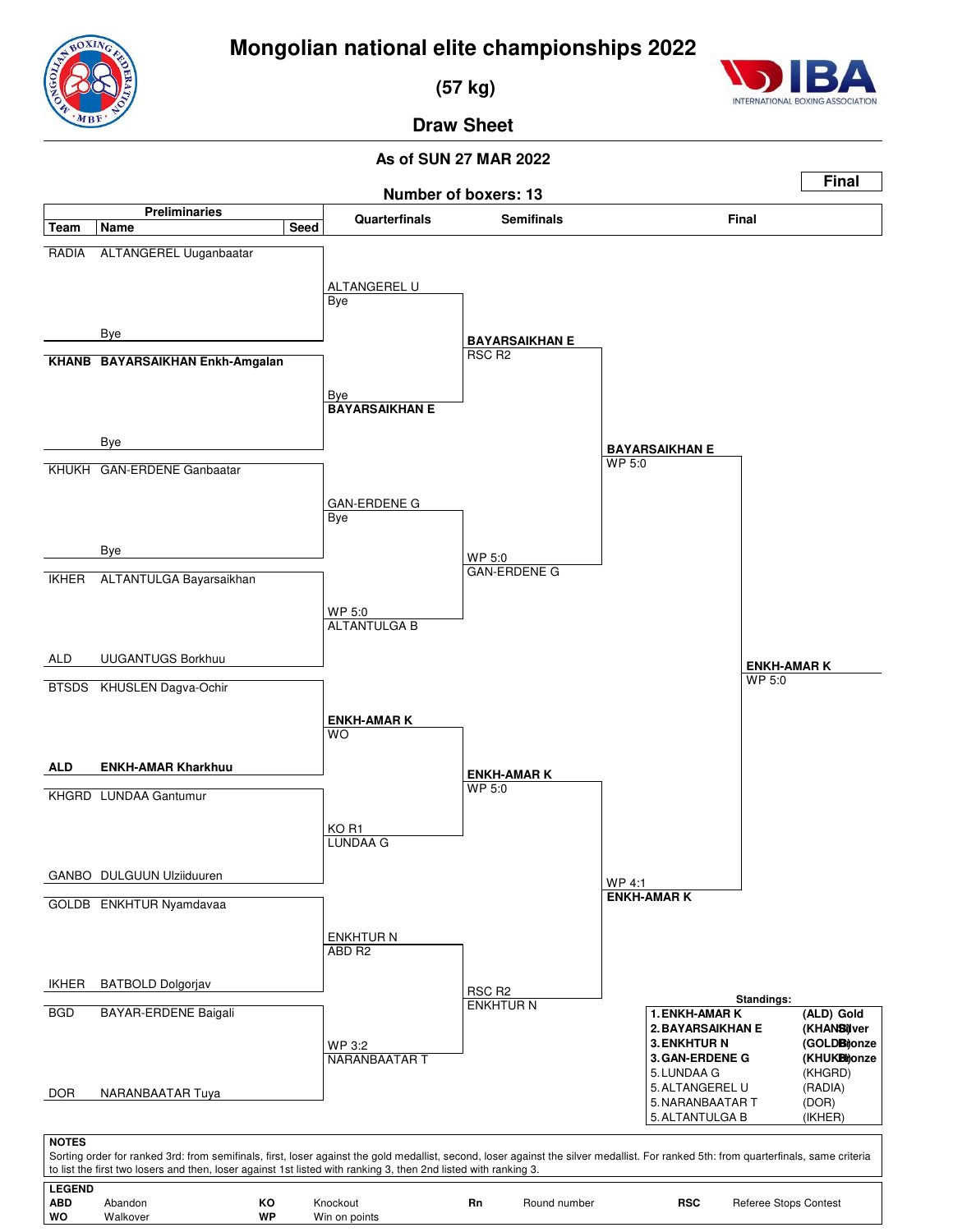# Mongolian national elite championships 2022

## (57 kg)

## Draw Sheet

**As of SUN 27 MAR 2022**

**Final**

**Number of boxers: 13**

### Preliminaries

| Team | Name | Seed |
|---|---|---|
| RADIA | ALTANGEREL Uuganbaatar | |
| | Bye | |
| **KHANB** | **BAYARSAIKHAN Enkh-Amgalan** | |
| | Bye | |
| KHUKH | GAN-ERDENE Ganbaatar | |
| | Bye | |
| IKHER | ALTANTULGA Bayarsaikhan | |
| ALD | UUGANTUGS Borkhuu | |
| BTSDS | KHUSLEN Dagva-Ochir | |
| **ALD** | **ENKH-AMAR Kharkhuu** | |
| KHGRD | LUNDAA Gantumur | |
| GANBO | DULGUUN Ulziiduuren | |
| GOLDB | ENKHTUR Nyamdavaa | |
| IKHER | BATBOLD Dolgorjav | |
| BGD | BAYAR-ERDENE Baigali | |
| DOR | NARANBAATAR Tuya | |

### Quarterfinals

| Winner | Result |
|---|---|
| ALTANGEREL U | Bye |
| **BAYARSAIKHAN E** | Bye |
| GAN-ERDENE G | Bye |
| ALTANTULGA B | WP 5:0 |
| **ENKH-AMAR K** | WO |
| LUNDAA G | KO R1 |
| ENKHTUR N | ABD R2 |
| NARANBAATAR T | WP 3:2 |

### Semifinals

| Winner | Result |
|---|---|
| **BAYARSAIKHAN E** | RSC R2 |
| GAN-ERDENE G | WP 5:0 |
| **ENKH-AMAR K** | WP 5:0 |
| ENKHTUR N | RSC R2 |

### Final

| Finalist | Result |
|---|---|
| **BAYARSAIKHAN E** | WP 5:0 |
| **ENKH-AMAR K** | WP 4:1 |

**Winner: ENKH-AMAR K** — WP 5:0

### Standings:

| Rank | Name | Team | Medal |
|---|---|---|---|
| 1. | **ENKH-AMAR K** | **(ALD)** | **Gold** |
| 2. | **BAYARSAIKHAN E** | **(KHANB)** | **Silver** |
| 3. | **ENKHTUR N** | **(GOLDB)** | **Bronze** |
| 3. | **GAN-ERDENE G** | **(KHUKH)** | **Bronze** |
| 5. | LUNDAA G | (KHGRD) | |
| 5. | ALTANGEREL U | (RADIA) | |
| 5. | NARANBAATAR T | (DOR) | |
| 5. | ALTANTULGA B | (IKHER) | |

**NOTES**

Sorting order for ranked 3rd: from semifinals, first, loser against the gold medallist, second, loser against the silver medallist. For ranked 5th: from quarterfinals, same criteria to list the first two losers and then, loser against 1st listed with ranking 3, then 2nd listed with ranking 3.

**LEGEND**

| | | | | | | | |
|---|---|---|---|---|---|---|---|
| **ABD** | Abandon | **KO** | Knockout | **Rn** | Round number | **RSC** | Referee Stops Contest |
| **WO** | Walkover | **WP** | Win on points | | | | |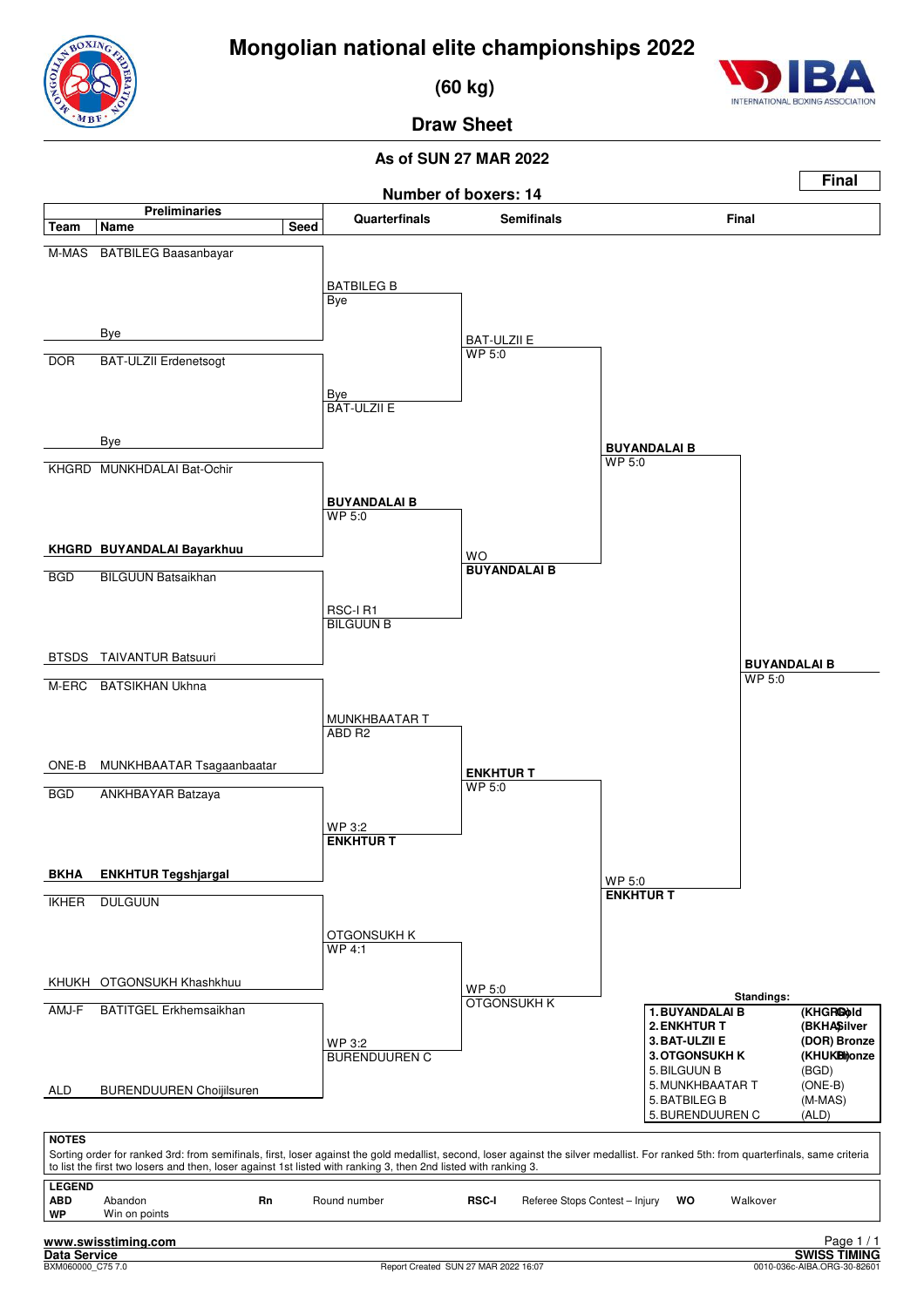# Mongolian national elite championships 2022

## (60 kg)

## Draw Sheet

### As of SUN 27 MAR 2022

**Final**

**Number of boxers: 14**

| Team | Name | Seed | Quarterfinals | Semifinals | Final |
|---|---|---|---|---|---|
| M-MAS | BATBILEG Baasanbayar | | BATBILEG B Bye | BAT-ULZII E WP 5:0 | BUYANDALAI B WP 5:0 |
| | Bye | | | | |
| DOR | BAT-ULZII Erdenetsogt | | Bye BAT-ULZII E | | |
| | Bye | | | | |
| KHGRD | MUNKHDALAI Bat-Ochir | | **BUYANDALAI B** WP 5:0 | WO **BUYANDALAI B** | |
| **KHGRD** | **BUYANDALAI Bayarkhuu** | | | | |
| BGD | BILGUUN Batsaikhan | | RSC-I R1 BILGUUN B | | |
| BTSDS | TAIVANTUR Batsuuri | | | | |
| M-ERC | BATSIKHAN Ukhna | | MUNKHBAATAR T ABD R2 | **ENKHTUR T** WP 5:0 | WP 5:0 **ENKHTUR T** |
| ONE-B | MUNKHBAATAR Tsagaanbaatar | | | | |
| BGD | ANKHBAYAR Batzaya | | WP 3:2 **ENKHTUR T** | | |
| **BKHA** | **ENKHTUR Tegshjargal** | | | | |
| IKHER | DULGUUN | | OTGONSUKH K WP 4:1 | WP 5:0 OTGONSUKH K | |
| KHUKH | OTGONSUKH Khashkhuu | | | | |
| AMJ-F | BATITGEL Erkhemsaikhan | | WP 3:2 BURENDUUREN C | | |
| ALD | BURENDUUREN Choijilsuren | | | | |

**Winner: BUYANDALAI B** WP 5:0

**Standings:**

| Rank | Name | Team | Medal |
|---|---|---|---|
| 1. | BUYANDALAI B | (KHGRD) | Gold |
| 2. | ENKHTUR T | (BKHA) | Silver |
| 3. | BAT-ULZII E | (DOR) | Bronze |
| 3. | OTGONSUKH K | (KHUKH) | Bronze |
| 5. | BILGUUN B | (BGD) | |
| 5. | MUNKHBAATAR T | (ONE-B) | |
| 5. | BATBILEG B | (M-MAS) | |
| 5. | BURENDUUREN C | (ALD) | |

**NOTES**

Sorting order for ranked 3rd: from semifinals, first, loser against the gold medallist, second, loser against the silver medallist. For ranked 5th: from quarterfinals, same criteria to list the first two losers and then, loser against 1st listed with ranking 3, then 2nd listed with ranking 3.

**LEGEND**

| | | | | | | | |
|---|---|---|---|---|---|---|---|
| **ABD** | Abandon | **Rn** | Round number | **RSC-I** | Referee Stops Contest – Injury | **WO** | Walkover |
| **WP** | Win on points | | | | | | |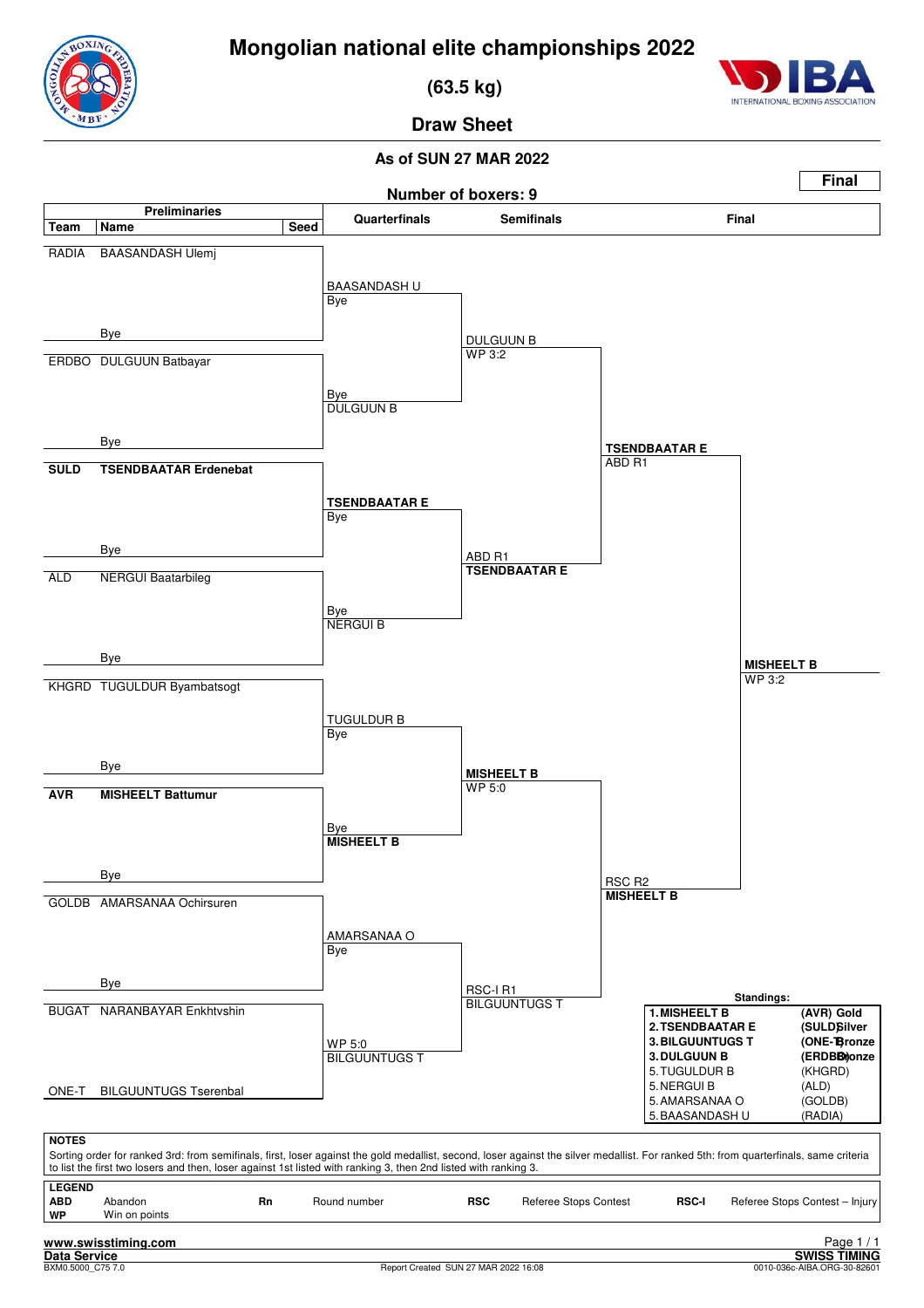# Mongolian national elite championships 2022

**(63.5 kg)**

## Draw Sheet

**As of SUN 27 MAR 2022**

**Final**

**Number of boxers: 9**

| Team | Name | Seed | Quarterfinals | Semifinals | Final |
|---|---|---|---|---|---|
| RADIA | BAASANDASH Ulemj | | BAASANDASH U<br>Bye | | |
| | Bye | | | DULGUUN B<br>WP 3:2 | |
| ERDBO | DULGUUN Batbayar | | Bye<br>DULGUUN B | | |
| | Bye | | | | **TSENDBAATAR E**<br>ABD R1 |
| **SULD** | **TSENDBAATAR Erdenebat** | | **TSENDBAATAR E**<br>Bye | | |
| | Bye | | | ABD R1<br>**TSENDBAATAR E** | |
| ALD | NERGUI Baatarbileg | | Bye<br>NERGUI B | | |
| | Bye | | | | **MISHEELT B**<br>WP 3:2 |
| KHGRD | TUGULDUR Byambatsogt | | TUGULDUR B<br>Bye | | |
| | Bye | | | **MISHEELT B**<br>WP 5:0 | |
| **AVR** | **MISHEELT Battumur** | | Bye<br>**MISHEELT B** | | |
| | Bye | | | | RSC R2<br>**MISHEELT B** |
| GOLDB | AMARSANAA Ochirsuren | | AMARSANAA O<br>Bye | | |
| | Bye | | | RSC-I R1<br>BILGUUNTUGS T | |
| BUGAT | NARANBAYAR Enkhtvshin | | WP 5:0<br>BILGUUNTUGS T | | |
| ONE-T | BILGUUNTUGS Tserenbal | | | | |

**Standings:**

| | Name | Team | Medal |
|---|---|---|---|
| 1. | **MISHEELT B** | **(AVR)** | **Gold** |
| 2. | **TSENDBAATAR E** | **(SULD)** | **Silver** |
| 3. | **BILGUUNTUGS T** | **(ONE-T)** | **Bronze** |
| 3. | **DULGUUN B** | **(ERDBO)** | **Bronze** |
| 5. | TUGULDUR B | (KHGRD) | |
| 5. | NERGUI B | (ALD) | |
| 5. | AMARSANAA O | (GOLDB) | |
| 5. | BAASANDASH U | (RADIA) | |

**NOTES**

Sorting order for ranked 3rd: from semifinals, first, loser against the gold medallist, second, loser against the silver medallist. For ranked 5th: from quarterfinals, same criteria to list the first two losers and then, loser against 1st listed with ranking 3, then 2nd listed with ranking 3.

**LEGEND**

| | | | | | | | |
|---|---|---|---|---|---|---|---|
| **ABD** | Abandon | **Rn** | Round number | **RSC** | Referee Stops Contest | **RSC-I** | Referee Stops Contest – Injury |
| **WP** | Win on points | | | | | | |

**www.swisstiming.com**
**Data Service**
BXM0.5000_C75 7.0

Report Created SUN 27 MAR 2022 16:08

**SWISS TIMING**
0010-036c-AIBA.ORG-30-82601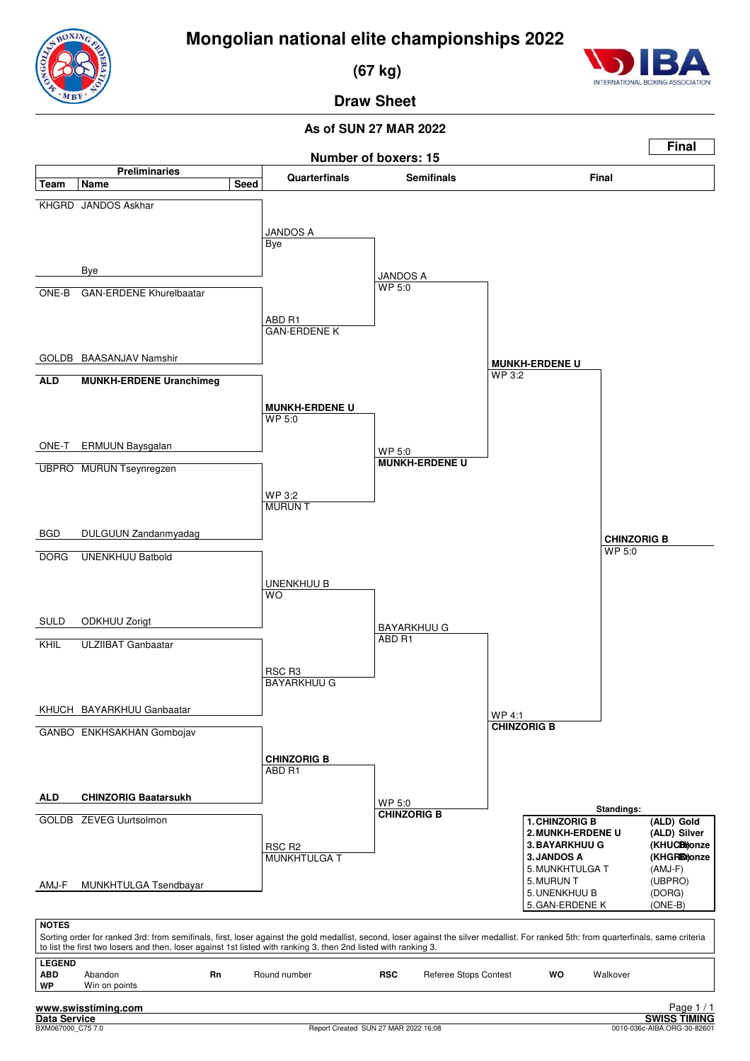# Mongolian national elite championships 2022

**(67 kg)**

## Draw Sheet

**As of SUN 27 MAR 2022**

**Final**

**Number of boxers: 15**

### Preliminaries

| Team | Name | Seed |
|---|---|---|
| KHGRD | JANDOS Askhar | |
| | Bye | |
| ONE-B | GAN-ERDENE Khurelbaatar | |
| GOLDB | BAASANJAV Namshir | |
| **ALD** | **MUNKH-ERDENE Uranchimeg** | |
| ONE-T | ERMUUN Baysgalan | |
| UBPRO | MURUN Tseynregzen | |
| BGD | DULGUUN Zandanmyadag | |
| DORG | UNENKHUU Batbold | |
| SULD | ODKHUU Zorigt | |
| KHIL | ULZIIBAT Ganbaatar | |
| KHUCH | BAYARKHUU Ganbaatar | |
| GANBO | ENKHSAKHAN Gombojav | |
| **ALD** | **CHINZORIG Baatarsukh** | |
| GOLDB | ZEVEG Uurtsolmon | |
| AMJ-F | MUNKHTULGA Tsendbayar | |

### Quarterfinals

- JANDOS A — Bye
- GAN-ERDENE K — ABD R1
- **MUNKH-ERDENE U** — WP 5:0
- MURUN T — WP 3:2
- UNENKHUU B — WO
- BAYARKHUU G — RSC R3
- **CHINZORIG B** — ABD R1
- MUNKHTULGA T — RSC R2

### Semifinals

- JANDOS A — WP 5:0
- **MUNKH-ERDENE U** — WP 5:0
- BAYARKHUU G — ABD R1
- **CHINZORIG B** — WP 5:0

### Final

- **MUNKH-ERDENE U** — WP 3:2
- **CHINZORIG B** — WP 4:1
- Winner: **CHINZORIG B** — WP 5:0

### Standings:

| | | |
|---|---|---|
| 1. | **CHINZORIG B** | **(ALD) Gold** |
| 2. | **MUNKH-ERDENE U** | **(ALD) Silver** |
| 3. | **BAYARKHUU G** | **(KHUCH) Bronze** |
| 3. | **JANDOS A** | **(KHGRD) Bronze** |
| 5. | MUNKHTULGA T | (AMJ-F) |
| 5. | MURUN T | (UBPRO) |
| 5. | UNENKHUU B | (DORG) |
| 5. | GAN-ERDENE K | (ONE-B) |

**NOTES**

Sorting order for ranked 3rd: from semifinals, first, loser against the gold medallist, second, loser against the silver medallist. For ranked 5th: from quarterfinals, same criteria to list the first two losers and then, loser against 1st listed with ranking 3, then 2nd listed with ranking 3.

**LEGEND**

| | | | | | | | |
|---|---|---|---|---|---|---|---|
| **ABD** | Abandon | **Rn** | Round number | **RSC** | Referee Stops Contest | **WO** | Walkover |
| **WP** | Win on points | | | | | | |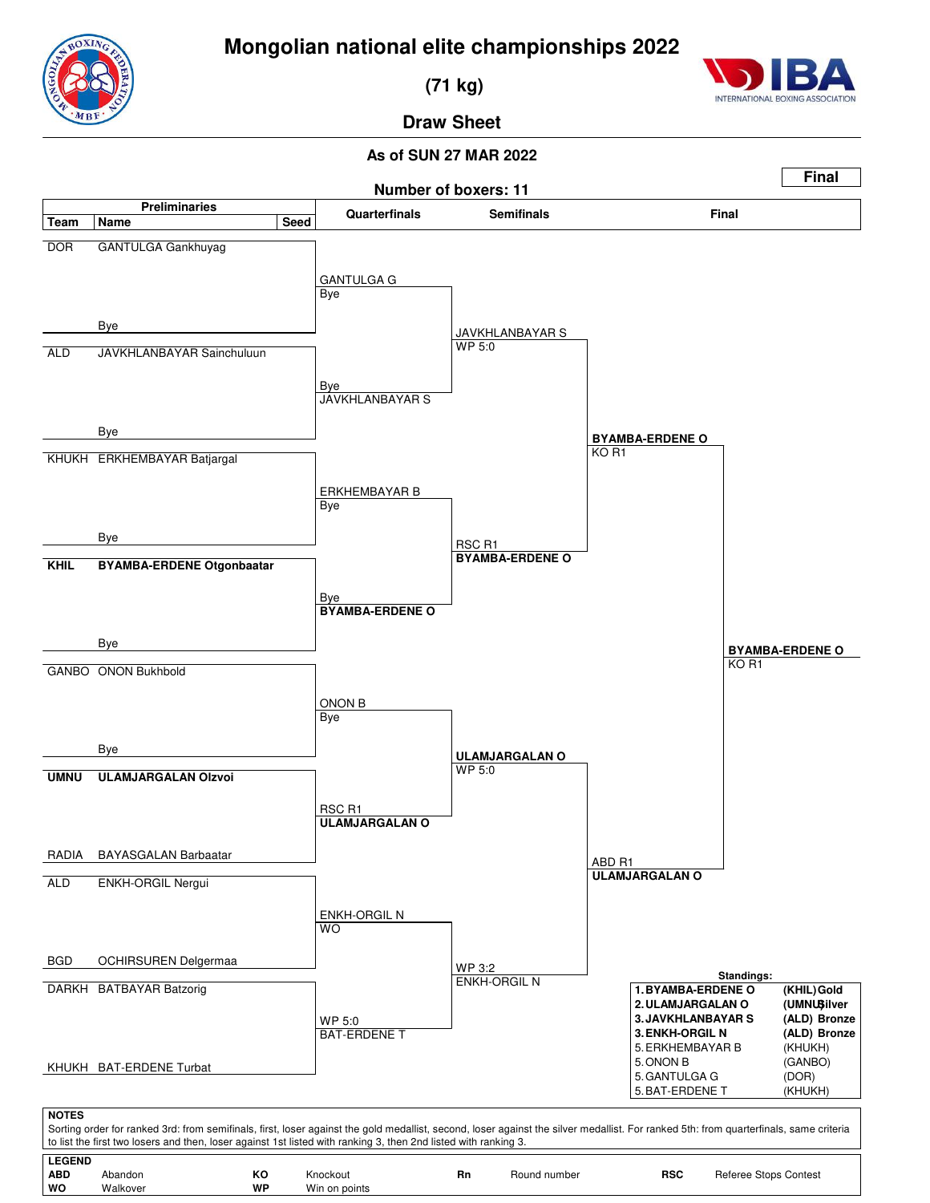# Mongolian national elite championships 2022

**(71 kg)**

**Draw Sheet**

**As of SUN 27 MAR 2022**

**Final**

**Number of boxers: 11**

| Team | Name | Seed | Quarterfinals | Semifinals | Final |
|---|---|---|---|---|---|
| DOR | GANTULGA Gankhuyag | | GANTULGA G | | |
| | Bye | | Bye | JAVKHLANBAYAR S | |
| ALD | JAVKHLANBAYAR Sainchuluun | | Bye | WP 5:0 | |
| | Bye | | JAVKHLANBAYAR S | | BYAMBA-ERDENE O |
| KHUKH | ERKHEMBAYAR Batjargal | | ERKHEMBAYAR B | | KO R1 |
| | Bye | | Bye | RSC R1 | |
| **KHIL** | **BYAMBA-ERDENE Otgonbaatar** | | Bye | **BYAMBA-ERDENE O** | |
| | Bye | | **BYAMBA-ERDENE O** | | **BYAMBA-ERDENE O** KO R1 |
| GANBO | ONON Bukhbold | | ONON B | | |
| | Bye | | Bye | **ULAMJARGALAN O** | |
| **UMNU** | **ULAMJARGALAN Olzvoi** | | RSC R1 | WP 5:0 | |
| RADIA | BAYASGALAN Barbaatar | | **ULAMJARGALAN O** | | ABD R1 |
| ALD | ENKH-ORGIL Nergui | | ENKH-ORGIL N | | **ULAMJARGALAN O** |
| BGD | OCHIRSUREN Delgermaa | | WO | WP 3:2 | |
| DARKH | BATBAYAR Batzorig | | WP 5:0 | ENKH-ORGIL N | |
| KHUKH | BAT-ERDENE Turbat | | BAT-ERDENE T | | |

**Standings:**

| Rank | Name | Team | Medal |
|---|---|---|---|
| **1.** | **BYAMBA-ERDENE O** | **(KHIL)** | **Gold** |
| **2.** | **ULAMJARGALAN O** | **(UMNU)** | **Silver** |
| **3.** | **JAVKHLANBAYAR S** | **(ALD)** | **Bronze** |
| **3.** | **ENKH-ORGIL N** | **(ALD)** | **Bronze** |
| 5. | ERKHEMBAYAR B | (KHUKH) | |
| 5. | ONON B | (GANBO) | |
| 5. | GANTULGA G | (DOR) | |
| 5. | BAT-ERDENE T | (KHUKH) | |

**NOTES**

Sorting order for ranked 3rd: from semifinals, first, loser against the gold medallist, second, loser against the silver medallist. For ranked 5th: from quarterfinals, same criteria to list the first two losers and then, loser against 1st listed with ranking 3, then 2nd listed with ranking 3.

**LEGEND**

| | | | | | | | |
|---|---|---|---|---|---|---|---|
| **ABD** | Abandon | **KO** | Knockout | **Rn** | Round number | **RSC** | Referee Stops Contest |
| **WO** | Walkover | **WP** | Win on points | | | | |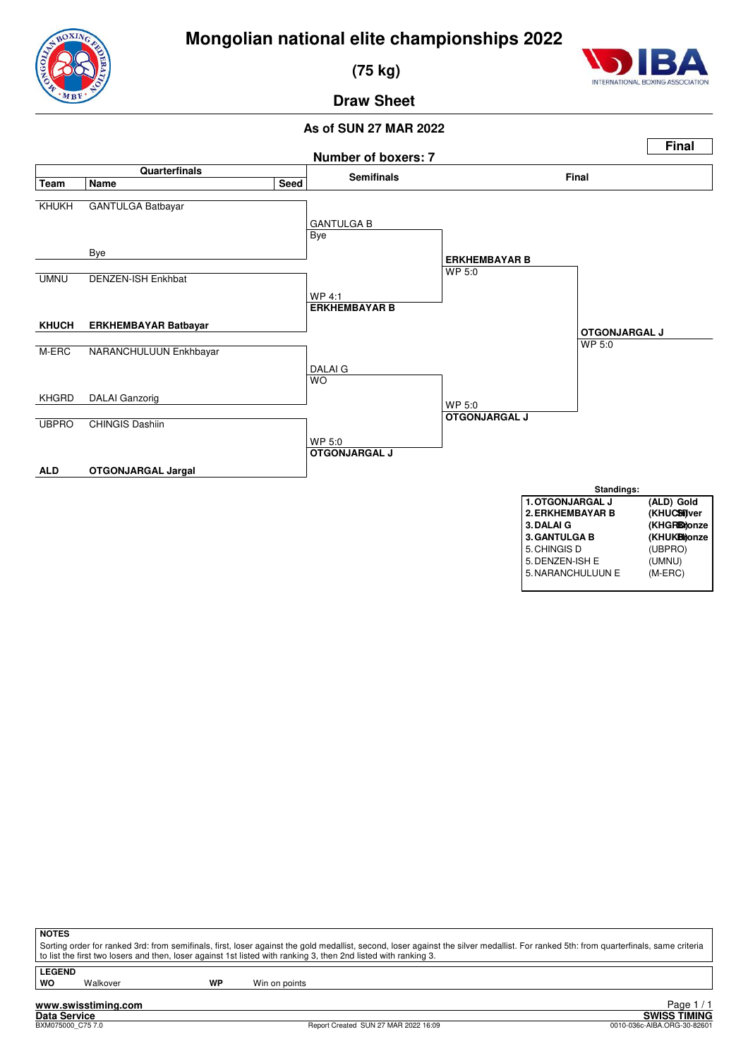# Mongolian national elite championships 2022

## (75 kg)

## Draw Sheet

**As of SUN 27 MAR 2022**

**Final**

**Number of boxers: 7**

### Quarterfinals

| Team | Name | Seed |
|---|---|---|
| KHUKH | GANTULGA Batbayar | |
| | Bye | |
| UMNU | DENZEN-ISH Enkhbat | |
| **KHUCH** | **ERKHEMBAYAR Batbayar** | |
| M-ERC | NARANCHULUUN Enkhbayar | |
| KHGRD | DALAI Ganzorig | |
| UBPRO | CHINGIS Dashiin | |
| **ALD** | **OTGONJARGAL Jargal** | |

### Semifinals

- GANTULGA B — Bye
- **ERKHEMBAYAR B** — WP 4:1
- DALAI G — WO
- **OTGONJARGAL J** — WP 5:0

### Final

- **ERKHEMBAYAR B** — WP 5:0
- **OTGONJARGAL J** — WP 5:0

**Winner: OTGONJARGAL J** — WP 5:0

### Standings:

| | Name | Team | Medal |
|---|---|---|---|
| 1. | **OTGONJARGAL J** | (ALD) | Gold |
| 2. | **ERKHEMBAYAR B** | (KHUCH) | Silver |
| 3. | **DALAI G** | (KHGRD) | Bronze |
| 3. | **GANTULGA B** | (KHUKH) | Bronze |
| 5. | CHINGIS D | (UBPRO) | |
| 5. | DENZEN-ISH E | (UMNU) | |
| 5. | NARANCHULUUN E | (M-ERC) | |

**NOTES**

Sorting order for ranked 3rd: from semifinals, first, loser against the gold medallist, second, loser against the silver medallist. For ranked 5th: from quarterfinals, same criteria to list the first two losers and then, loser against 1st listed with ranking 3, then 2nd listed with ranking 3.

**LEGEND**

| | | | |
|---|---|---|---|
| **WO** | Walkover | **WP** | Win on points |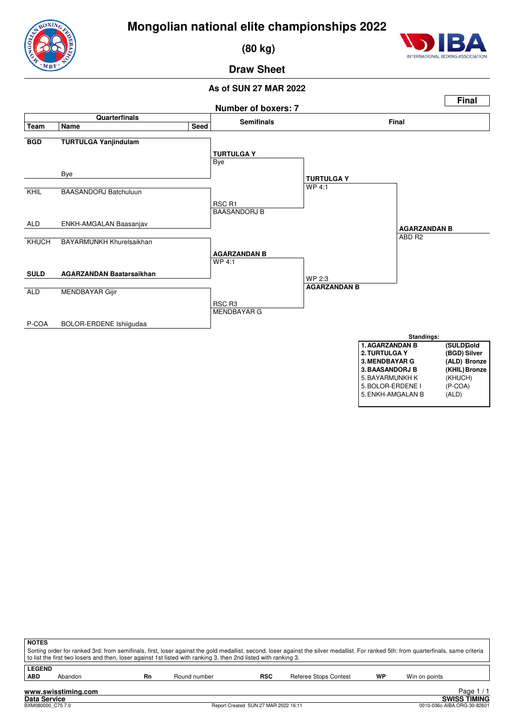# Mongolian national elite championships 2022

## (80 kg)

## Draw Sheet

**As of SUN 27 MAR 2022**

**Final**

**Number of boxers: 7**

| Team | Name | Seed |
|---|---|---|
| **BGD** | **TURTULGA Yanjindulam** | |
| | Bye | |
| KHIL | BAASANDORJ Batchuluun | |
| ALD | ENKH-AMGALAN Baasanjav | |
| KHUCH | BAYARMUNKH Khurelsaikhan | |
| **SULD** | **AGARZANDAN Baatarsaikhan** | |
| ALD | MENDBAYAR Gijir | |
| P-COA | BOLOR-ERDENE Ishiigudaa | |

**Semifinals**

- **TURTULGA Y** – Bye
- **BAASANDORJ B** – RSC R1
- **AGARZANDAN B** – WP 4:1
- **MENDBAYAR G** – RSC R3

**Final**

- **TURTULGA Y** – WP 4:1
- **AGARZANDAN B** – WP 2:3

**Winner**

- **AGARZANDAN B** – ABD R2

**Standings:**

| | | |
|---|---|---|
| **1.** | **AGARZANDAN B** | **(SULD) Gold** |
| **2.** | **TURTULGA Y** | **(BGD) Silver** |
| **3.** | **MENDBAYAR G** | **(ALD) Bronze** |
| **3.** | **BAASANDORJ B** | **(KHIL) Bronze** |
| 5. | BAYARMUNKH K | (KHUCH) |
| 5. | BOLOR-ERDENE I | (P-COA) |
| 5. | ENKH-AMGALAN B | (ALD) |

**NOTES**

Sorting order for ranked 3rd: from semifinals, first, loser against the gold medallist, second, loser against the silver medallist. For ranked 5th: from quarterfinals, same criteria to list the first two losers and then, loser against 1st listed with ranking 3, then 2nd listed with ranking 3.

**LEGEND**

| | | | | | | | |
|---|---|---|---|---|---|---|---|
| **ABD** | Abandon | **Rn** | Round number | **RSC** | Referee Stops Contest | **WP** | Win on points |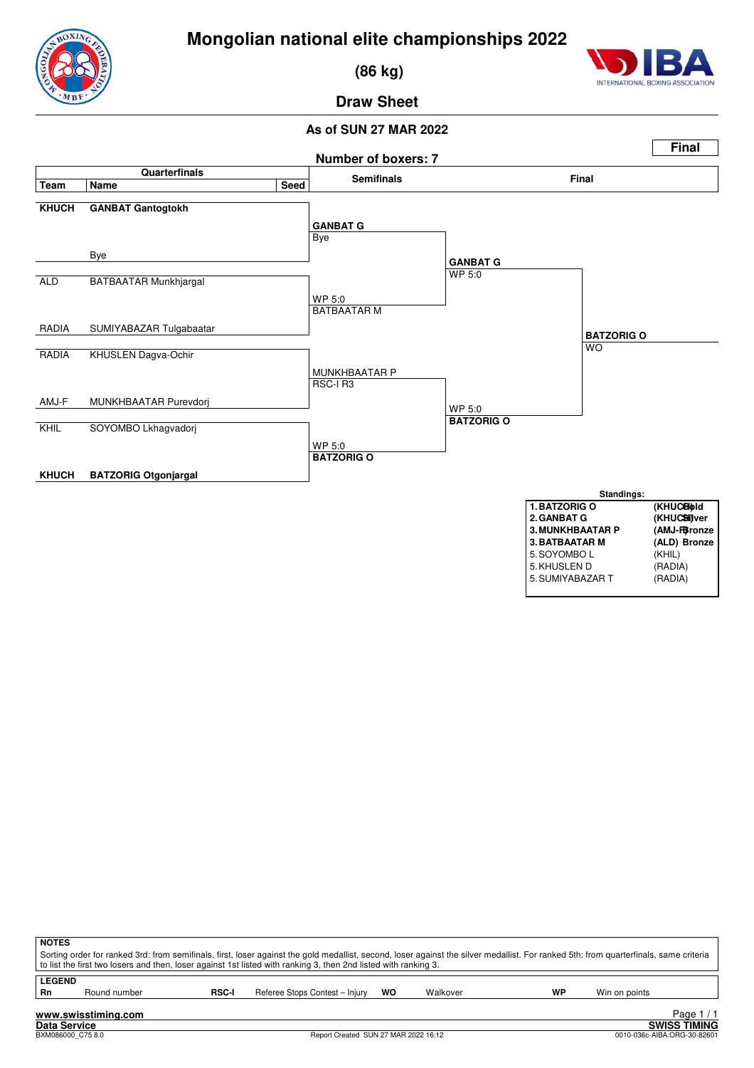# Mongolian national elite championships 2022

## (86 kg)

## Draw Sheet

### As of SUN 27 MAR 2022

**Final**

Number of boxers: 7

| Team | Name | Seed |
|---|---|---|
| KHUCH | **GANBAT Gantogtokh** | |
| | Bye | |
| ALD | BATBAATAR Munkhjargal | |
| RADIA | SUMIYABAZAR Tulgabaatar | |
| RADIA | KHUSLEN Dagva-Ochir | |
| AMJ-F | MUNKHBAATAR Purevdorj | |
| KHIL | SOYOMBO Lkhagvadorj | |
| KHUCH | **BATZORIG Otgonjargal** | |

**Semifinals**

- **GANBAT G** — Bye
- BATBAATAR M — WP 5:0
- MUNKHBAATAR P — RSC-I R3
- **BATZORIG O** — WP 5:0

**Final**

- **GANBAT G** — WP 5:0
- **BATZORIG O** — WP 5:0

**Winner**

- **BATZORIG O** — WO

**Standings:**

| Rank | Name | Team | Medal |
|---|---|---|---|
| 1. | BATZORIG O | (KHUCH) | Gold |
| 2. | GANBAT G | (KHUCH) | Silver |
| 3. | MUNKHBAATAR P | (AMJ-F) | Bronze |
| 3. | BATBAATAR M | (ALD) | Bronze |
| 5. | SOYOMBO L | (KHIL) | |
| 5. | KHUSLEN D | (RADIA) | |
| 5. | SUMIYABAZAR T | (RADIA) | |

**NOTES**

Sorting order for ranked 3rd: from semifinals, first, loser against the gold medallist, second, loser against the silver medallist. For ranked 5th: from quarterfinals, same criteria to list the first two losers and then, loser against 1st listed with ranking 3, then 2nd listed with ranking 3.

**LEGEND**

| | | | | | | | |
|---|---|---|---|---|---|---|---|
| **Rn** | Round number | **RSC-I** | Referee Stops Contest – Injury | **WO** | Walkover | **WP** | Win on points |

www.swisstiming.com

Data Service — SWISS TIMING

BXM086000_C75 8.0 — Report Created SUN 27 MAR 2022 16:12 — 0010-036c-AIBA.ORG-30-82601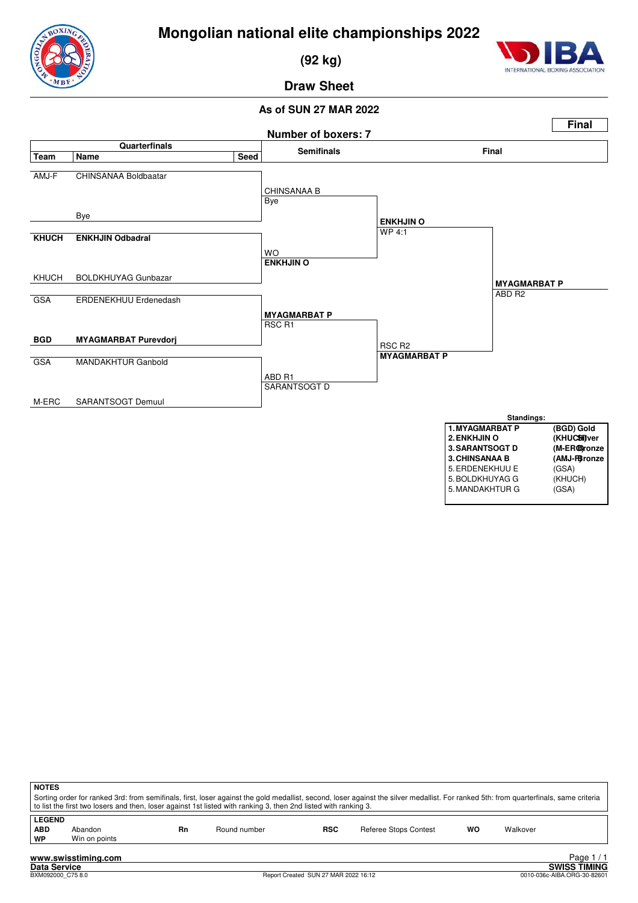# Mongolian national elite championships 2022

## (92 kg)

## Draw Sheet

**As of SUN 27 MAR 2022**

**Final**

**Number of boxers: 7**

| Team | Name | Seed | Semifinals | Final | |
|---|---|---|---|---|---|
| AMJ-F | CHINSANAA Boldbaatar | | CHINSANAA B | | |
| | Bye | | Bye | **ENKHJIN O** | |
| **KHUCH** | **ENKHJIN Odbadral** | | WO | WP 4:1 | |
| KHUCH | BOLDKHUYAG Gunbazar | | **ENKHJIN O** | | **MYAGMARBAT P** |
| GSA | ERDENEKHUU Erdenedash | | **MYAGMARBAT P** | | ABD R2 |
| **BGD** | **MYAGMARBAT Purevdorj** | | RSC R1 | RSC R2 | |
| GSA | MANDAKHTUR Ganbold | | ABD R1 | **MYAGMARBAT P** | |
| M-ERC | SARANTSOGT Demuul | | SARANTSOGT D | | |

**Standings:**

| | | |
|---|---|---|
| **1.** | **MYAGMARBAT P** | **(BGD) Gold** |
| **2.** | **ENKHJIN O** | **(KHUCH) Silver** |
| **3.** | **SARANTSOGT D** | **(M-ERC) Bronze** |
| **3.** | **CHINSANAA B** | **(AMJ-F) Bronze** |
| 5. | ERDENEKHUU E | (GSA) |
| 5. | BOLDKHUYAG G | (KHUCH) |
| 5. | MANDAKHTUR G | (GSA) |

**NOTES**

Sorting order for ranked 3rd: from semifinals, first, loser against the gold medallist, second, loser against the silver medallist. For ranked 5th: from quarterfinals, same criteria to list the first two losers and then, loser against 1st listed with ranking 3, then 2nd listed with ranking 3.

**LEGEND**

| | | | | | | | |
|---|---|---|---|---|---|---|---|
| **ABD** | Abandon | **Rn** | Round number | **RSC** | Referee Stops Contest | **WO** | Walkover |
| **WP** | Win on points | | | | | | |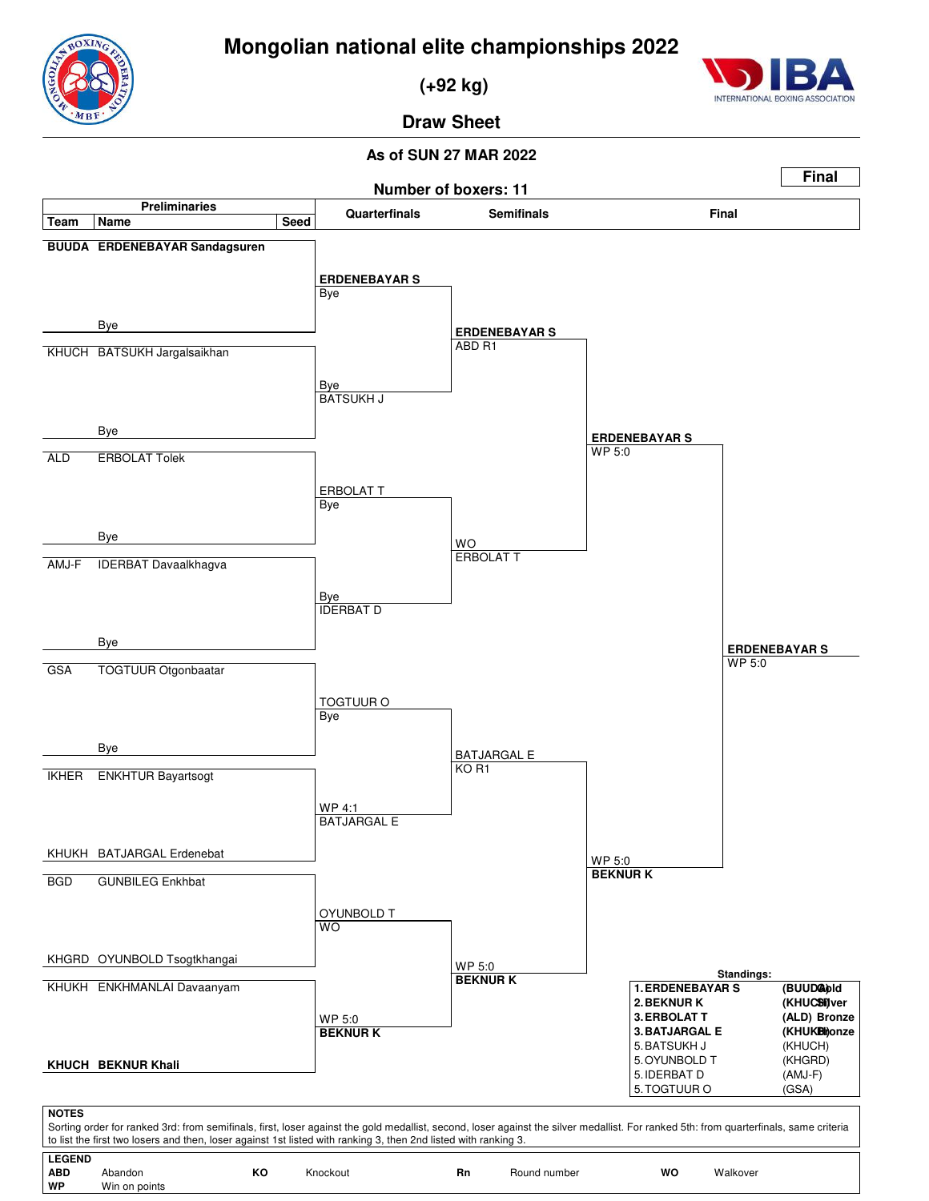# Mongolian national elite championships 2022

**(+92 kg)**

**Draw Sheet**

**As of SUN 27 MAR 2022**

**Final**

**Number of boxers: 11**

## Preliminaries

| Team | Name | Seed |
|---|---|---|
| **BUUDA** | **ERDENEBAYAR Sandagsuren** | |
| | Bye | |
| KHUCH | BATSUKH Jargalsaikhan | |
| | Bye | |
| ALD | ERBOLAT Tolek | |
| | Bye | |
| AMJ-F | IDERBAT Davaalkhagva | |
| | Bye | |
| GSA | TOGTUUR Otgonbaatar | |
| | Bye | |
| IKHER | ENKHTUR Bayartsogt | |
| KHUKH | BATJARGAL Erdenebat | |
| BGD | GUNBILEG Enkhbat | |
| KHGRD | OYUNBOLD Tsogtkhangai | |
| KHUKH | ENKHMANLAI Davaanyam | |
| **KHUCH** | **BEKNUR Khali** | |

## Quarterfinals

| Winner | Result |
|---|---|
| **ERDENEBAYAR S** | Bye |
| BATSUKH J | Bye |
| ERBOLAT T | Bye |
| IDERBAT D | Bye |
| TOGTUUR O | Bye |
| BATJARGAL E | WP 4:1 |
| OYUNBOLD T | WO |
| **BEKNUR K** | WP 5:0 |

## Semifinals

| Winner | Result |
|---|---|
| **ERDENEBAYAR S** | ABD R1 |
| ERBOLAT T | WO |
| BATJARGAL E | KO R1 |
| **BEKNUR K** | WP 5:0 |

## Final

| Winner | Result |
|---|---|
| **ERDENEBAYAR S** | WP 5:0 |
| **BEKNUR K** | WP 5:0 |

**Winner: ERDENEBAYAR S** — WP 5:0

## Standings:

| Rank | Name | Team | Medal |
|---|---|---|---|
| **1.** | **ERDENEBAYAR S** | **(BUUDA)** | **Gold** |
| **2.** | **BEKNUR K** | **(KHUCH)** | **Silver** |
| **3.** | **ERBOLAT T** | **(ALD)** | **Bronze** |
| **3.** | **BATJARGAL E** | **(KHUKH)** | **Bronze** |
| 5. | BATSUKH J | (KHUCH) | |
| 5. | OYUNBOLD T | (KHGRD) | |
| 5. | IDERBAT D | (AMJ-F) | |
| 5. | TOGTUUR O | (GSA) | |

**NOTES**

Sorting order for ranked 3rd: from semifinals, first, loser against the gold medallist, second, loser against the silver medallist. For ranked 5th: from quarterfinals, same criteria to list the first two losers and then, loser against 1st listed with ranking 3, then 2nd listed with ranking 3.

**LEGEND**

| | | | | | | | |
|---|---|---|---|---|---|---|---|
| **ABD** | Abandon | **KO** | Knockout | **Rn** | Round number | **WO** | Walkover |
| **WP** | Win on points | | | | | | |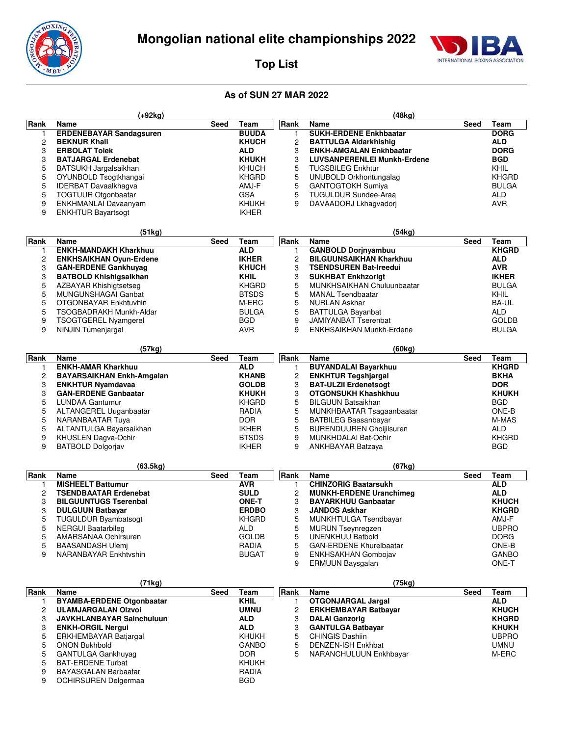# Mongolian national elite championships 2022

## Top List

### As of SUN 27 MAR 2022

**(+92kg)**

| Rank | Name | Seed | Team |
|---|---|---|---|
| 1 | **ERDENEBAYAR Sandagsuren** | | **BUUDA** |
| 2 | **BEKNUR Khali** | | **KHUCH** |
| 3 | **ERBOLAT Tolek** | | **ALD** |
| 3 | **BATJARGAL Erdenebat** | | **KHUKH** |
| 5 | BATSUKH Jargalsaikhan | | KHUCH |
| 5 | OYUNBOLD Tsogtkhangai | | KHGRD |
| 5 | IDERBAT Davaalkhagva | | AMJ-F |
| 5 | TOGTUUR Otgonbaatar | | GSA |
| 9 | ENKHMANLAI Davaanyam | | KHUKH |
| 9 | ENKHTUR Bayartsogt | | IKHER |

**(48kg)**

| Rank | Name | Seed | Team |
|---|---|---|---|
| 1 | **SUKH-ERDENE Enkhbaatar** | | **DORG** |
| 2 | **BATTULGA Aldarkhishig** | | **ALD** |
| 3 | **ENKH-AMGALAN Enkhbaatar** | | **DORG** |
| 3 | **LUVSANPERENLEI Munkh-Erdene** | | **BGD** |
| 5 | TUGSBILEG Enkhtur | | KHIL |
| 5 | UNUBOLD Orkhontungalag | | KHGRD |
| 5 | GANTOGTOKH Sumiya | | BULGA |
| 5 | TUGULDUR Sundee-Araa | | ALD |
| 9 | DAVAADORJ Lkhagvadorj | | AVR |

**(51kg)**

| Rank | Name | Seed | Team |
|---|---|---|---|
| 1 | **ENKH-MANDAKH Kharkhuu** | | **ALD** |
| 2 | **ENKHSAIKHAN Oyun-Erdene** | | **IKHER** |
| 3 | **GAN-ERDENE Gankhuyag** | | **KHUCH** |
| 3 | **BATBOLD Khishigsaikhan** | | **KHIL** |
| 5 | AZBAYAR Khishigtsetseg | | KHGRD |
| 5 | MUNGUNSHAGAI Ganbat | | BTSDS |
| 5 | OTGONBAYAR Enkhtuvhin | | M-ERC |
| 5 | TSOGBADRAKH Munkh-Aldar | | BULGA |
| 9 | TSOGTGEREL Nyamgerel | | BGD |
| 9 | NINJIN Tumenjargal | | AVR |

**(54kg)**

| Rank | Name | Seed | Team |
|---|---|---|---|
| 1 | **GANBOLD Dorjnyambuu** | | **KHGRD** |
| 2 | **BILGUUNSAIKHAN Kharkhuu** | | **ALD** |
| 3 | **TSENDSUREN Bat-Ireedui** | | **AVR** |
| 3 | **SUKHBAT Enkhzorigt** | | **IKHER** |
| 5 | MUNKHSAIKHAN Chuluunbaatar | | BULGA |
| 5 | MANAL Tsendbaatar | | KHIL |
| 5 | NURLAN Askhar | | BA-UL |
| 5 | BATTULGA Bayanbat | | ALD |
| 9 | JAMIYANBAT Tserenbat | | GOLDB |
| 9 | ENKHSAIKHAN Munkh-Erdene | | BULGA |

**(57kg)**

| Rank | Name | Seed | Team |
|---|---|---|---|
| 1 | **ENKH-AMAR Kharkhuu** | | **ALD** |
| 2 | **BAYARSAIKHAN Enkh-Amgalan** | | **KHANB** |
| 3 | **ENKHTUR Nyamdavaa** | | **GOLDB** |
| 3 | **GAN-ERDENE Ganbaatar** | | **KHUKH** |
| 5 | LUNDAA Gantumur | | KHGRD |
| 5 | ALTANGEREL Uuganbaatar | | RADIA |
| 5 | NARANBAATAR Tuya | | DOR |
| 5 | ALTANTULGA Bayarsaikhan | | IKHER |
| 9 | KHUSLEN Dagva-Ochir | | BTSDS |
| 9 | BATBOLD Dolgorjav | | IKHER |

**(60kg)**

| Rank | Name | Seed | Team |
|---|---|---|---|
| 1 | **BUYANDALAI Bayarkhuu** | | **KHGRD** |
| 2 | **ENKHTUR Tegshjargal** | | **BKHA** |
| 3 | **BAT-ULZII Erdenetsogt** | | **DOR** |
| 3 | **OTGONSUKH Khashkhuu** | | **KHUKH** |
| 5 | BILGUUN Batsaikhan | | BGD |
| 5 | MUNKHBAATAR Tsagaanbaatar | | ONE-B |
| 5 | BATBILEG Baasanbayar | | M-MAS |
| 5 | BURENDUUREN Choijilsuren | | ALD |
| 9 | MUNKHDALAI Bat-Ochir | | KHGRD |
| 9 | ANKHBAYAR Batzaya | | BGD |

**(63.5kg)**

| Rank | Name | Seed | Team |
|---|---|---|---|
| 1 | **MISHEELT Battumur** | | **AVR** |
| 2 | **TSENDBAATAR Erdenebat** | | **SULD** |
| 3 | **BILGUUNTUGS Tserenbal** | | **ONE-T** |
| 3 | **DULGUUN Batbayar** | | **ERDBO** |
| 5 | TUGULDUR Byambatsogt | | KHGRD |
| 5 | NERGUI Baatarbileg | | ALD |
| 5 | AMARSANAA Ochirsuren | | GOLDB |
| 5 | BAASANDASH Ulemj | | RADIA |
| 9 | NARANBAYAR Enkhtvshin | | BUGAT |

**(67kg)**

| Rank | Name | Seed | Team |
|---|---|---|---|
| 1 | **CHINZORIG Baatarsukh** | | **ALD** |
| 2 | **MUNKH-ERDENE Uranchimeg** | | **ALD** |
| 3 | **BAYARKHUU Ganbaatar** | | **KHUCH** |
| 3 | **JANDOS Askhar** | | **KHGRD** |
| 5 | MUNKHTULGA Tsendbayar | | AMJ-F |
| 5 | MURUN Tseynregzen | | UBPRO |
| 5 | UNENKHUU Batbold | | DORG |
| 5 | GAN-ERDENE Khurelbaatar | | ONE-B |
| 9 | ENKHSAKHAN Gombojav | | GANBO |
| 9 | ERMUUN Baysgalan | | ONE-T |

**(71kg)**

| Rank | Name | Seed | Team |
|---|---|---|---|
| 1 | **BYAMBA-ERDENE Otgonbaatar** | | **KHIL** |
| 2 | **ULAMJARGALAN Olzvoi** | | **UMNU** |
| 3 | **JAVKHLANBAYAR Sainchuluun** | | **ALD** |
| 3 | **ENKH-ORGIL Nergui** | | **ALD** |
| 5 | ERKHEMBAYAR Batjargal | | KHUKH |
| 5 | ONON Bukhbold | | GANBO |
| 5 | GANTULGA Gankhuyag | | DOR |
| 5 | BAT-ERDENE Turbat | | KHUKH |
| 9 | BAYASGALAN Barbaatar | | RADIA |
| 9 | OCHIRSUREN Delgermaa | | BGD |

**(75kg)**

| Rank | Name | Seed | Team |
|---|---|---|---|
| 1 | **OTGONJARGAL Jargal** | | **ALD** |
| 2 | **ERKHEMBAYAR Batbayar** | | **KHUCH** |
| 3 | **DALAI Ganzorig** | | **KHGRD** |
| 3 | **GANTULGA Batbayar** | | **KHUKH** |
| 5 | CHINGIS Dashiin | | UBPRO |
| 5 | DENZEN-ISH Enkhbat | | UMNU |
| 5 | NARANCHULUUN Enkhbayar | | M-ERC |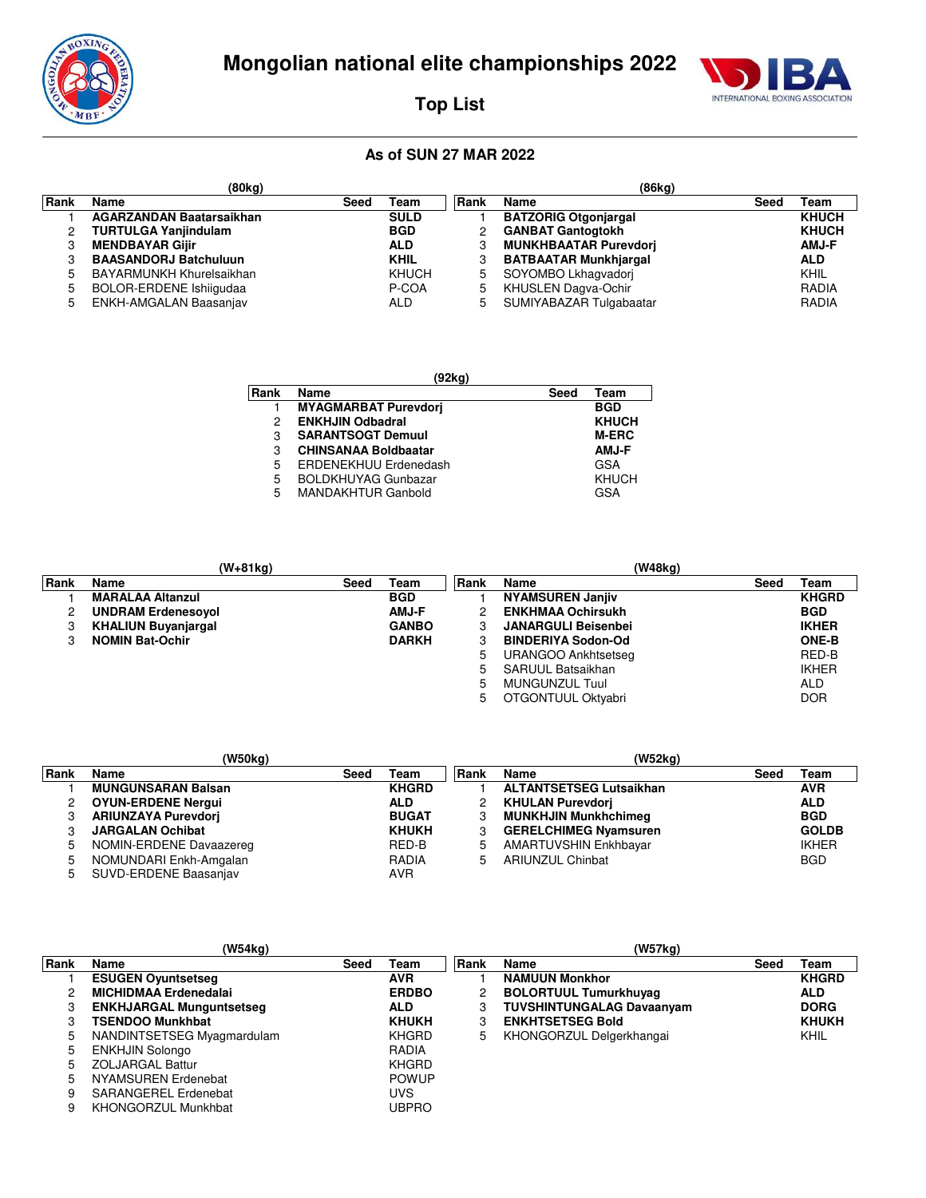# Mongolian national elite championships 2022

## Top List

### As of SUN 27 MAR 2022

**(80kg)**

| Rank | Name | Seed | Team |
|---|---|---|---|
| 1 | **AGARZANDAN Baatarsaikhan** | | **SULD** |
| 2 | **TURTULGA Yanjindulam** | | **BGD** |
| 3 | **MENDBAYAR Gijir** | | **ALD** |
| 3 | **BAASANDORJ Batchuluun** | | **KHIL** |
| 5 | BAYARMUNKH Khurelsaikhan | | KHUCH |
| 5 | BOLOR-ERDENE Ishiigudaa | | P-COA |
| 5 | ENKH-AMGALAN Baasanjav | | ALD |

**(86kg)**

| Rank | Name | Seed | Team |
|---|---|---|---|
| 1 | **BATZORIG Otgonjargal** | | **KHUCH** |
| 2 | **GANBAT Gantogtokh** | | **KHUCH** |
| 3 | **MUNKHBAATAR Purevdorj** | | **AMJ-F** |
| 3 | **BATBAATAR Munkhjargal** | | **ALD** |
| 5 | SOYOMBO Lkhagvadorj | | KHIL |
| 5 | KHUSLEN Dagva-Ochir | | RADIA |
| 5 | SUMIYABAZAR Tulgabaatar | | RADIA |

**(92kg)**

| Rank | Name | Seed | Team |
|---|---|---|---|
| 1 | **MYAGMARBAT Purevdorj** | | **BGD** |
| 2 | **ENKHJIN Odbadral** | | **KHUCH** |
| 3 | **SARANTSOGT Demuul** | | **M-ERC** |
| 3 | **CHINSANAA Boldbaatar** | | **AMJ-F** |
| 5 | ERDENEKHUU Erdenedash | | GSA |
| 5 | BOLDKHUYAG Gunbazar | | KHUCH |
| 5 | MANDAKHTUR Ganbold | | GSA |

**(W+81kg)**

| Rank | Name | Seed | Team |
|---|---|---|---|
| 1 | **MARALAA Altanzul** | | **BGD** |
| 2 | **UNDRAM Erdenesoyol** | | **AMJ-F** |
| 3 | **KHALIUN Buyanjargal** | | **GANBO** |
| 3 | **NOMIN Bat-Ochir** | | **DARKH** |

**(W48kg)**

| Rank | Name | Seed | Team |
|---|---|---|---|
| 1 | **NYAMSUREN Janjiv** | | **KHGRD** |
| 2 | **ENKHMAA Ochirsukh** | | **BGD** |
| 3 | **JANARGULI Beisenbei** | | **IKHER** |
| 3 | **BINDERIYA Sodon-Od** | | **ONE-B** |
| 5 | URANGOO Ankhtsetseg | | RED-B |
| 5 | SARUUL Batsaikhan | | IKHER |
| 5 | MUNGUNZUL Tuul | | ALD |
| 5 | OTGONTUUL Oktyabri | | DOR |

**(W50kg)**

| Rank | Name | Seed | Team |
|---|---|---|---|
| 1 | **MUNGUNSARAN Balsan** | | **KHGRD** |
| 2 | **OYUN-ERDENE Nergui** | | **ALD** |
| 3 | **ARIUNZAYA Purevdorj** | | **BUGAT** |
| 3 | **JARGALAN Ochibat** | | **KHUKH** |
| 5 | NOMIN-ERDENE Davaazereg | | RED-B |
| 5 | NOMUNDARI Enkh-Amgalan | | RADIA |
| 5 | SUVD-ERDENE Baasanjav | | AVR |

**(W52kg)**

| Rank | Name | Seed | Team |
|---|---|---|---|
| 1 | **ALTANTSETSEG Lutsaikhan** | | **AVR** |
| 2 | **KHULAN Purevdorj** | | **ALD** |
| 3 | **MUNKHJIN Munkhchimeg** | | **BGD** |
| 3 | **GERELCHIMEG Nyamsuren** | | **GOLDB** |
| 5 | AMARTUVSHIN Enkhbayar | | IKHER |
| 5 | ARIUNZUL Chinbat | | BGD |

**(W54kg)**

| Rank | Name | Seed | Team |
|---|---|---|---|
| 1 | **ESUGEN Oyuntsetseg** | | **AVR** |
| 2 | **MICHIDMAA Erdenedalai** | | **ERDBO** |
| 3 | **ENKHJARGAL Munguntsetseg** | | **ALD** |
| 3 | **TSENDOO Munkhbat** | | **KHUKH** |
| 5 | NANDINTSETSEG Myagmardulam | | KHGRD |
| 5 | ENKHJIN Solongo | | RADIA |
| 5 | ZOLJARGAL Battur | | KHGRD |
| 5 | NYAMSUREN Erdenebat | | POWUP |
| 9 | SARANGEREL Erdenebat | | UVS |
| 9 | KHONGORZUL Munkhbat | | UBPRO |

**(W57kg)**

| Rank | Name | Seed | Team |
|---|---|---|---|
| 1 | **NAMUUN Monkhor** | | **KHGRD** |
| 2 | **BOLORTUUL Tumurkhuyag** | | **ALD** |
| 3 | **TUVSHINTUNGALAG Davaanyam** | | **DORG** |
| 3 | **ENKHTSETSEG Bold** | | **KHUKH** |
| 5 | KHONGORZUL Delgerkhangai | | KHIL |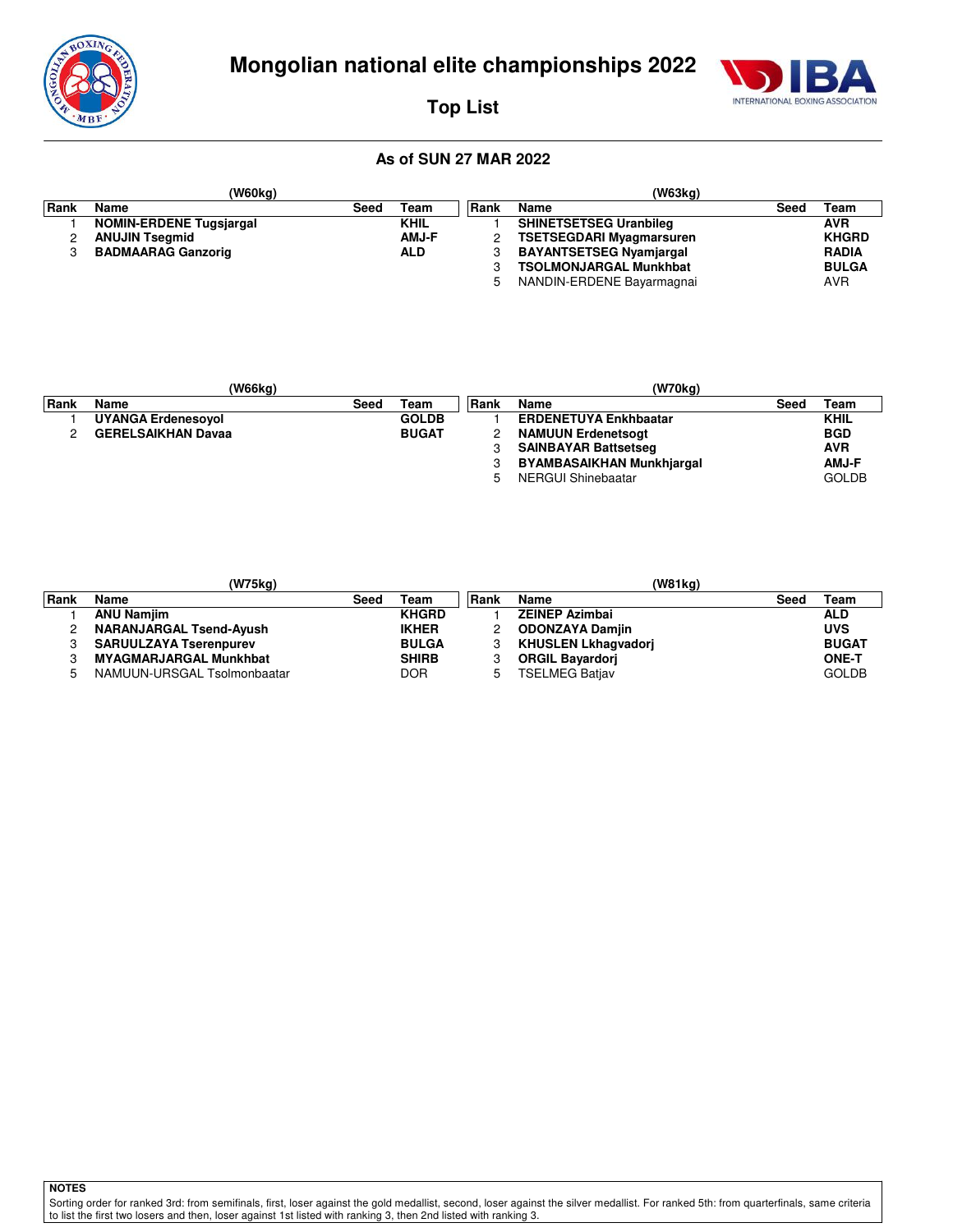# Mongolian national elite championships 2022

## Top List

### As of SUN 27 MAR 2022

**(W60kg)**

| Rank | Name | Seed | Team |
|---|---|---|---|
| 1 | **NOMIN-ERDENE Tugsjargal** | | **KHIL** |
| 2 | **ANUJIN Tsegmid** | | **AMJ-F** |
| 3 | **BADMAARAG Ganzorig** | | **ALD** |

**(W63kg)**

| Rank | Name | Seed | Team |
|---|---|---|---|
| 1 | **SHINETSETSEG Uranbileg** | | **AVR** |
| 2 | **TSETSEGDARI Myagmarsuren** | | **KHGRD** |
| 3 | **BAYANTSETSEG Nyamjargal** | | **RADIA** |
| 3 | **TSOLMONJARGAL Munkhbat** | | **BULGA** |
| 5 | NANDIN-ERDENE Bayarmagnai | | AVR |

**(W66kg)**

| Rank | Name | Seed | Team |
|---|---|---|---|
| 1 | **UYANGA Erdenesoyol** | | **GOLDB** |
| 2 | **GERELSAIKHAN Davaa** | | **BUGAT** |

**(W70kg)**

| Rank | Name | Seed | Team |
|---|---|---|---|
| 1 | **ERDENETUYA Enkhbaatar** | | **KHIL** |
| 2 | **NAMUUN Erdenetsogt** | | **BGD** |
| 3 | **SAINBAYAR Battsetseg** | | **AVR** |
| 3 | **BYAMBASAIKHAN Munkhjargal** | | **AMJ-F** |
| 5 | NERGUI Shinebaatar | | GOLDB |

**(W75kg)**

| Rank | Name | Seed | Team |
|---|---|---|---|
| 1 | **ANU Namjim** | | **KHGRD** |
| 2 | **NARANJARGAL Tsend-Ayush** | | **IKHER** |
| 3 | **SARUULZAYA Tserenpurev** | | **BULGA** |
| 3 | **MYAGMARJARGAL Munkhbat** | | **SHIRB** |
| 5 | NAMUUN-URSGAL Tsolmonbaatar | | DOR |

**(W81kg)**

| Rank | Name | Seed | Team |
|---|---|---|---|
| 1 | **ZEINEP Azimbai** | | **ALD** |
| 2 | **ODONZAYA Damjin** | | **UVS** |
| 3 | **KHUSLEN Lkhagvadorj** | | **BUGAT** |
| 3 | **ORGIL Bayardorj** | | **ONE-T** |
| 5 | TSELMEG Batjav | | GOLDB |

**NOTES**

Sorting order for ranked 3rd: from semifinals, first, loser against the gold medallist, second, loser against the silver medallist. For ranked 5th: from quarterfinals, same criteria to list the first two losers and then, loser against 1st listed with ranking 3, then 2nd listed with ranking 3.